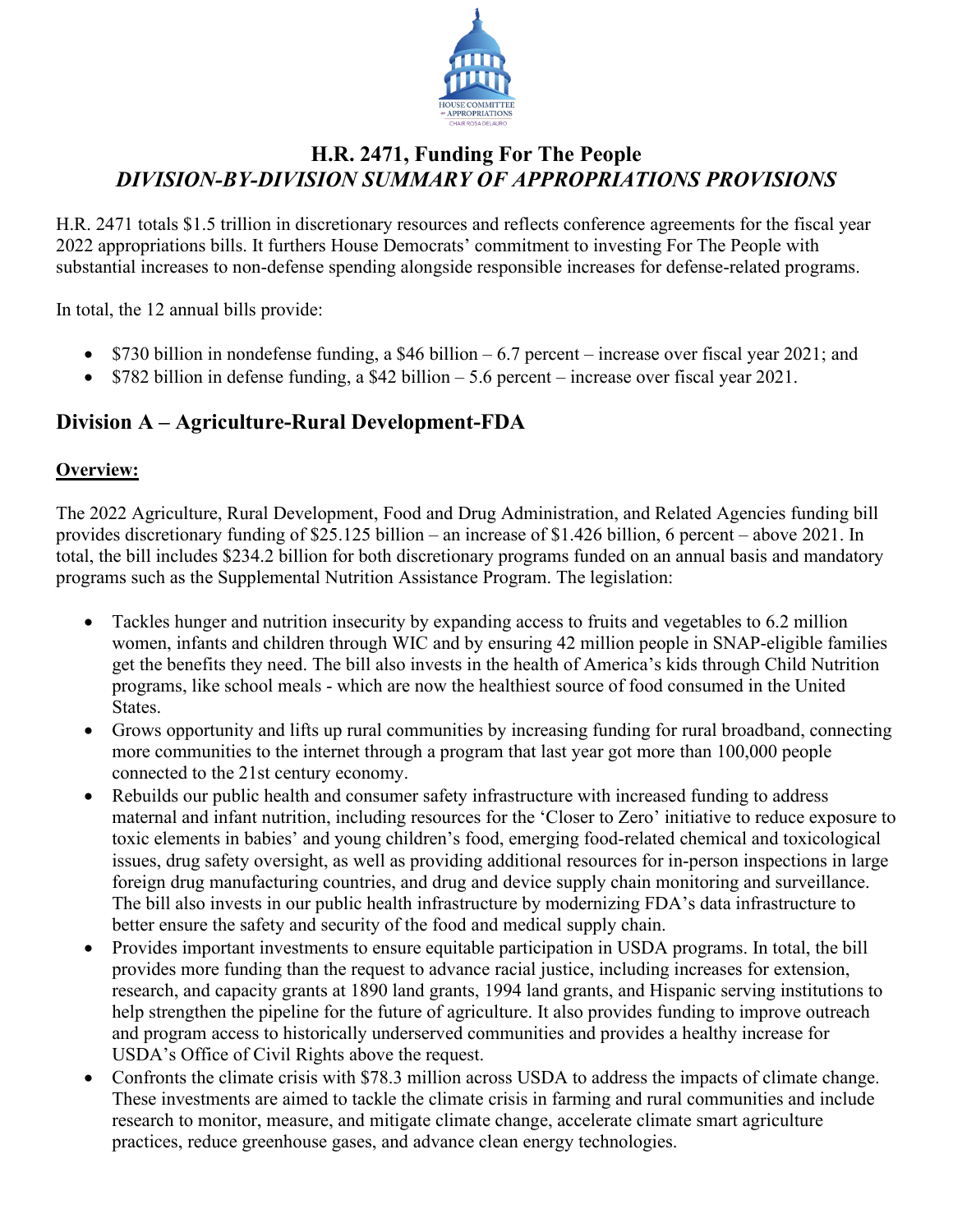# H.R. 2471, Funding For The People

## *DIVISION-BY-DIVISION SUMMARY OF APPROPRIATIONS PROVISIONS*

H.R. 2471 totals $1.5 trillion in discretionary resources and reflects conference agreements for the fiscal year 2022 appropriations bills. It furthers House Democrats' commitment to investing For The People with substantial increases to non-defense spending alongside responsible increases for defense-related programs.

In total, the 12 annual bills provide:

- $730 billion in nondefense funding, a $46 billion – 6.7 percent – increase over fiscal year 2021; and
- $782 billion in defense funding, a $42 billion – 5.6 percent – increase over fiscal year 2021.

## Division A – Agriculture-Rural Development-FDA

### Overview:

The 2022 Agriculture, Rural Development, Food and Drug Administration, and Related Agencies funding bill provides discretionary funding of $25.125 billion – an increase of $1.426 billion, 6 percent – above 2021. In total, the bill includes $234.2 billion for both discretionary programs funded on an annual basis and mandatory programs such as the Supplemental Nutrition Assistance Program. The legislation:

- Tackles hunger and nutrition insecurity by expanding access to fruits and vegetables to 6.2 million women, infants and children through WIC and by ensuring 42 million people in SNAP-eligible families get the benefits they need. The bill also invests in the health of America's kids through Child Nutrition programs, like school meals - which are now the healthiest source of food consumed in the United States.
- Grows opportunity and lifts up rural communities by increasing funding for rural broadband, connecting more communities to the internet through a program that last year got more than 100,000 people connected to the 21st century economy.
- Rebuilds our public health and consumer safety infrastructure with increased funding to address maternal and infant nutrition, including resources for the 'Closer to Zero' initiative to reduce exposure to toxic elements in babies' and young children's food, emerging food-related chemical and toxicological issues, drug safety oversight, as well as providing additional resources for in-person inspections in large foreign drug manufacturing countries, and drug and device supply chain monitoring and surveillance. The bill also invests in our public health infrastructure by modernizing FDA's data infrastructure to better ensure the safety and security of the food and medical supply chain.
- Provides important investments to ensure equitable participation in USDA programs. In total, the bill provides more funding than the request to advance racial justice, including increases for extension, research, and capacity grants at 1890 land grants, 1994 land grants, and Hispanic serving institutions to help strengthen the pipeline for the future of agriculture. It also provides funding to improve outreach and program access to historically underserved communities and provides a healthy increase for USDA's Office of Civil Rights above the request.
- Confronts the climate crisis with $78.3 million across USDA to address the impacts of climate change. These investments are aimed to tackle the climate crisis in farming and rural communities and include research to monitor, measure, and mitigate climate change, accelerate climate smart agriculture practices, reduce greenhouse gases, and advance clean energy technologies.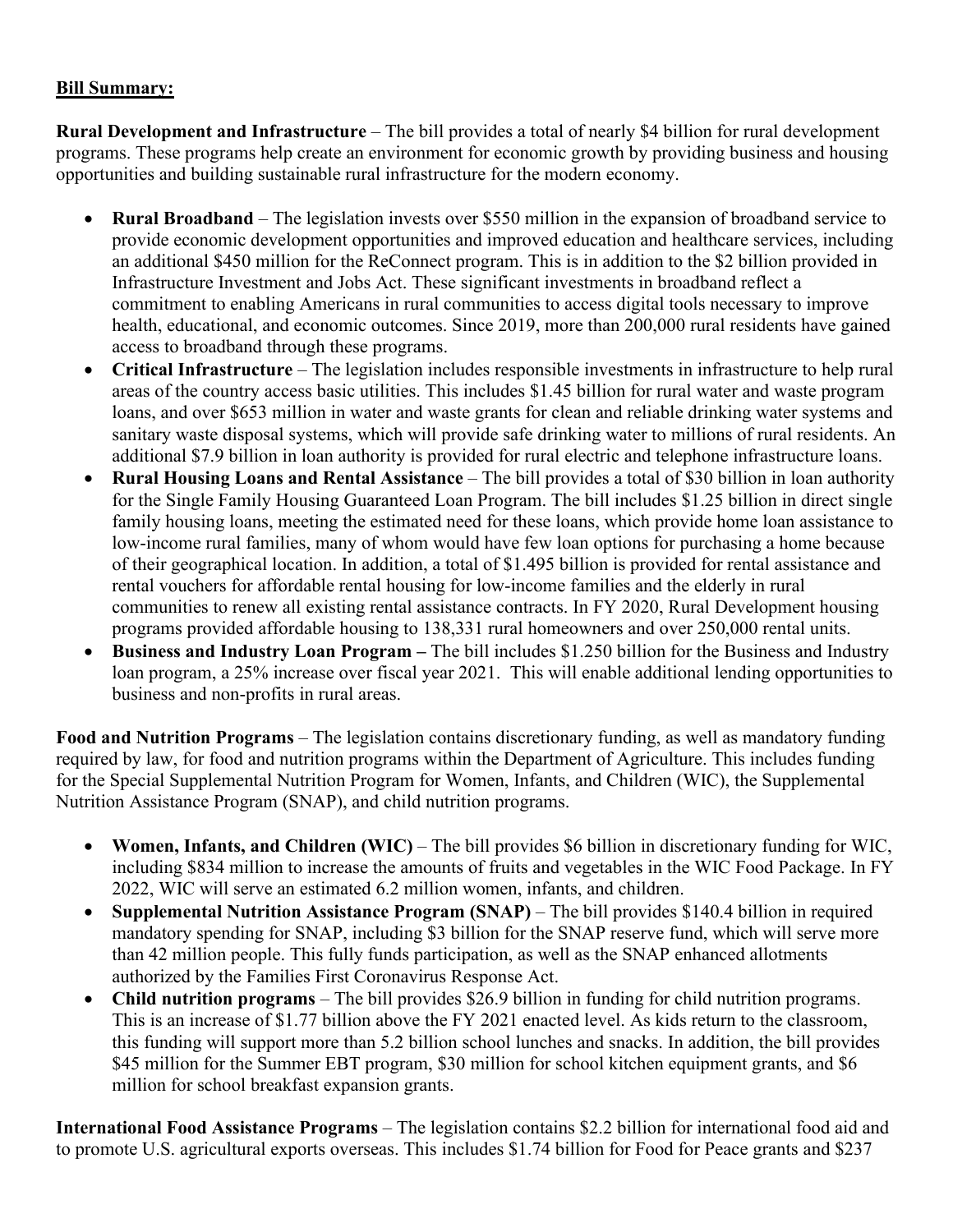**Bill Summary:**

**Rural Development and Infrastructure** – The bill provides a total of nearly $4 billion for rural development programs. These programs help create an environment for economic growth by providing business and housing opportunities and building sustainable rural infrastructure for the modern economy.

- **Rural Broadband** – The legislation invests over $550 million in the expansion of broadband service to provide economic development opportunities and improved education and healthcare services, including an additional $450 million for the ReConnect program. This is in addition to the $2 billion provided in Infrastructure Investment and Jobs Act. These significant investments in broadband reflect a commitment to enabling Americans in rural communities to access digital tools necessary to improve health, educational, and economic outcomes. Since 2019, more than 200,000 rural residents have gained access to broadband through these programs.
- **Critical Infrastructure** – The legislation includes responsible investments in infrastructure to help rural areas of the country access basic utilities. This includes $1.45 billion for rural water and waste program loans, and over $653 million in water and waste grants for clean and reliable drinking water systems and sanitary waste disposal systems, which will provide safe drinking water to millions of rural residents. An additional $7.9 billion in loan authority is provided for rural electric and telephone infrastructure loans.
- **Rural Housing Loans and Rental Assistance** – The bill provides a total of $30 billion in loan authority for the Single Family Housing Guaranteed Loan Program. The bill includes $1.25 billion in direct single family housing loans, meeting the estimated need for these loans, which provide home loan assistance to low-income rural families, many of whom would have few loan options for purchasing a home because of their geographical location. In addition, a total of $1.495 billion is provided for rental assistance and rental vouchers for affordable rental housing for low-income families and the elderly in rural communities to renew all existing rental assistance contracts. In FY 2020, Rural Development housing programs provided affordable housing to 138,331 rural homeowners and over 250,000 rental units.
- **Business and Industry Loan Program –** The bill includes $1.250 billion for the Business and Industry loan program, a 25% increase over fiscal year 2021. This will enable additional lending opportunities to business and non-profits in rural areas.

**Food and Nutrition Programs** – The legislation contains discretionary funding, as well as mandatory funding required by law, for food and nutrition programs within the Department of Agriculture. This includes funding for the Special Supplemental Nutrition Program for Women, Infants, and Children (WIC), the Supplemental Nutrition Assistance Program (SNAP), and child nutrition programs.

- **Women, Infants, and Children (WIC)** – The bill provides $6 billion in discretionary funding for WIC, including $834 million to increase the amounts of fruits and vegetables in the WIC Food Package. In FY 2022, WIC will serve an estimated 6.2 million women, infants, and children.
- **Supplemental Nutrition Assistance Program (SNAP)** – The bill provides $140.4 billion in required mandatory spending for SNAP, including $3 billion for the SNAP reserve fund, which will serve more than 42 million people. This fully funds participation, as well as the SNAP enhanced allotments authorized by the Families First Coronavirus Response Act.
- **Child nutrition programs** – The bill provides $26.9 billion in funding for child nutrition programs. This is an increase of $1.77 billion above the FY 2021 enacted level. As kids return to the classroom, this funding will support more than 5.2 billion school lunches and snacks. In addition, the bill provides $45 million for the Summer EBT program, $30 million for school kitchen equipment grants, and $6 million for school breakfast expansion grants.

**International Food Assistance Programs** – The legislation contains $2.2 billion for international food aid and to promote U.S. agricultural exports overseas. This includes $1.74 billion for Food for Peace grants and $237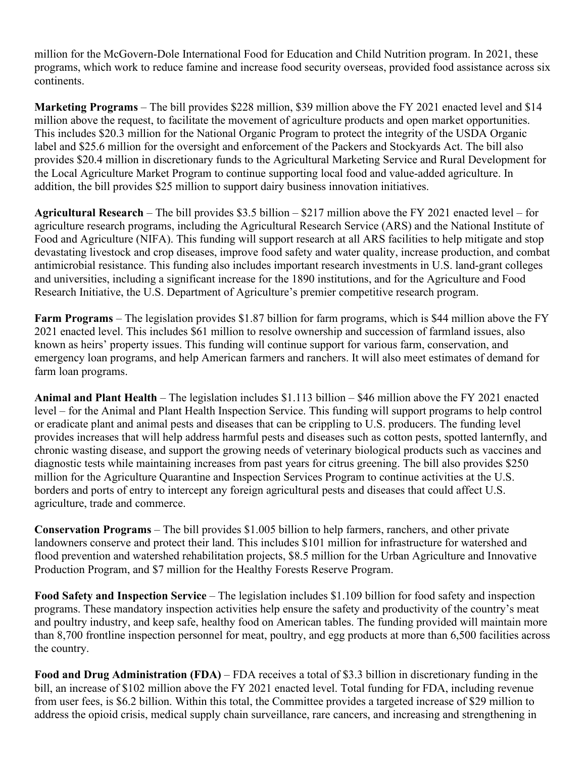million for the McGovern-Dole International Food for Education and Child Nutrition program. In 2021, these programs, which work to reduce famine and increase food security overseas, provided food assistance across six continents.

**Marketing Programs** – The bill provides $228 million, $39 million above the FY 2021 enacted level and $14 million above the request, to facilitate the movement of agriculture products and open market opportunities. This includes $20.3 million for the National Organic Program to protect the integrity of the USDA Organic label and $25.6 million for the oversight and enforcement of the Packers and Stockyards Act. The bill also provides $20.4 million in discretionary funds to the Agricultural Marketing Service and Rural Development for the Local Agriculture Market Program to continue supporting local food and value-added agriculture. In addition, the bill provides $25 million to support dairy business innovation initiatives.

**Agricultural Research** – The bill provides $3.5 billion – $217 million above the FY 2021 enacted level – for agriculture research programs, including the Agricultural Research Service (ARS) and the National Institute of Food and Agriculture (NIFA). This funding will support research at all ARS facilities to help mitigate and stop devastating livestock and crop diseases, improve food safety and water quality, increase production, and combat antimicrobial resistance. This funding also includes important research investments in U.S. land-grant colleges and universities, including a significant increase for the 1890 institutions, and for the Agriculture and Food Research Initiative, the U.S. Department of Agriculture's premier competitive research program.

**Farm Programs** – The legislation provides $1.87 billion for farm programs, which is $44 million above the FY 2021 enacted level. This includes $61 million to resolve ownership and succession of farmland issues, also known as heirs' property issues. This funding will continue support for various farm, conservation, and emergency loan programs, and help American farmers and ranchers. It will also meet estimates of demand for farm loan programs.

**Animal and Plant Health** – The legislation includes $1.113 billion – $46 million above the FY 2021 enacted level – for the Animal and Plant Health Inspection Service. This funding will support programs to help control or eradicate plant and animal pests and diseases that can be crippling to U.S. producers. The funding level provides increases that will help address harmful pests and diseases such as cotton pests, spotted lanternfly, and chronic wasting disease, and support the growing needs of veterinary biological products such as vaccines and diagnostic tests while maintaining increases from past years for citrus greening. The bill also provides $250 million for the Agriculture Quarantine and Inspection Services Program to continue activities at the U.S. borders and ports of entry to intercept any foreign agricultural pests and diseases that could affect U.S. agriculture, trade and commerce.

**Conservation Programs** – The bill provides $1.005 billion to help farmers, ranchers, and other private landowners conserve and protect their land. This includes $101 million for infrastructure for watershed and flood prevention and watershed rehabilitation projects, $8.5 million for the Urban Agriculture and Innovative Production Program, and $7 million for the Healthy Forests Reserve Program.

**Food Safety and Inspection Service** – The legislation includes $1.109 billion for food safety and inspection programs. These mandatory inspection activities help ensure the safety and productivity of the country's meat and poultry industry, and keep safe, healthy food on American tables. The funding provided will maintain more than 8,700 frontline inspection personnel for meat, poultry, and egg products at more than 6,500 facilities across the country.

**Food and Drug Administration (FDA)** – FDA receives a total of $3.3 billion in discretionary funding in the bill, an increase of $102 million above the FY 2021 enacted level. Total funding for FDA, including revenue from user fees, is $6.2 billion. Within this total, the Committee provides a targeted increase of $29 million to address the opioid crisis, medical supply chain surveillance, rare cancers, and increasing and strengthening in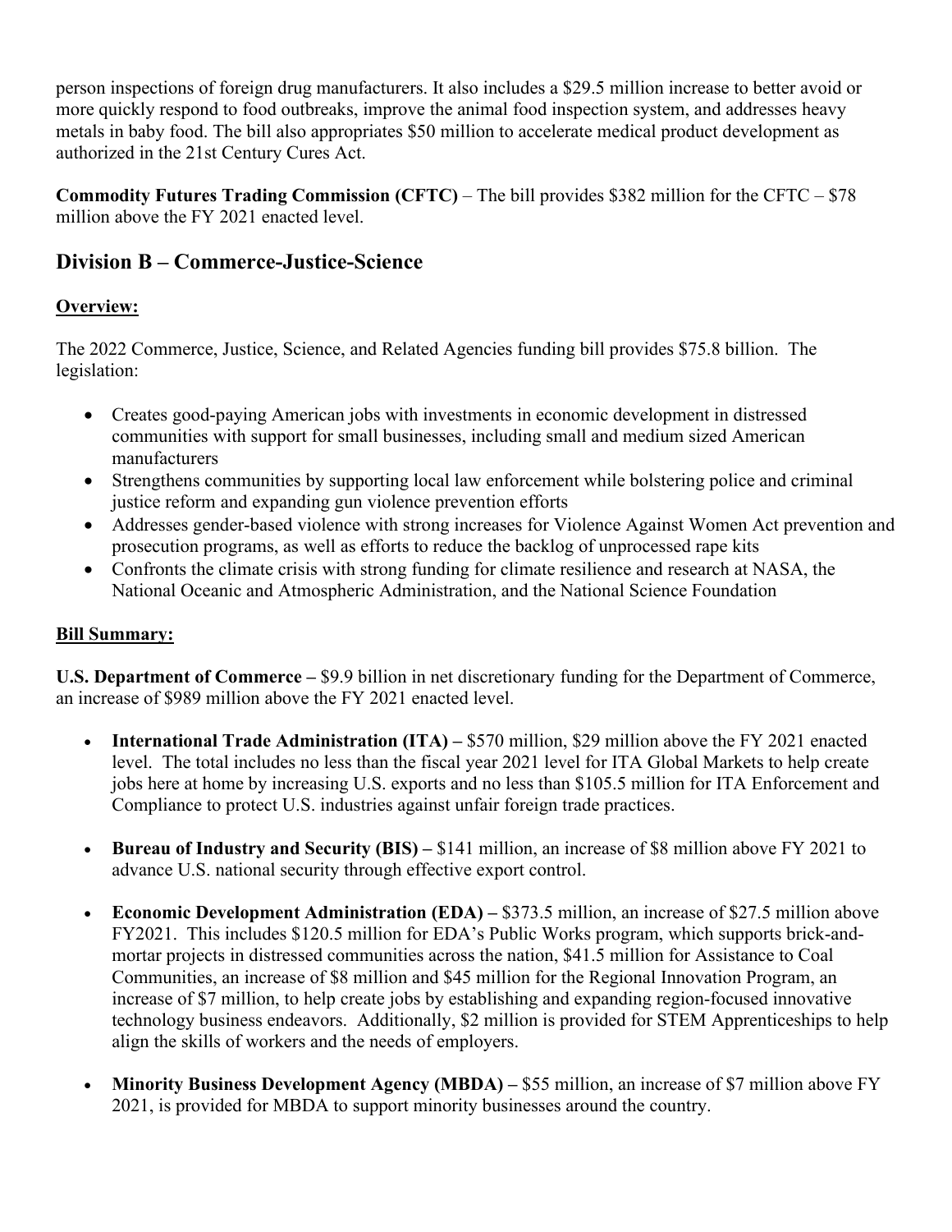person inspections of foreign drug manufacturers. It also includes a $29.5 million increase to better avoid or more quickly respond to food outbreaks, improve the animal food inspection system, and addresses heavy metals in baby food. The bill also appropriates $50 million to accelerate medical product development as authorized in the 21st Century Cures Act.

**Commodity Futures Trading Commission (CFTC)** – The bill provides $382 million for the CFTC – $78 million above the FY 2021 enacted level.

## Division B – Commerce-Justice-Science

### Overview:

The 2022 Commerce, Justice, Science, and Related Agencies funding bill provides $75.8 billion. The legislation:

- Creates good-paying American jobs with investments in economic development in distressed communities with support for small businesses, including small and medium sized American manufacturers
- Strengthens communities by supporting local law enforcement while bolstering police and criminal justice reform and expanding gun violence prevention efforts
- Addresses gender-based violence with strong increases for Violence Against Women Act prevention and prosecution programs, as well as efforts to reduce the backlog of unprocessed rape kits
- Confronts the climate crisis with strong funding for climate resilience and research at NASA, the National Oceanic and Atmospheric Administration, and the National Science Foundation

### Bill Summary:

**U.S. Department of Commerce –** $9.9 billion in net discretionary funding for the Department of Commerce, an increase of $989 million above the FY 2021 enacted level.

- **International Trade Administration (ITA) –** $570 million, $29 million above the FY 2021 enacted level. The total includes no less than the fiscal year 2021 level for ITA Global Markets to help create jobs here at home by increasing U.S. exports and no less than $105.5 million for ITA Enforcement and Compliance to protect U.S. industries against unfair foreign trade practices.

- **Bureau of Industry and Security (BIS) –** $141 million, an increase of $8 million above FY 2021 to advance U.S. national security through effective export control.

- **Economic Development Administration (EDA) –** $373.5 million, an increase of $27.5 million above FY2021. This includes $120.5 million for EDA's Public Works program, which supports brick-and-mortar projects in distressed communities across the nation, $41.5 million for Assistance to Coal Communities, an increase of $8 million and $45 million for the Regional Innovation Program, an increase of $7 million, to help create jobs by establishing and expanding region-focused innovative technology business endeavors. Additionally, $2 million is provided for STEM Apprenticeships to help align the skills of workers and the needs of employers.

- **Minority Business Development Agency (MBDA) –** $55 million, an increase of $7 million above FY 2021, is provided for MBDA to support minority businesses around the country.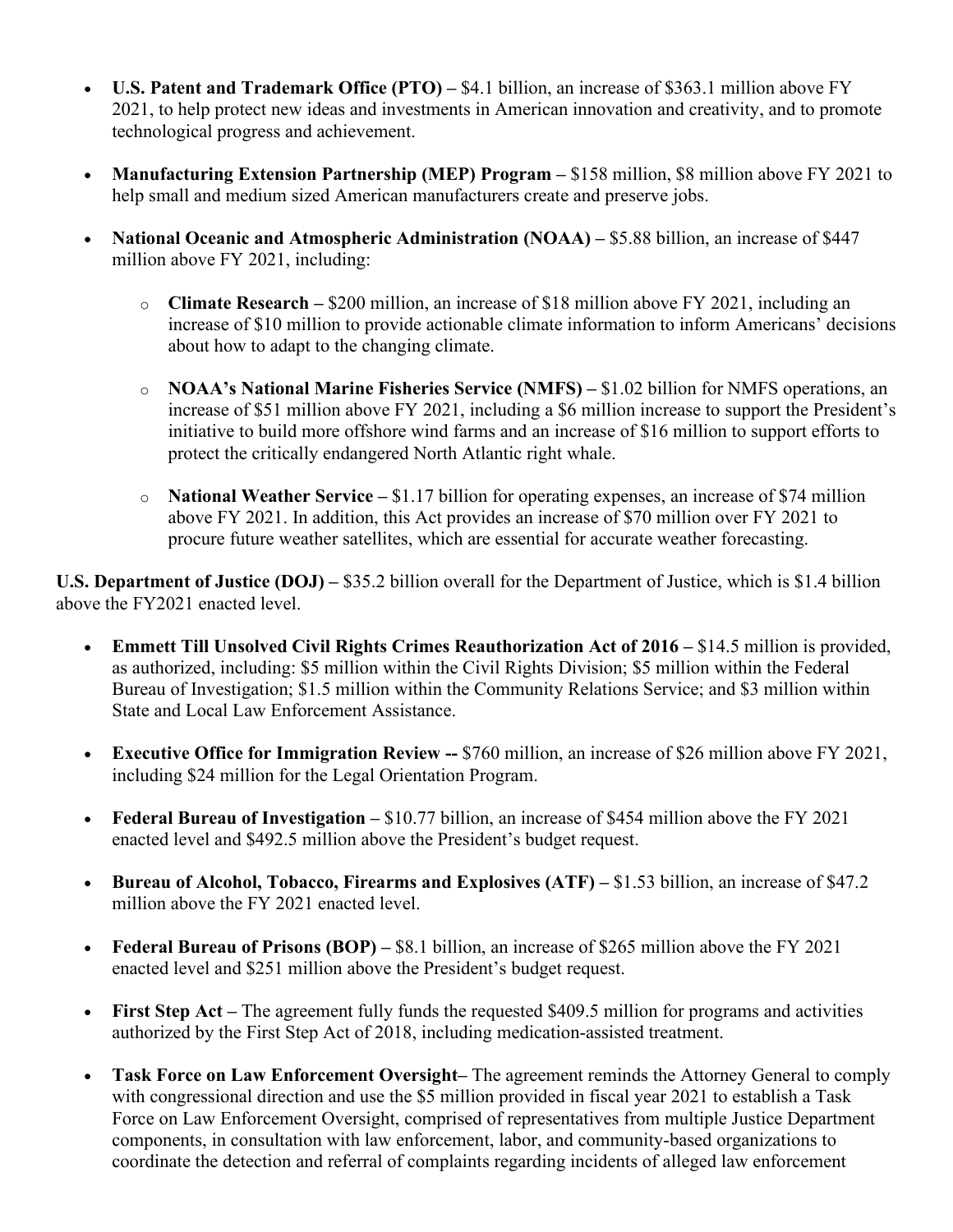- **U.S. Patent and Trademark Office (PTO) –** $4.1 billion, an increase of $363.1 million above FY 2021, to help protect new ideas and investments in American innovation and creativity, and to promote technological progress and achievement.

- **Manufacturing Extension Partnership (MEP) Program –** $158 million, $8 million above FY 2021 to help small and medium sized American manufacturers create and preserve jobs.

- **National Oceanic and Atmospheric Administration (NOAA) –** $5.88 billion, an increase of $447 million above FY 2021, including:

  - **Climate Research –** $200 million, an increase of $18 million above FY 2021, including an increase of $10 million to provide actionable climate information to inform Americans' decisions about how to adapt to the changing climate.

  - **NOAA's National Marine Fisheries Service (NMFS) –** $1.02 billion for NMFS operations, an increase of $51 million above FY 2021, including a $6 million increase to support the President's initiative to build more offshore wind farms and an increase of $16 million to support efforts to protect the critically endangered North Atlantic right whale.

  - **National Weather Service –** $1.17 billion for operating expenses, an increase of $74 million above FY 2021. In addition, this Act provides an increase of $70 million over FY 2021 to procure future weather satellites, which are essential for accurate weather forecasting.

**U.S. Department of Justice (DOJ) –** $35.2 billion overall for the Department of Justice, which is $1.4 billion above the FY2021 enacted level.

- **Emmett Till Unsolved Civil Rights Crimes Reauthorization Act of 2016 –** $14.5 million is provided, as authorized, including: $5 million within the Civil Rights Division; $5 million within the Federal Bureau of Investigation; $1.5 million within the Community Relations Service; and $3 million within State and Local Law Enforcement Assistance.

- **Executive Office for Immigration Review --** $760 million, an increase of $26 million above FY 2021, including $24 million for the Legal Orientation Program.

- **Federal Bureau of Investigation –** $10.77 billion, an increase of $454 million above the FY 2021 enacted level and $492.5 million above the President's budget request.

- **Bureau of Alcohol, Tobacco, Firearms and Explosives (ATF) –** $1.53 billion, an increase of $47.2 million above the FY 2021 enacted level.

- **Federal Bureau of Prisons (BOP) –** $8.1 billion, an increase of $265 million above the FY 2021 enacted level and $251 million above the President's budget request.

- **First Step Act –** The agreement fully funds the requested $409.5 million for programs and activities authorized by the First Step Act of 2018, including medication-assisted treatment.

- **Task Force on Law Enforcement Oversight–** The agreement reminds the Attorney General to comply with congressional direction and use the $5 million provided in fiscal year 2021 to establish a Task Force on Law Enforcement Oversight, comprised of representatives from multiple Justice Department components, in consultation with law enforcement, labor, and community-based organizations to coordinate the detection and referral of complaints regarding incidents of alleged law enforcement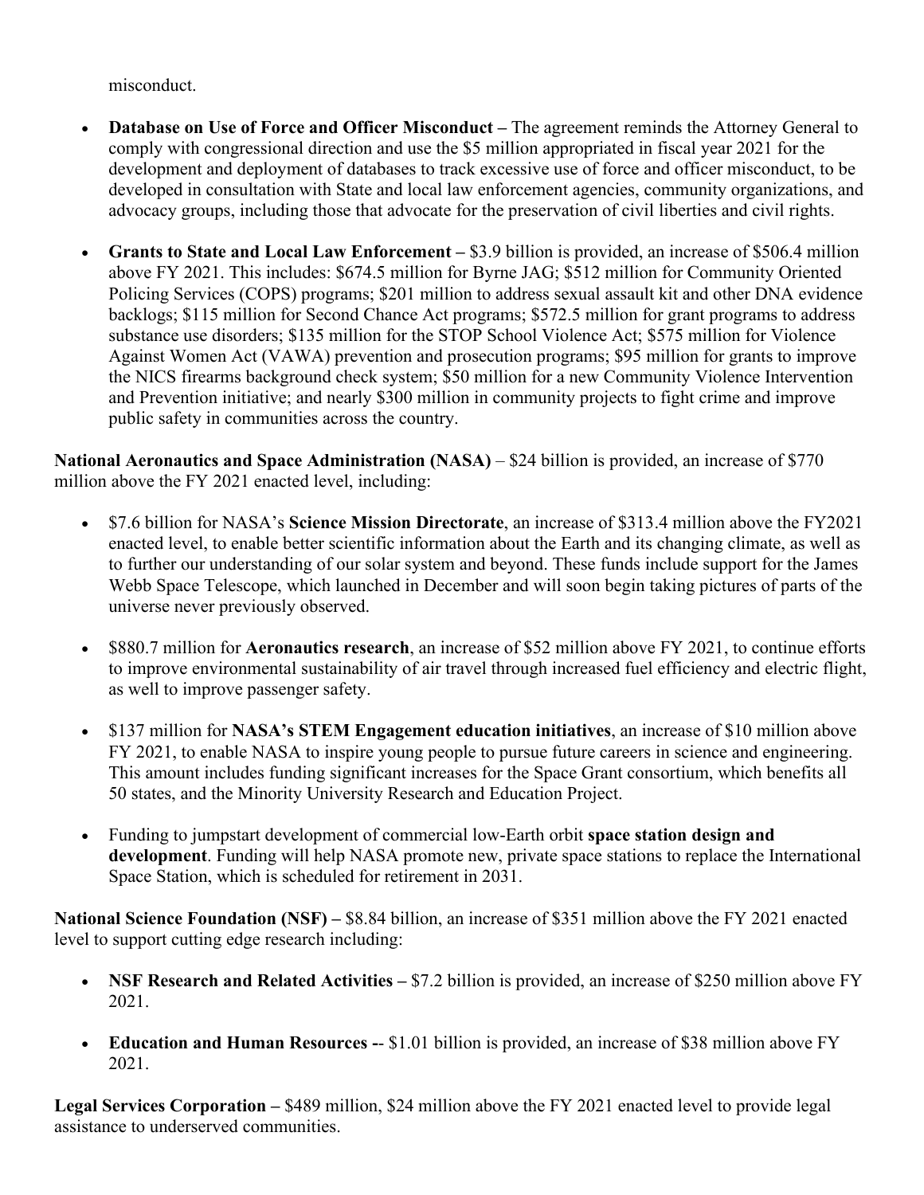misconduct.

- **Database on Use of Force and Officer Misconduct –** The agreement reminds the Attorney General to comply with congressional direction and use the $5 million appropriated in fiscal year 2021 for the development and deployment of databases to track excessive use of force and officer misconduct, to be developed in consultation with State and local law enforcement agencies, community organizations, and advocacy groups, including those that advocate for the preservation of civil liberties and civil rights.

- **Grants to State and Local Law Enforcement –** $3.9 billion is provided, an increase of $506.4 million above FY 2021. This includes: $674.5 million for Byrne JAG; $512 million for Community Oriented Policing Services (COPS) programs; $201 million to address sexual assault kit and other DNA evidence backlogs; $115 million for Second Chance Act programs; $572.5 million for grant programs to address substance use disorders; $135 million for the STOP School Violence Act; $575 million for Violence Against Women Act (VAWA) prevention and prosecution programs; $95 million for grants to improve the NICS firearms background check system; $50 million for a new Community Violence Intervention and Prevention initiative; and nearly $300 million in community projects to fight crime and improve public safety in communities across the country.

**National Aeronautics and Space Administration (NASA)** – $24 billion is provided, an increase of $770 million above the FY 2021 enacted level, including:

- $7.6 billion for NASA's **Science Mission Directorate**, an increase of $313.4 million above the FY2021 enacted level, to enable better scientific information about the Earth and its changing climate, as well as to further our understanding of our solar system and beyond. These funds include support for the James Webb Space Telescope, which launched in December and will soon begin taking pictures of parts of the universe never previously observed.

- $880.7 million for **Aeronautics research**, an increase of $52 million above FY 2021, to continue efforts to improve environmental sustainability of air travel through increased fuel efficiency and electric flight, as well to improve passenger safety.

- $137 million for **NASA's STEM Engagement education initiatives**, an increase of $10 million above FY 2021, to enable NASA to inspire young people to pursue future careers in science and engineering. This amount includes funding significant increases for the Space Grant consortium, which benefits all 50 states, and the Minority University Research and Education Project.

- Funding to jumpstart development of commercial low-Earth orbit **space station design and development**. Funding will help NASA promote new, private space stations to replace the International Space Station, which is scheduled for retirement in 2031.

**National Science Foundation (NSF) –** $8.84 billion, an increase of $351 million above the FY 2021 enacted level to support cutting edge research including:

- **NSF Research and Related Activities –** $7.2 billion is provided, an increase of $250 million above FY 2021.

- **Education and Human Resources --** $1.01 billion is provided, an increase of $38 million above FY 2021.

**Legal Services Corporation –** $489 million, $24 million above the FY 2021 enacted level to provide legal assistance to underserved communities.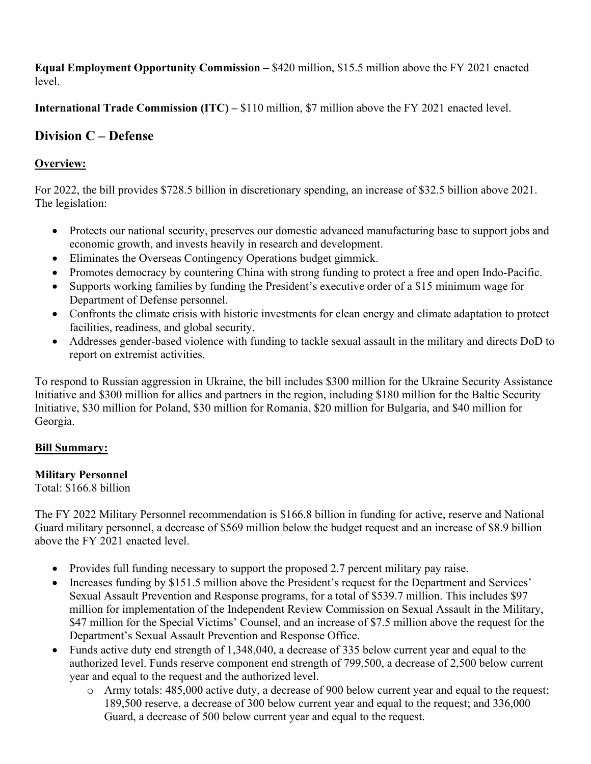**Equal Employment Opportunity Commission –** $420 million, $15.5 million above the FY 2021 enacted level.

**International Trade Commission (ITC) –** $110 million, $7 million above the FY 2021 enacted level.

## Division C – Defense

### Overview:

For 2022, the bill provides $728.5 billion in discretionary spending, an increase of $32.5 billion above 2021. The legislation:

- Protects our national security, preserves our domestic advanced manufacturing base to support jobs and economic growth, and invests heavily in research and development.
- Eliminates the Overseas Contingency Operations budget gimmick.
- Promotes democracy by countering China with strong funding to protect a free and open Indo-Pacific.
- Supports working families by funding the President's executive order of a $15 minimum wage for Department of Defense personnel.
- Confronts the climate crisis with historic investments for clean energy and climate adaptation to protect facilities, readiness, and global security.
- Addresses gender-based violence with funding to tackle sexual assault in the military and directs DoD to report on extremist activities.

To respond to Russian aggression in Ukraine, the bill includes $300 million for the Ukraine Security Assistance Initiative and $300 million for allies and partners in the region, including $180 million for the Baltic Security Initiative, $30 million for Poland, $30 million for Romania, $20 million for Bulgaria, and $40 million for Georgia.

### Bill Summary:

**Military Personnel**
Total: $166.8 billion

The FY 2022 Military Personnel recommendation is $166.8 billion in funding for active, reserve and National Guard military personnel, a decrease of $569 million below the budget request and an increase of $8.9 billion above the FY 2021 enacted level.

- Provides full funding necessary to support the proposed 2.7 percent military pay raise.
- Increases funding by $151.5 million above the President's request for the Department and Services' Sexual Assault Prevention and Response programs, for a total of $539.7 million. This includes $97 million for implementation of the Independent Review Commission on Sexual Assault in the Military, $47 million for the Special Victims' Counsel, and an increase of $7.5 million above the request for the Department's Sexual Assault Prevention and Response Office.
- Funds active duty end strength of 1,348,040, a decrease of 335 below current year and equal to the authorized level. Funds reserve component end strength of 799,500, a decrease of 2,500 below current year and equal to the request and the authorized level.
  - Army totals: 485,000 active duty, a decrease of 900 below current year and equal to the request; 189,500 reserve, a decrease of 300 below current year and equal to the request; and 336,000 Guard, a decrease of 500 below current year and equal to the request.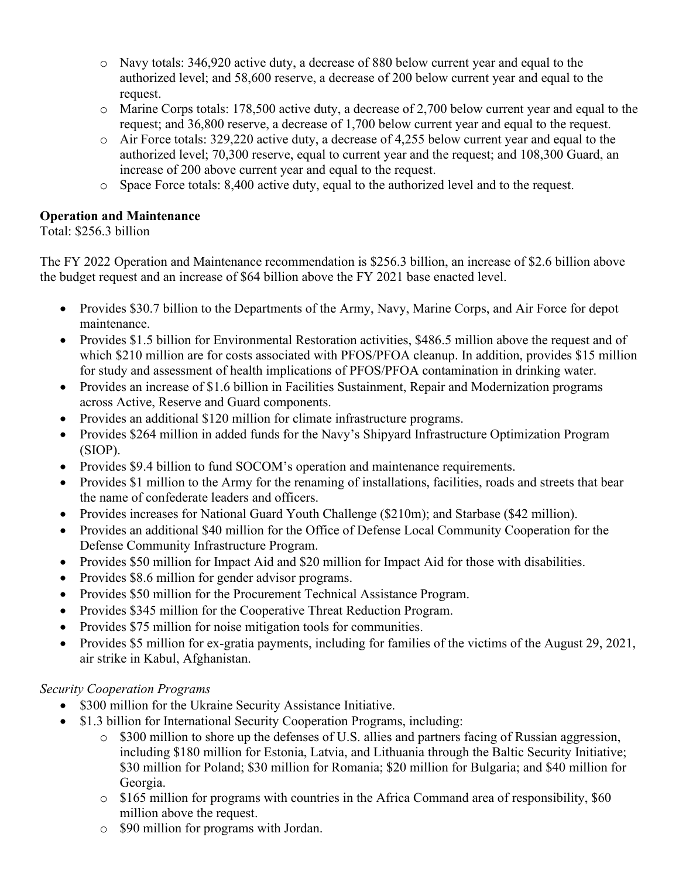- Navy totals: 346,920 active duty, a decrease of 880 below current year and equal to the authorized level; and 58,600 reserve, a decrease of 200 below current year and equal to the request.
- Marine Corps totals: 178,500 active duty, a decrease of 2,700 below current year and equal to the request; and 36,800 reserve, a decrease of 1,700 below current year and equal to the request.
- Air Force totals: 329,220 active duty, a decrease of 4,255 below current year and equal to the authorized level; 70,300 reserve, equal to current year and the request; and 108,300 Guard, an increase of 200 above current year and equal to the request.
- Space Force totals: 8,400 active duty, equal to the authorized level and to the request.

**Operation and Maintenance**
Total: $256.3 billion

The FY 2022 Operation and Maintenance recommendation is $256.3 billion, an increase of $2.6 billion above the budget request and an increase of $64 billion above the FY 2021 base enacted level.

- Provides $30.7 billion to the Departments of the Army, Navy, Marine Corps, and Air Force for depot maintenance.
- Provides $1.5 billion for Environmental Restoration activities, $486.5 million above the request and of which $210 million are for costs associated with PFOS/PFOA cleanup. In addition, provides $15 million for study and assessment of health implications of PFOS/PFOA contamination in drinking water.
- Provides an increase of $1.6 billion in Facilities Sustainment, Repair and Modernization programs across Active, Reserve and Guard components.
- Provides an additional $120 million for climate infrastructure programs.
- Provides $264 million in added funds for the Navy's Shipyard Infrastructure Optimization Program (SIOP).
- Provides $9.4 billion to fund SOCOM's operation and maintenance requirements.
- Provides $1 million to the Army for the renaming of installations, facilities, roads and streets that bear the name of confederate leaders and officers.
- Provides increases for National Guard Youth Challenge ($210m); and Starbase ($42 million).
- Provides an additional $40 million for the Office of Defense Local Community Cooperation for the Defense Community Infrastructure Program.
- Provides $50 million for Impact Aid and $20 million for Impact Aid for those with disabilities.
- Provides $8.6 million for gender advisor programs.
- Provides $50 million for the Procurement Technical Assistance Program.
- Provides $345 million for the Cooperative Threat Reduction Program.
- Provides $75 million for noise mitigation tools for communities.
- Provides $5 million for ex-gratia payments, including for families of the victims of the August 29, 2021, air strike in Kabul, Afghanistan.

*Security Cooperation Programs*

- $300 million for the Ukraine Security Assistance Initiative.
- $1.3 billion for International Security Cooperation Programs, including:
  - $300 million to shore up the defenses of U.S. allies and partners facing of Russian aggression, including $180 million for Estonia, Latvia, and Lithuania through the Baltic Security Initiative; $30 million for Poland; $30 million for Romania; $20 million for Bulgaria; and $40 million for Georgia.
  - $165 million for programs with countries in the Africa Command area of responsibility, $60 million above the request.
  - $90 million for programs with Jordan.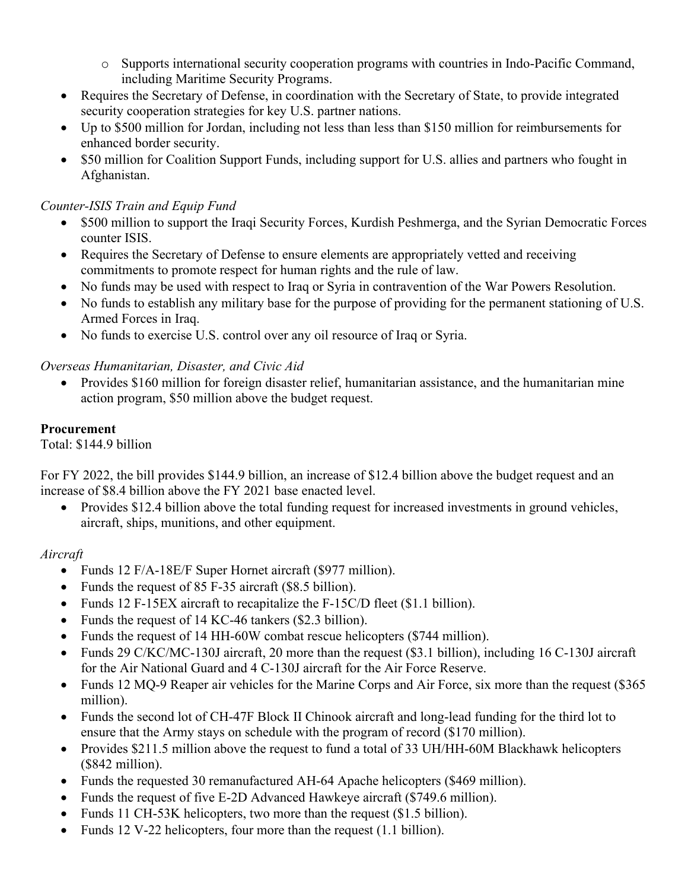- Supports international security cooperation programs with countries in Indo-Pacific Command, including Maritime Security Programs.
- Requires the Secretary of Defense, in coordination with the Secretary of State, to provide integrated security cooperation strategies for key U.S. partner nations.
- Up to $500 million for Jordan, including not less than less than $150 million for reimbursements for enhanced border security.
- $50 million for Coalition Support Funds, including support for U.S. allies and partners who fought in Afghanistan.

*Counter-ISIS Train and Equip Fund*

- $500 million to support the Iraqi Security Forces, Kurdish Peshmerga, and the Syrian Democratic Forces counter ISIS.
- Requires the Secretary of Defense to ensure elements are appropriately vetted and receiving commitments to promote respect for human rights and the rule of law.
- No funds may be used with respect to Iraq or Syria in contravention of the War Powers Resolution.
- No funds to establish any military base for the purpose of providing for the permanent stationing of U.S. Armed Forces in Iraq.
- No funds to exercise U.S. control over any oil resource of Iraq or Syria.

*Overseas Humanitarian, Disaster, and Civic Aid*

- Provides $160 million for foreign disaster relief, humanitarian assistance, and the humanitarian mine action program, $50 million above the budget request.

**Procurement**

Total: $144.9 billion

For FY 2022, the bill provides $144.9 billion, an increase of $12.4 billion above the budget request and an increase of $8.4 billion above the FY 2021 base enacted level.

- Provides $12.4 billion above the total funding request for increased investments in ground vehicles, aircraft, ships, munitions, and other equipment.

*Aircraft*

- Funds 12 F/A-18E/F Super Hornet aircraft ($977 million).
- Funds the request of 85 F-35 aircraft ($8.5 billion).
- Funds 12 F-15EX aircraft to recapitalize the F-15C/D fleet ($1.1 billion).
- Funds the request of 14 KC-46 tankers ($2.3 billion).
- Funds the request of 14 HH-60W combat rescue helicopters ($744 million).
- Funds 29 C/KC/MC-130J aircraft, 20 more than the request ($3.1 billion), including 16 C-130J aircraft for the Air National Guard and 4 C-130J aircraft for the Air Force Reserve.
- Funds 12 MQ-9 Reaper air vehicles for the Marine Corps and Air Force, six more than the request ($365 million).
- Funds the second lot of CH-47F Block II Chinook aircraft and long-lead funding for the third lot to ensure that the Army stays on schedule with the program of record ($170 million).
- Provides $211.5 million above the request to fund a total of 33 UH/HH-60M Blackhawk helicopters ($842 million).
- Funds the requested 30 remanufactured AH-64 Apache helicopters ($469 million).
- Funds the request of five E-2D Advanced Hawkeye aircraft ($749.6 million).
- Funds 11 CH-53K helicopters, two more than the request ($1.5 billion).
- Funds 12 V-22 helicopters, four more than the request (1.1 billion).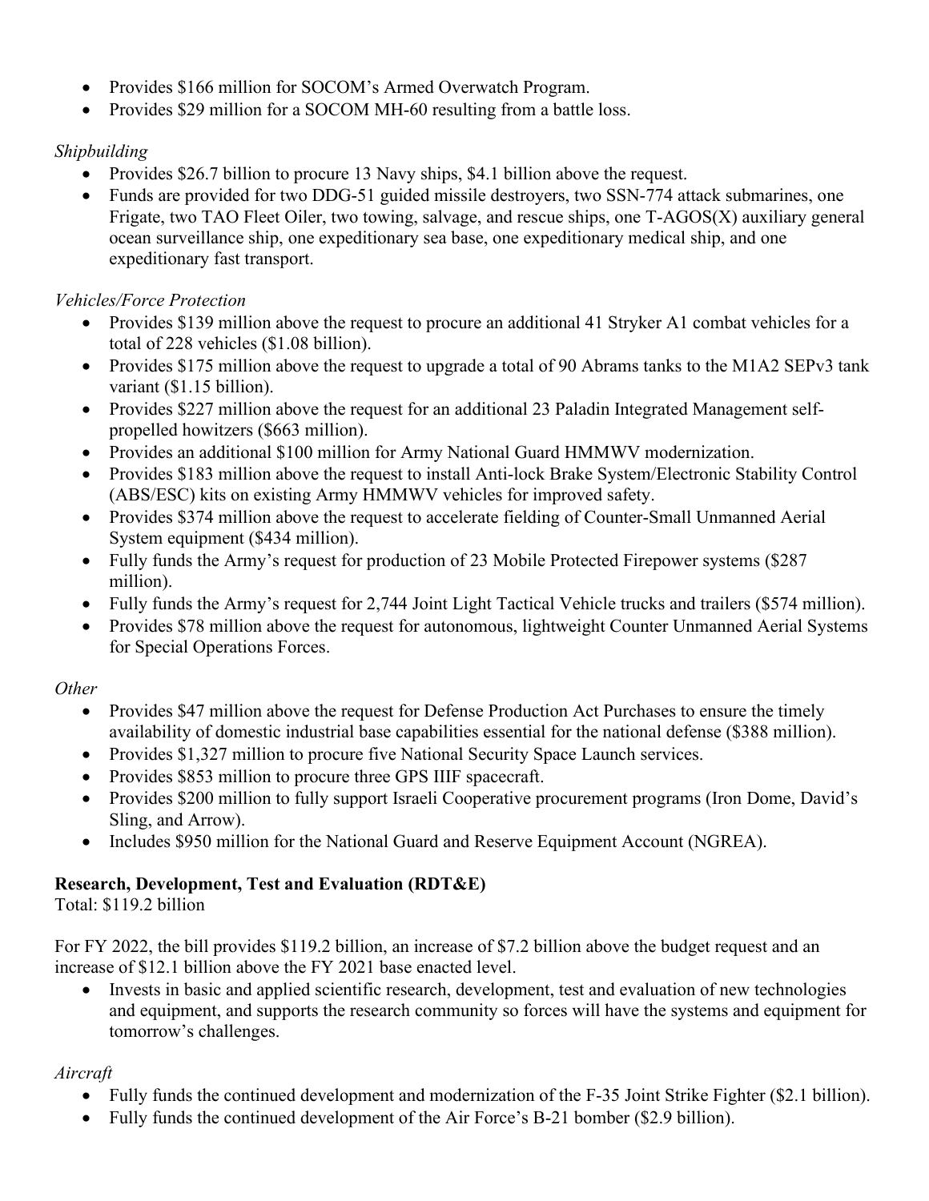- Provides $166 million for SOCOM's Armed Overwatch Program.
- Provides $29 million for a SOCOM MH-60 resulting from a battle loss.

*Shipbuilding*

- Provides $26.7 billion to procure 13 Navy ships, $4.1 billion above the request.
- Funds are provided for two DDG-51 guided missile destroyers, two SSN-774 attack submarines, one Frigate, two TAO Fleet Oiler, two towing, salvage, and rescue ships, one T-AGOS(X) auxiliary general ocean surveillance ship, one expeditionary sea base, one expeditionary medical ship, and one expeditionary fast transport.

*Vehicles/Force Protection*

- Provides $139 million above the request to procure an additional 41 Stryker A1 combat vehicles for a total of 228 vehicles ($1.08 billion).
- Provides $175 million above the request to upgrade a total of 90 Abrams tanks to the M1A2 SEPv3 tank variant ($1.15 billion).
- Provides $227 million above the request for an additional 23 Paladin Integrated Management self-propelled howitzers ($663 million).
- Provides an additional $100 million for Army National Guard HMMWV modernization.
- Provides $183 million above the request to install Anti-lock Brake System/Electronic Stability Control (ABS/ESC) kits on existing Army HMMWV vehicles for improved safety.
- Provides $374 million above the request to accelerate fielding of Counter-Small Unmanned Aerial System equipment ($434 million).
- Fully funds the Army's request for production of 23 Mobile Protected Firepower systems ($287 million).
- Fully funds the Army's request for 2,744 Joint Light Tactical Vehicle trucks and trailers ($574 million).
- Provides $78 million above the request for autonomous, lightweight Counter Unmanned Aerial Systems for Special Operations Forces.

*Other*

- Provides $47 million above the request for Defense Production Act Purchases to ensure the timely availability of domestic industrial base capabilities essential for the national defense ($388 million).
- Provides $1,327 million to procure five National Security Space Launch services.
- Provides $853 million to procure three GPS IIIF spacecraft.
- Provides $200 million to fully support Israeli Cooperative procurement programs (Iron Dome, David's Sling, and Arrow).
- Includes $950 million for the National Guard and Reserve Equipment Account (NGREA).

**Research, Development, Test and Evaluation (RDT&E)**

Total: $119.2 billion

For FY 2022, the bill provides $119.2 billion, an increase of $7.2 billion above the budget request and an increase of $12.1 billion above the FY 2021 base enacted level.

- Invests in basic and applied scientific research, development, test and evaluation of new technologies and equipment, and supports the research community so forces will have the systems and equipment for tomorrow's challenges.

*Aircraft*

- Fully funds the continued development and modernization of the F-35 Joint Strike Fighter ($2.1 billion).
- Fully funds the continued development of the Air Force's B-21 bomber ($2.9 billion).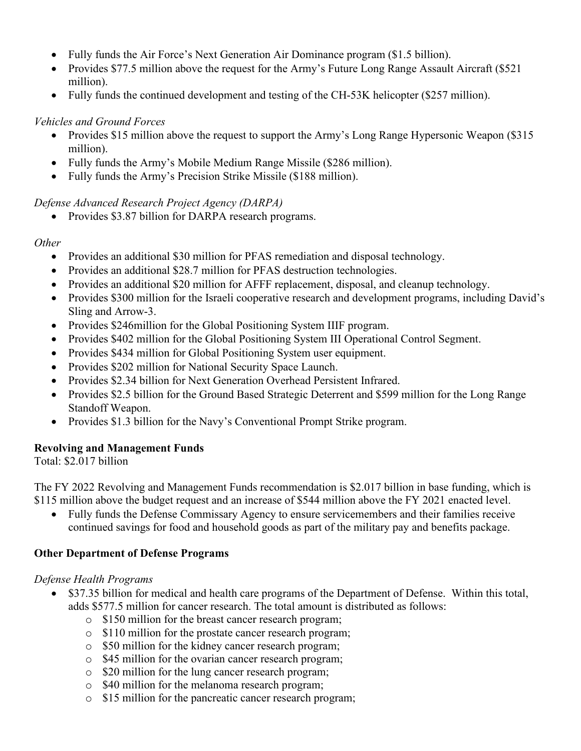- Fully funds the Air Force's Next Generation Air Dominance program ($1.5 billion).
- Provides $77.5 million above the request for the Army's Future Long Range Assault Aircraft ($521 million).
- Fully funds the continued development and testing of the CH-53K helicopter ($257 million).

*Vehicles and Ground Forces*

- Provides $15 million above the request to support the Army's Long Range Hypersonic Weapon ($315 million).
- Fully funds the Army's Mobile Medium Range Missile ($286 million).
- Fully funds the Army's Precision Strike Missile ($188 million).

*Defense Advanced Research Project Agency (DARPA)*

- Provides $3.87 billion for DARPA research programs.

*Other*

- Provides an additional $30 million for PFAS remediation and disposal technology.
- Provides an additional $28.7 million for PFAS destruction technologies.
- Provides an additional $20 million for AFFF replacement, disposal, and cleanup technology.
- Provides $300 million for the Israeli cooperative research and development programs, including David's Sling and Arrow-3.
- Provides $246million for the Global Positioning System IIIF program.
- Provides $402 million for the Global Positioning System III Operational Control Segment.
- Provides $434 million for Global Positioning System user equipment.
- Provides $202 million for National Security Space Launch.
- Provides $2.34 billion for Next Generation Overhead Persistent Infrared.
- Provides $2.5 billion for the Ground Based Strategic Deterrent and $599 million for the Long Range Standoff Weapon.
- Provides $1.3 billion for the Navy's Conventional Prompt Strike program.

**Revolving and Management Funds**

Total: $2.017 billion

The FY 2022 Revolving and Management Funds recommendation is $2.017 billion in base funding, which is $115 million above the budget request and an increase of $544 million above the FY 2021 enacted level.

- Fully funds the Defense Commissary Agency to ensure servicemembers and their families receive continued savings for food and household goods as part of the military pay and benefits package.

**Other Department of Defense Programs**

*Defense Health Programs*

- $37.35 billion for medical and health care programs of the Department of Defense. Within this total, adds $577.5 million for cancer research. The total amount is distributed as follows:
  - $150 million for the breast cancer research program;
  - $110 million for the prostate cancer research program;
  - $50 million for the kidney cancer research program;
  - $45 million for the ovarian cancer research program;
  - $20 million for the lung cancer research program;
  - $40 million for the melanoma research program;
  - $15 million for the pancreatic cancer research program;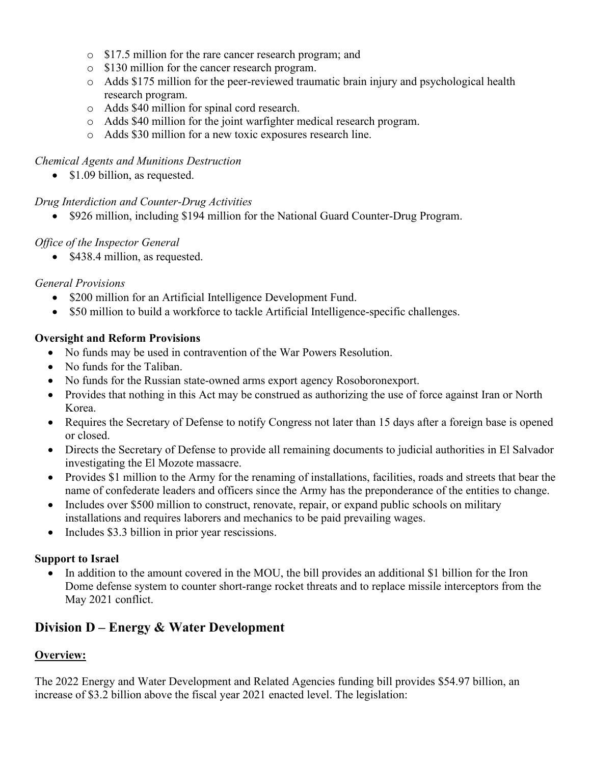- $17.5 million for the rare cancer research program; and
- $130 million for the cancer research program.
- Adds $175 million for the peer-reviewed traumatic brain injury and psychological health research program.
- Adds $40 million for spinal cord research.
- Adds $40 million for the joint warfighter medical research program.
- Adds $30 million for a new toxic exposures research line.

*Chemical Agents and Munitions Destruction*

- $1.09 billion, as requested.

*Drug Interdiction and Counter-Drug Activities*

- $926 million, including $194 million for the National Guard Counter-Drug Program.

*Office of the Inspector General*

- $438.4 million, as requested.

*General Provisions*

- $200 million for an Artificial Intelligence Development Fund.
- $50 million to build a workforce to tackle Artificial Intelligence-specific challenges.

**Oversight and Reform Provisions**

- No funds may be used in contravention of the War Powers Resolution.
- No funds for the Taliban.
- No funds for the Russian state-owned arms export agency Rosoboronexport.
- Provides that nothing in this Act may be construed as authorizing the use of force against Iran or North Korea.
- Requires the Secretary of Defense to notify Congress not later than 15 days after a foreign base is opened or closed.
- Directs the Secretary of Defense to provide all remaining documents to judicial authorities in El Salvador investigating the El Mozote massacre.
- Provides $1 million to the Army for the renaming of installations, facilities, roads and streets that bear the name of confederate leaders and officers since the Army has the preponderance of the entities to change.
- Includes over $500 million to construct, renovate, repair, or expand public schools on military installations and requires laborers and mechanics to be paid prevailing wages.
- Includes $3.3 billion in prior year rescissions.

**Support to Israel**

- In addition to the amount covered in the MOU, the bill provides an additional $1 billion for the Iron Dome defense system to counter short-range rocket threats and to replace missile interceptors from the May 2021 conflict.

## Division D – Energy & Water Development

**Overview:**

The 2022 Energy and Water Development and Related Agencies funding bill provides $54.97 billion, an increase of $3.2 billion above the fiscal year 2021 enacted level. The legislation: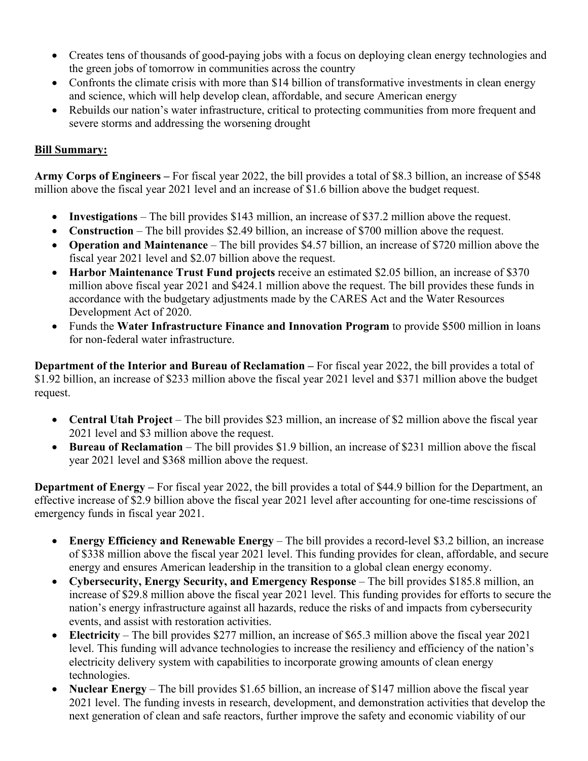- Creates tens of thousands of good-paying jobs with a focus on deploying clean energy technologies and the green jobs of tomorrow in communities across the country
- Confronts the climate crisis with more than $14 billion of transformative investments in clean energy and science, which will help develop clean, affordable, and secure American energy
- Rebuilds our nation's water infrastructure, critical to protecting communities from more frequent and severe storms and addressing the worsening drought

**Bill Summary:**

**Army Corps of Engineers –** For fiscal year 2022, the bill provides a total of $8.3 billion, an increase of $548 million above the fiscal year 2021 level and an increase of $1.6 billion above the budget request.

- **Investigations** – The bill provides $143 million, an increase of $37.2 million above the request.
- **Construction** – The bill provides $2.49 billion, an increase of $700 million above the request.
- **Operation and Maintenance** – The bill provides $4.57 billion, an increase of $720 million above the fiscal year 2021 level and $2.07 billion above the request.
- **Harbor Maintenance Trust Fund projects** receive an estimated $2.05 billion, an increase of $370 million above fiscal year 2021 and $424.1 million above the request. The bill provides these funds in accordance with the budgetary adjustments made by the CARES Act and the Water Resources Development Act of 2020.
- Funds the **Water Infrastructure Finance and Innovation Program** to provide $500 million in loans for non-federal water infrastructure.

**Department of the Interior and Bureau of Reclamation –** For fiscal year 2022, the bill provides a total of $1.92 billion, an increase of $233 million above the fiscal year 2021 level and $371 million above the budget request.

- **Central Utah Project** – The bill provides $23 million, an increase of $2 million above the fiscal year 2021 level and $3 million above the request.
- **Bureau of Reclamation** – The bill provides $1.9 billion, an increase of $231 million above the fiscal year 2021 level and $368 million above the request.

**Department of Energy –** For fiscal year 2022, the bill provides a total of $44.9 billion for the Department, an effective increase of $2.9 billion above the fiscal year 2021 level after accounting for one-time rescissions of emergency funds in fiscal year 2021.

- **Energy Efficiency and Renewable Energy** – The bill provides a record-level $3.2 billion, an increase of $338 million above the fiscal year 2021 level. This funding provides for clean, affordable, and secure energy and ensures American leadership in the transition to a global clean energy economy.
- **Cybersecurity, Energy Security, and Emergency Response** – The bill provides $185.8 million, an increase of $29.8 million above the fiscal year 2021 level. This funding provides for efforts to secure the nation's energy infrastructure against all hazards, reduce the risks of and impacts from cybersecurity events, and assist with restoration activities.
- **Electricity** – The bill provides $277 million, an increase of $65.3 million above the fiscal year 2021 level. This funding will advance technologies to increase the resiliency and efficiency of the nation's electricity delivery system with capabilities to incorporate growing amounts of clean energy technologies.
- **Nuclear Energy** – The bill provides $1.65 billion, an increase of $147 million above the fiscal year 2021 level. The funding invests in research, development, and demonstration activities that develop the next generation of clean and safe reactors, further improve the safety and economic viability of our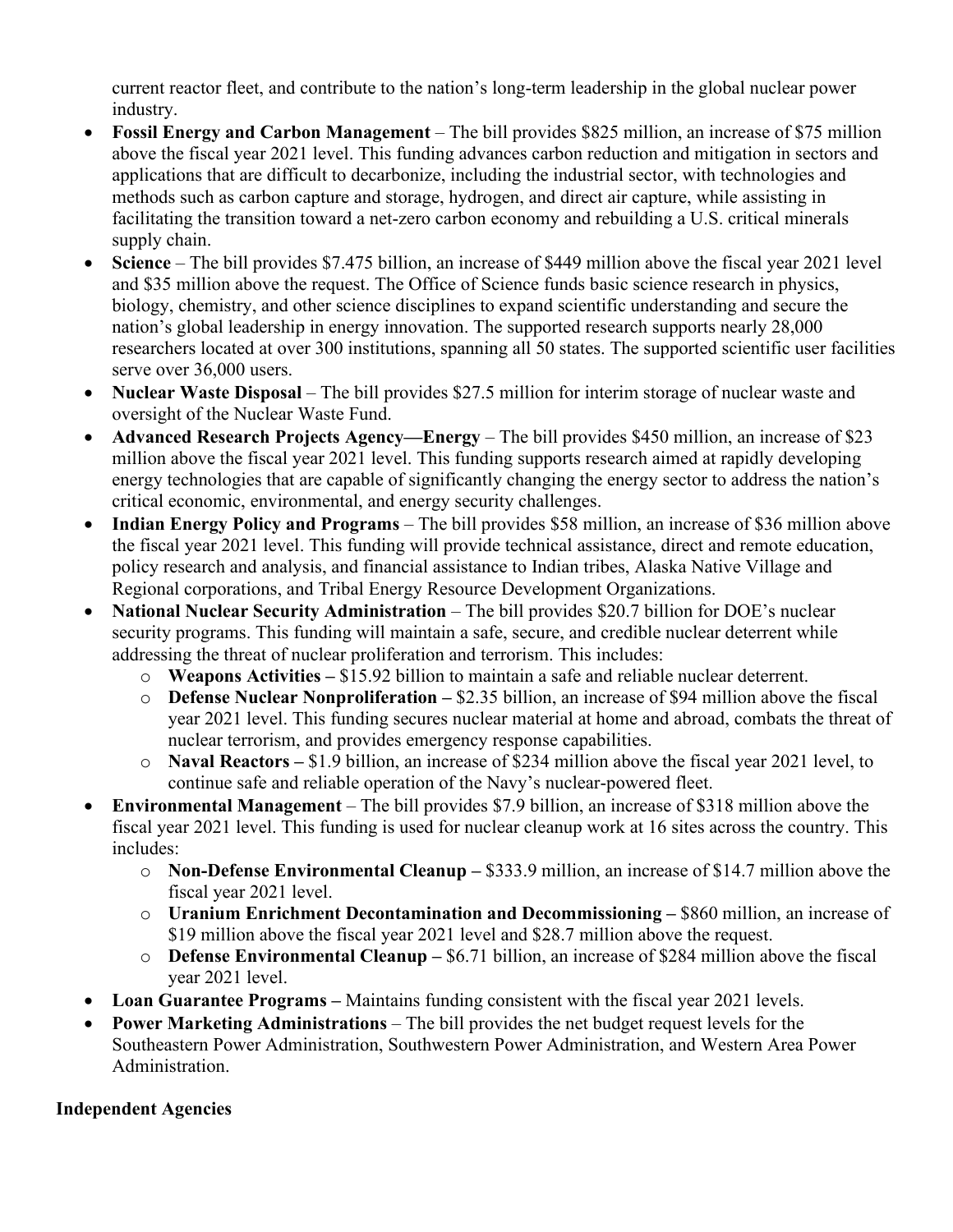current reactor fleet, and contribute to the nation's long-term leadership in the global nuclear power industry.

- **Fossil Energy and Carbon Management** – The bill provides $825 million, an increase of $75 million above the fiscal year 2021 level. This funding advances carbon reduction and mitigation in sectors and applications that are difficult to decarbonize, including the industrial sector, with technologies and methods such as carbon capture and storage, hydrogen, and direct air capture, while assisting in facilitating the transition toward a net-zero carbon economy and rebuilding a U.S. critical minerals supply chain.
- **Science** – The bill provides $7.475 billion, an increase of $449 million above the fiscal year 2021 level and $35 million above the request. The Office of Science funds basic science research in physics, biology, chemistry, and other science disciplines to expand scientific understanding and secure the nation's global leadership in energy innovation. The supported research supports nearly 28,000 researchers located at over 300 institutions, spanning all 50 states. The supported scientific user facilities serve over 36,000 users.
- **Nuclear Waste Disposal** – The bill provides $27.5 million for interim storage of nuclear waste and oversight of the Nuclear Waste Fund.
- **Advanced Research Projects Agency—Energy** – The bill provides $450 million, an increase of $23 million above the fiscal year 2021 level. This funding supports research aimed at rapidly developing energy technologies that are capable of significantly changing the energy sector to address the nation's critical economic, environmental, and energy security challenges.
- **Indian Energy Policy and Programs** – The bill provides $58 million, an increase of $36 million above the fiscal year 2021 level. This funding will provide technical assistance, direct and remote education, policy research and analysis, and financial assistance to Indian tribes, Alaska Native Village and Regional corporations, and Tribal Energy Resource Development Organizations.
- **National Nuclear Security Administration** – The bill provides $20.7 billion for DOE's nuclear security programs. This funding will maintain a safe, secure, and credible nuclear deterrent while addressing the threat of nuclear proliferation and terrorism. This includes:
  - **Weapons Activities –** $15.92 billion to maintain a safe and reliable nuclear deterrent.
  - **Defense Nuclear Nonproliferation –** $2.35 billion, an increase of $94 million above the fiscal year 2021 level. This funding secures nuclear material at home and abroad, combats the threat of nuclear terrorism, and provides emergency response capabilities.
  - **Naval Reactors –** $1.9 billion, an increase of $234 million above the fiscal year 2021 level, to continue safe and reliable operation of the Navy's nuclear-powered fleet.
- **Environmental Management** – The bill provides $7.9 billion, an increase of $318 million above the fiscal year 2021 level. This funding is used for nuclear cleanup work at 16 sites across the country. This includes:
  - **Non-Defense Environmental Cleanup –** $333.9 million, an increase of $14.7 million above the fiscal year 2021 level.
  - **Uranium Enrichment Decontamination and Decommissioning –** $860 million, an increase of $19 million above the fiscal year 2021 level and $28.7 million above the request.
  - **Defense Environmental Cleanup –** $6.71 billion, an increase of $284 million above the fiscal year 2021 level.
- **Loan Guarantee Programs –** Maintains funding consistent with the fiscal year 2021 levels.
- **Power Marketing Administrations** – The bill provides the net budget request levels for the Southeastern Power Administration, Southwestern Power Administration, and Western Area Power Administration.

**Independent Agencies**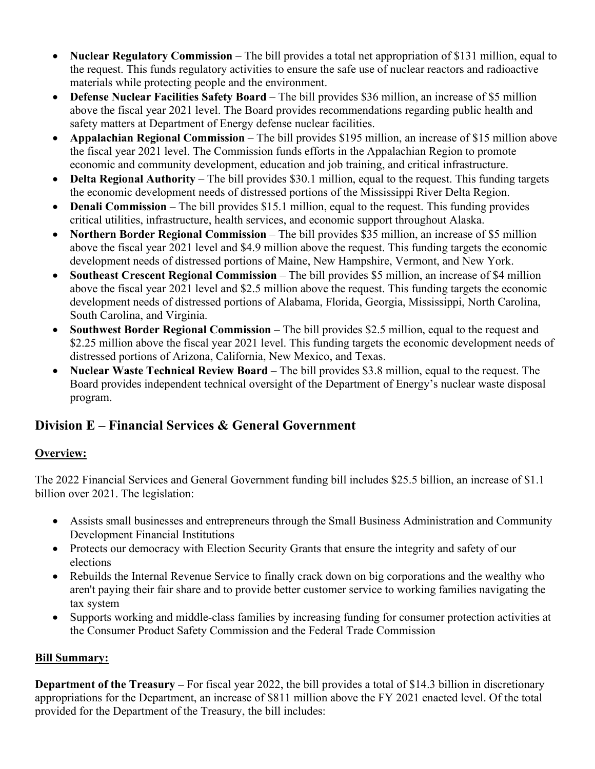- **Nuclear Regulatory Commission** – The bill provides a total net appropriation of $131 million, equal to the request. This funds regulatory activities to ensure the safe use of nuclear reactors and radioactive materials while protecting people and the environment.
- **Defense Nuclear Facilities Safety Board** – The bill provides $36 million, an increase of $5 million above the fiscal year 2021 level. The Board provides recommendations regarding public health and safety matters at Department of Energy defense nuclear facilities.
- **Appalachian Regional Commission** – The bill provides $195 million, an increase of $15 million above the fiscal year 2021 level. The Commission funds efforts in the Appalachian Region to promote economic and community development, education and job training, and critical infrastructure.
- **Delta Regional Authority** – The bill provides $30.1 million, equal to the request. This funding targets the economic development needs of distressed portions of the Mississippi River Delta Region.
- **Denali Commission** – The bill provides $15.1 million, equal to the request. This funding provides critical utilities, infrastructure, health services, and economic support throughout Alaska.
- **Northern Border Regional Commission** – The bill provides $35 million, an increase of $5 million above the fiscal year 2021 level and $4.9 million above the request. This funding targets the economic development needs of distressed portions of Maine, New Hampshire, Vermont, and New York.
- **Southeast Crescent Regional Commission** – The bill provides $5 million, an increase of $4 million above the fiscal year 2021 level and $2.5 million above the request. This funding targets the economic development needs of distressed portions of Alabama, Florida, Georgia, Mississippi, North Carolina, South Carolina, and Virginia.
- **Southwest Border Regional Commission** – The bill provides $2.5 million, equal to the request and $2.25 million above the fiscal year 2021 level. This funding targets the economic development needs of distressed portions of Arizona, California, New Mexico, and Texas.
- **Nuclear Waste Technical Review Board** – The bill provides $3.8 million, equal to the request. The Board provides independent technical oversight of the Department of Energy's nuclear waste disposal program.

## Division E – Financial Services & General Government

**Overview:**

The 2022 Financial Services and General Government funding bill includes $25.5 billion, an increase of $1.1 billion over 2021. The legislation:

- Assists small businesses and entrepreneurs through the Small Business Administration and Community Development Financial Institutions
- Protects our democracy with Election Security Grants that ensure the integrity and safety of our elections
- Rebuilds the Internal Revenue Service to finally crack down on big corporations and the wealthy who aren't paying their fair share and to provide better customer service to working families navigating the tax system
- Supports working and middle-class families by increasing funding for consumer protection activities at the Consumer Product Safety Commission and the Federal Trade Commission

**Bill Summary:**

**Department of the Treasury –** For fiscal year 2022, the bill provides a total of $14.3 billion in discretionary appropriations for the Department, an increase of $811 million above the FY 2021 enacted level. Of the total provided for the Department of the Treasury, the bill includes: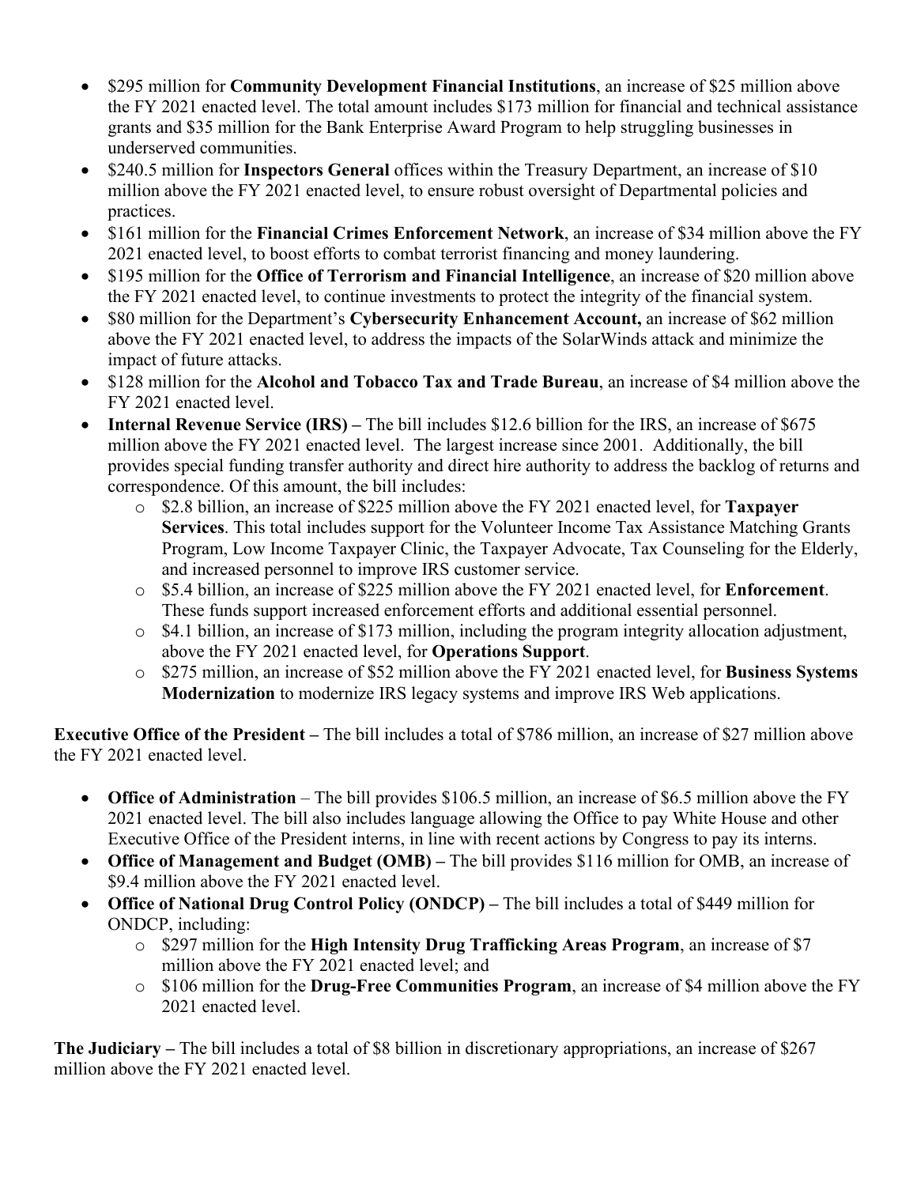- $295 million for **Community Development Financial Institutions**, an increase of $25 million above the FY 2021 enacted level. The total amount includes $173 million for financial and technical assistance grants and $35 million for the Bank Enterprise Award Program to help struggling businesses in underserved communities.
- $240.5 million for **Inspectors General** offices within the Treasury Department, an increase of $10 million above the FY 2021 enacted level, to ensure robust oversight of Departmental policies and practices.
- $161 million for the **Financial Crimes Enforcement Network**, an increase of $34 million above the FY 2021 enacted level, to boost efforts to combat terrorist financing and money laundering.
- $195 million for the **Office of Terrorism and Financial Intelligence**, an increase of $20 million above the FY 2021 enacted level, to continue investments to protect the integrity of the financial system.
- $80 million for the Department's **Cybersecurity Enhancement Account,** an increase of $62 million above the FY 2021 enacted level, to address the impacts of the SolarWinds attack and minimize the impact of future attacks.
- $128 million for the **Alcohol and Tobacco Tax and Trade Bureau**, an increase of $4 million above the FY 2021 enacted level.
- **Internal Revenue Service (IRS) –** The bill includes $12.6 billion for the IRS, an increase of $675 million above the FY 2021 enacted level. The largest increase since 2001. Additionally, the bill provides special funding transfer authority and direct hire authority to address the backlog of returns and correspondence. Of this amount, the bill includes:
  - $2.8 billion, an increase of $225 million above the FY 2021 enacted level, for **Taxpayer Services**. This total includes support for the Volunteer Income Tax Assistance Matching Grants Program, Low Income Taxpayer Clinic, the Taxpayer Advocate, Tax Counseling for the Elderly, and increased personnel to improve IRS customer service.
  - $5.4 billion, an increase of $225 million above the FY 2021 enacted level, for **Enforcement**. These funds support increased enforcement efforts and additional essential personnel.
  - $4.1 billion, an increase of $173 million, including the program integrity allocation adjustment, above the FY 2021 enacted level, for **Operations Support**.
  - $275 million, an increase of $52 million above the FY 2021 enacted level, for **Business Systems Modernization** to modernize IRS legacy systems and improve IRS Web applications.

**Executive Office of the President –** The bill includes a total of $786 million, an increase of $27 million above the FY 2021 enacted level.

- **Office of Administration** – The bill provides $106.5 million, an increase of $6.5 million above the FY 2021 enacted level. The bill also includes language allowing the Office to pay White House and other Executive Office of the President interns, in line with recent actions by Congress to pay its interns.
- **Office of Management and Budget (OMB) –** The bill provides $116 million for OMB, an increase of $9.4 million above the FY 2021 enacted level.
- **Office of National Drug Control Policy (ONDCP) –** The bill includes a total of $449 million for ONDCP, including:
  - $297 million for the **High Intensity Drug Trafficking Areas Program**, an increase of $7 million above the FY 2021 enacted level; and
  - $106 million for the **Drug-Free Communities Program**, an increase of $4 million above the FY 2021 enacted level.

**The Judiciary –** The bill includes a total of $8 billion in discretionary appropriations, an increase of $267 million above the FY 2021 enacted level.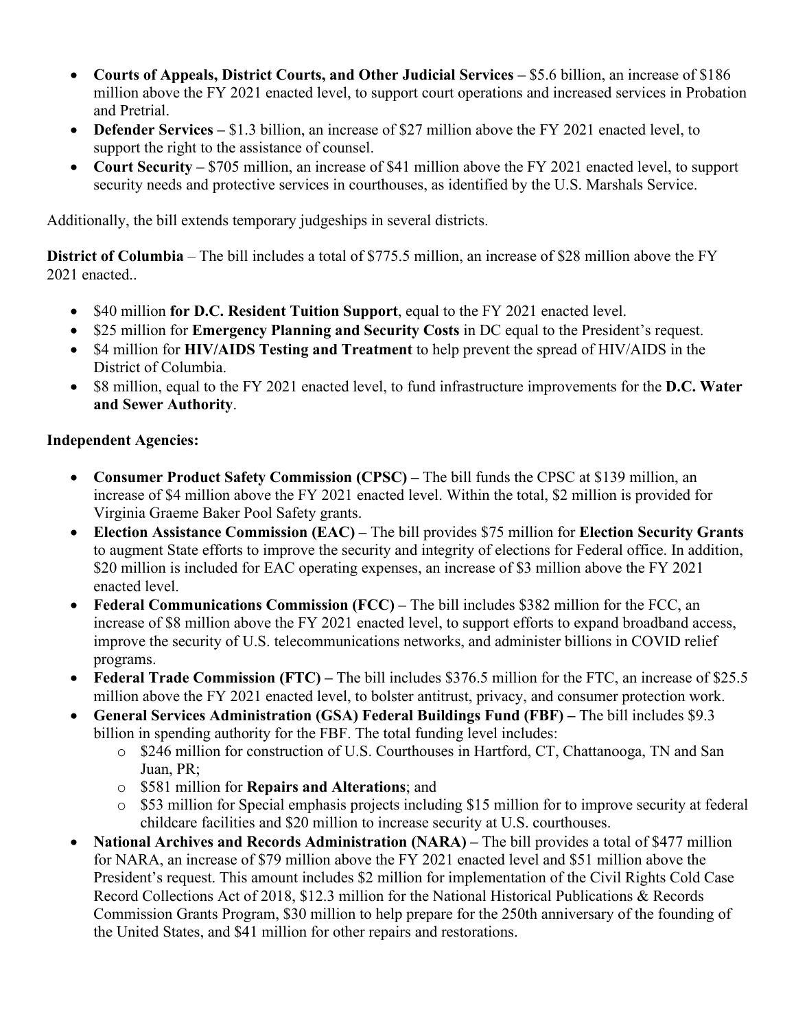- **Courts of Appeals, District Courts, and Other Judicial Services –** $5.6 billion, an increase of $186 million above the FY 2021 enacted level, to support court operations and increased services in Probation and Pretrial.
- **Defender Services –** $1.3 billion, an increase of $27 million above the FY 2021 enacted level, to support the right to the assistance of counsel.
- **Court Security –** $705 million, an increase of $41 million above the FY 2021 enacted level, to support security needs and protective services in courthouses, as identified by the U.S. Marshals Service.

Additionally, the bill extends temporary judgeships in several districts.

**District of Columbia** – The bill includes a total of $775.5 million, an increase of $28 million above the FY 2021 enacted..

- $40 million **for D.C. Resident Tuition Support**, equal to the FY 2021 enacted level.
- $25 million for **Emergency Planning and Security Costs** in DC equal to the President's request.
- $4 million for **HIV/AIDS Testing and Treatment** to help prevent the spread of HIV/AIDS in the District of Columbia.
- $8 million, equal to the FY 2021 enacted level, to fund infrastructure improvements for the **D.C. Water and Sewer Authority**.

**Independent Agencies:**

- **Consumer Product Safety Commission (CPSC) –** The bill funds the CPSC at $139 million, an increase of $4 million above the FY 2021 enacted level. Within the total, $2 million is provided for Virginia Graeme Baker Pool Safety grants.
- **Election Assistance Commission (EAC) –** The bill provides $75 million for **Election Security Grants** to augment State efforts to improve the security and integrity of elections for Federal office. In addition, $20 million is included for EAC operating expenses, an increase of $3 million above the FY 2021 enacted level.
- **Federal Communications Commission (FCC) –** The bill includes $382 million for the FCC, an increase of $8 million above the FY 2021 enacted level, to support efforts to expand broadband access, improve the security of U.S. telecommunications networks, and administer billions in COVID relief programs.
- **Federal Trade Commission (FTC) –** The bill includes $376.5 million for the FTC, an increase of $25.5 million above the FY 2021 enacted level, to bolster antitrust, privacy, and consumer protection work.
- **General Services Administration (GSA) Federal Buildings Fund (FBF) –** The bill includes $9.3 billion in spending authority for the FBF. The total funding level includes:
  - $246 million for construction of U.S. Courthouses in Hartford, CT, Chattanooga, TN and San Juan, PR;
  - $581 million for **Repairs and Alterations**; and
  - $53 million for Special emphasis projects including $15 million for to improve security at federal childcare facilities and $20 million to increase security at U.S. courthouses.
- **National Archives and Records Administration (NARA) –** The bill provides a total of $477 million for NARA, an increase of $79 million above the FY 2021 enacted level and $51 million above the President's request. This amount includes $2 million for implementation of the Civil Rights Cold Case Record Collections Act of 2018, $12.3 million for the National Historical Publications & Records Commission Grants Program, $30 million to help prepare for the 250th anniversary of the founding of the United States, and $41 million for other repairs and restorations.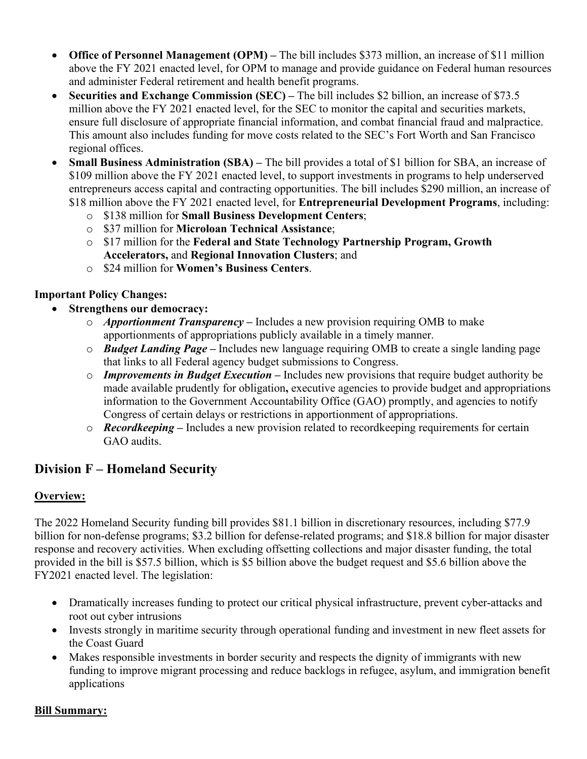- **Office of Personnel Management (OPM) –** The bill includes $373 million, an increase of $11 million above the FY 2021 enacted level, for OPM to manage and provide guidance on Federal human resources and administer Federal retirement and health benefit programs.
- **Securities and Exchange Commission (SEC) –** The bill includes $2 billion, an increase of $73.5 million above the FY 2021 enacted level, for the SEC to monitor the capital and securities markets, ensure full disclosure of appropriate financial information, and combat financial fraud and malpractice. This amount also includes funding for move costs related to the SEC's Fort Worth and San Francisco regional offices.
- **Small Business Administration (SBA) –** The bill provides a total of $1 billion for SBA, an increase of $109 million above the FY 2021 enacted level, to support investments in programs to help underserved entrepreneurs access capital and contracting opportunities. The bill includes $290 million, an increase of $18 million above the FY 2021 enacted level, for **Entrepreneurial Development Programs**, including:
  - $138 million for **Small Business Development Centers**;
  - $37 million for **Microloan Technical Assistance**;
  - $17 million for the **Federal and State Technology Partnership Program, Growth Accelerators,** and **Regional Innovation Clusters**; and
  - $24 million for **Women's Business Centers**.

**Important Policy Changes:**

- **Strengthens our democracy:**
  - ***Apportionment Transparency –*** Includes a new provision requiring OMB to make apportionments of appropriations publicly available in a timely manner.
  - ***Budget Landing Page –*** Includes new language requiring OMB to create a single landing page that links to all Federal agency budget submissions to Congress.
  - ***Improvements in Budget Execution –*** Includes new provisions that require budget authority be made available prudently for obligation**,** executive agencies to provide budget and appropriations information to the Government Accountability Office (GAO) promptly, and agencies to notify Congress of certain delays or restrictions in apportionment of appropriations.
  - ***Recordkeeping –*** Includes a new provision related to recordkeeping requirements for certain GAO audits.

## Division F – Homeland Security

**Overview:**

The 2022 Homeland Security funding bill provides $81.1 billion in discretionary resources, including $77.9 billion for non-defense programs; $3.2 billion for defense-related programs; and $18.8 billion for major disaster response and recovery activities. When excluding offsetting collections and major disaster funding, the total provided in the bill is $57.5 billion, which is $5 billion above the budget request and $5.6 billion above the FY2021 enacted level. The legislation:

- Dramatically increases funding to protect our critical physical infrastructure, prevent cyber-attacks and root out cyber intrusions
- Invests strongly in maritime security through operational funding and investment in new fleet assets for the Coast Guard
- Makes responsible investments in border security and respects the dignity of immigrants with new funding to improve migrant processing and reduce backlogs in refugee, asylum, and immigration benefit applications

**Bill Summary:**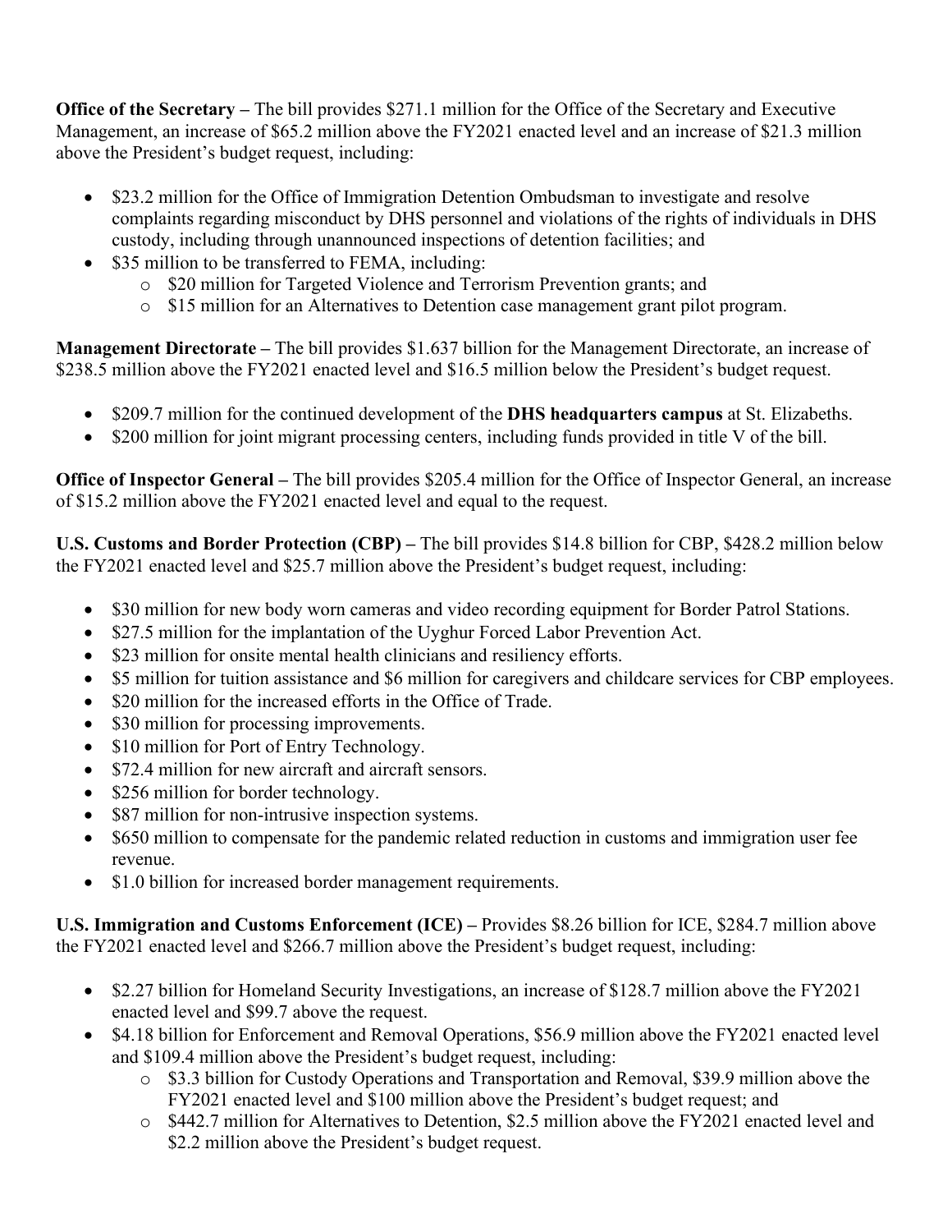**Office of the Secretary –** The bill provides $271.1 million for the Office of the Secretary and Executive Management, an increase of $65.2 million above the FY2021 enacted level and an increase of $21.3 million above the President's budget request, including:

- $23.2 million for the Office of Immigration Detention Ombudsman to investigate and resolve complaints regarding misconduct by DHS personnel and violations of the rights of individuals in DHS custody, including through unannounced inspections of detention facilities; and
- $35 million to be transferred to FEMA, including:
  - $20 million for Targeted Violence and Terrorism Prevention grants; and
  - $15 million for an Alternatives to Detention case management grant pilot program.

**Management Directorate –** The bill provides $1.637 billion for the Management Directorate, an increase of $238.5 million above the FY2021 enacted level and $16.5 million below the President's budget request.

- $209.7 million for the continued development of the **DHS headquarters campus** at St. Elizabeths.
- $200 million for joint migrant processing centers, including funds provided in title V of the bill.

**Office of Inspector General –** The bill provides $205.4 million for the Office of Inspector General, an increase of $15.2 million above the FY2021 enacted level and equal to the request.

**U.S. Customs and Border Protection (CBP) –** The bill provides $14.8 billion for CBP, $428.2 million below the FY2021 enacted level and $25.7 million above the President's budget request, including:

- $30 million for new body worn cameras and video recording equipment for Border Patrol Stations.
- $27.5 million for the implantation of the Uyghur Forced Labor Prevention Act.
- $23 million for onsite mental health clinicians and resiliency efforts.
- $5 million for tuition assistance and $6 million for caregivers and childcare services for CBP employees.
- $20 million for the increased efforts in the Office of Trade.
- $30 million for processing improvements.
- $10 million for Port of Entry Technology.
- $72.4 million for new aircraft and aircraft sensors.
- $256 million for border technology.
- $87 million for non-intrusive inspection systems.
- $650 million to compensate for the pandemic related reduction in customs and immigration user fee revenue.
- $1.0 billion for increased border management requirements.

**U.S. Immigration and Customs Enforcement (ICE) –** Provides $8.26 billion for ICE, $284.7 million above the FY2021 enacted level and $266.7 million above the President's budget request, including:

- $2.27 billion for Homeland Security Investigations, an increase of $128.7 million above the FY2021 enacted level and $99.7 above the request.
- $4.18 billion for Enforcement and Removal Operations, $56.9 million above the FY2021 enacted level and $109.4 million above the President's budget request, including:
  - $3.3 billion for Custody Operations and Transportation and Removal, $39.9 million above the FY2021 enacted level and $100 million above the President's budget request; and
  - $442.7 million for Alternatives to Detention, $2.5 million above the FY2021 enacted level and $2.2 million above the President's budget request.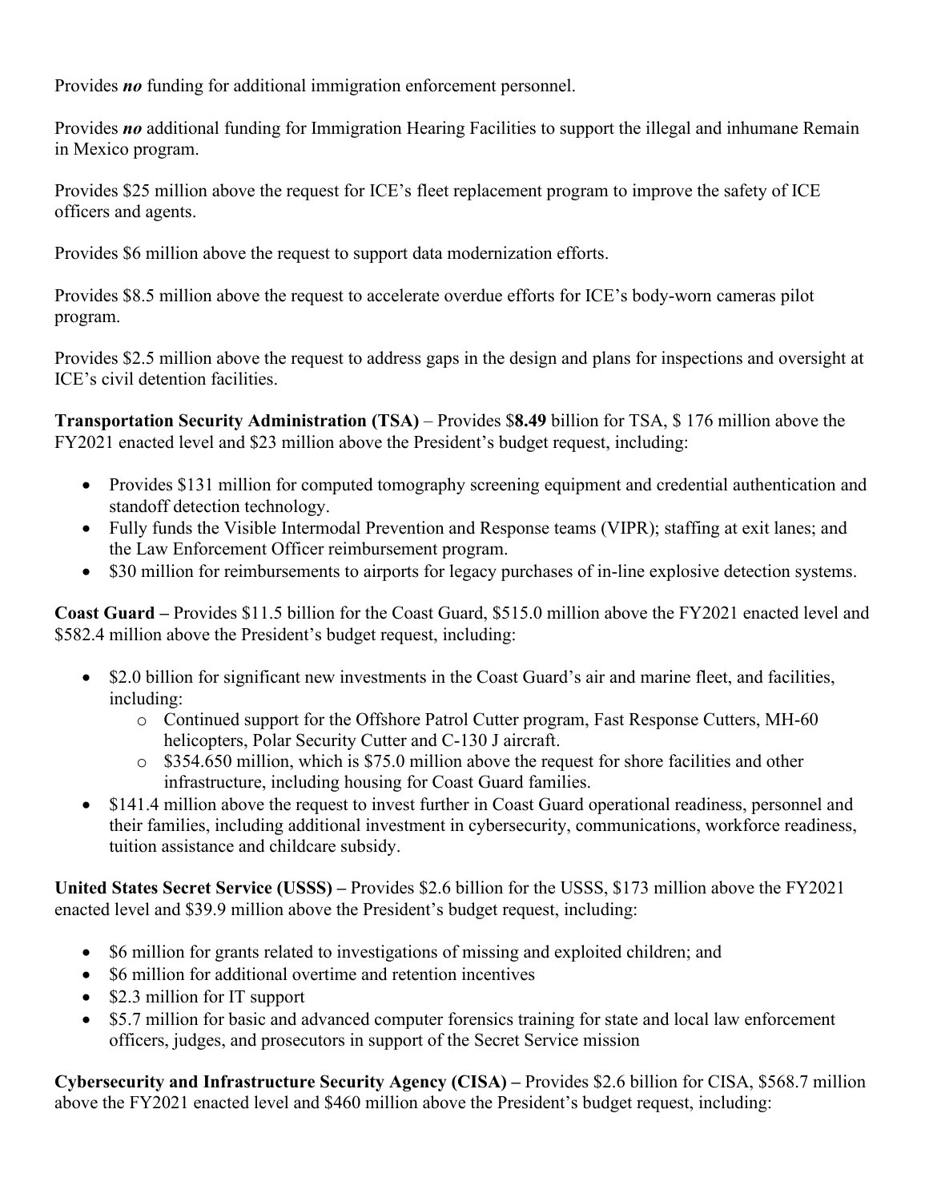Provides ***no*** funding for additional immigration enforcement personnel.

Provides ***no*** additional funding for Immigration Hearing Facilities to support the illegal and inhumane Remain in Mexico program.

Provides $25 million above the request for ICE's fleet replacement program to improve the safety of ICE officers and agents.

Provides $6 million above the request to support data modernization efforts.

Provides $8.5 million above the request to accelerate overdue efforts for ICE's body-worn cameras pilot program.

Provides $2.5 million above the request to address gaps in the design and plans for inspections and oversight at ICE's civil detention facilities.

**Transportation Security Administration (TSA)** – Provides $**8.49** billion for TSA, $ 176 million above the FY2021 enacted level and $23 million above the President's budget request, including:

- Provides $131 million for computed tomography screening equipment and credential authentication and standoff detection technology.
- Fully funds the Visible Intermodal Prevention and Response teams (VIPR); staffing at exit lanes; and the Law Enforcement Officer reimbursement program.
- $30 million for reimbursements to airports for legacy purchases of in-line explosive detection systems.

**Coast Guard –** Provides $11.5 billion for the Coast Guard, $515.0 million above the FY2021 enacted level and $582.4 million above the President's budget request, including:

- $2.0 billion for significant new investments in the Coast Guard's air and marine fleet, and facilities, including:
    - Continued support for the Offshore Patrol Cutter program, Fast Response Cutters, MH-60 helicopters, Polar Security Cutter and C-130 J aircraft.
    - $354.650 million, which is $75.0 million above the request for shore facilities and other infrastructure, including housing for Coast Guard families.
- $141.4 million above the request to invest further in Coast Guard operational readiness, personnel and their families, including additional investment in cybersecurity, communications, workforce readiness, tuition assistance and childcare subsidy.

**United States Secret Service (USSS) –** Provides $2.6 billion for the USSS, $173 million above the FY2021 enacted level and $39.9 million above the President's budget request, including:

- $6 million for grants related to investigations of missing and exploited children; and
- $6 million for additional overtime and retention incentives
- $2.3 million for IT support
- $5.7 million for basic and advanced computer forensics training for state and local law enforcement officers, judges, and prosecutors in support of the Secret Service mission

**Cybersecurity and Infrastructure Security Agency (CISA) –** Provides $2.6 billion for CISA, $568.7 million above the FY2021 enacted level and $460 million above the President's budget request, including: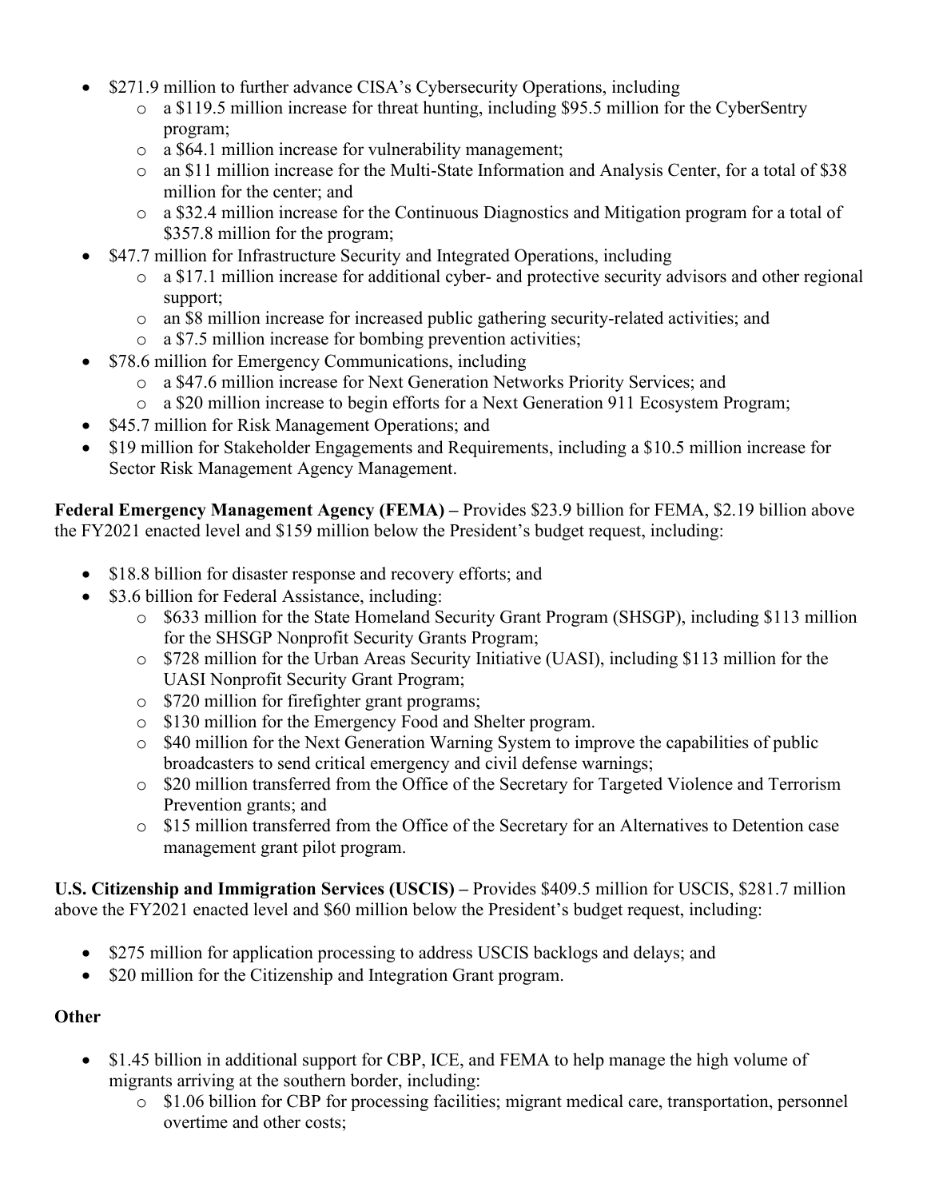- $271.9 million to further advance CISA's Cybersecurity Operations, including
    - a $119.5 million increase for threat hunting, including $95.5 million for the CyberSentry program;
    - a $64.1 million increase for vulnerability management;
    - an $11 million increase for the Multi-State Information and Analysis Center, for a total of $38 million for the center; and
    - a $32.4 million increase for the Continuous Diagnostics and Mitigation program for a total of $357.8 million for the program;
- $47.7 million for Infrastructure Security and Integrated Operations, including
    - a $17.1 million increase for additional cyber- and protective security advisors and other regional support;
    - an $8 million increase for increased public gathering security-related activities; and
    - a $7.5 million increase for bombing prevention activities;
- $78.6 million for Emergency Communications, including
    - a $47.6 million increase for Next Generation Networks Priority Services; and
    - a $20 million increase to begin efforts for a Next Generation 911 Ecosystem Program;
- $45.7 million for Risk Management Operations; and
- $19 million for Stakeholder Engagements and Requirements, including a $10.5 million increase for Sector Risk Management Agency Management.

**Federal Emergency Management Agency (FEMA) –** Provides $23.9 billion for FEMA, $2.19 billion above the FY2021 enacted level and $159 million below the President's budget request, including:

- $18.8 billion for disaster response and recovery efforts; and
- $3.6 billion for Federal Assistance, including:
    - $633 million for the State Homeland Security Grant Program (SHSGP), including $113 million for the SHSGP Nonprofit Security Grants Program;
    - $728 million for the Urban Areas Security Initiative (UASI), including $113 million for the UASI Nonprofit Security Grant Program;
    - $720 million for firefighter grant programs;
    - $130 million for the Emergency Food and Shelter program.
    - $40 million for the Next Generation Warning System to improve the capabilities of public broadcasters to send critical emergency and civil defense warnings;
    - $20 million transferred from the Office of the Secretary for Targeted Violence and Terrorism Prevention grants; and
    - $15 million transferred from the Office of the Secretary for an Alternatives to Detention case management grant pilot program.

**U.S. Citizenship and Immigration Services (USCIS) –** Provides $409.5 million for USCIS, $281.7 million above the FY2021 enacted level and $60 million below the President's budget request, including:

- $275 million for application processing to address USCIS backlogs and delays; and
- $20 million for the Citizenship and Integration Grant program.

**Other**

- $1.45 billion in additional support for CBP, ICE, and FEMA to help manage the high volume of migrants arriving at the southern border, including:
    - $1.06 billion for CBP for processing facilities; migrant medical care, transportation, personnel overtime and other costs;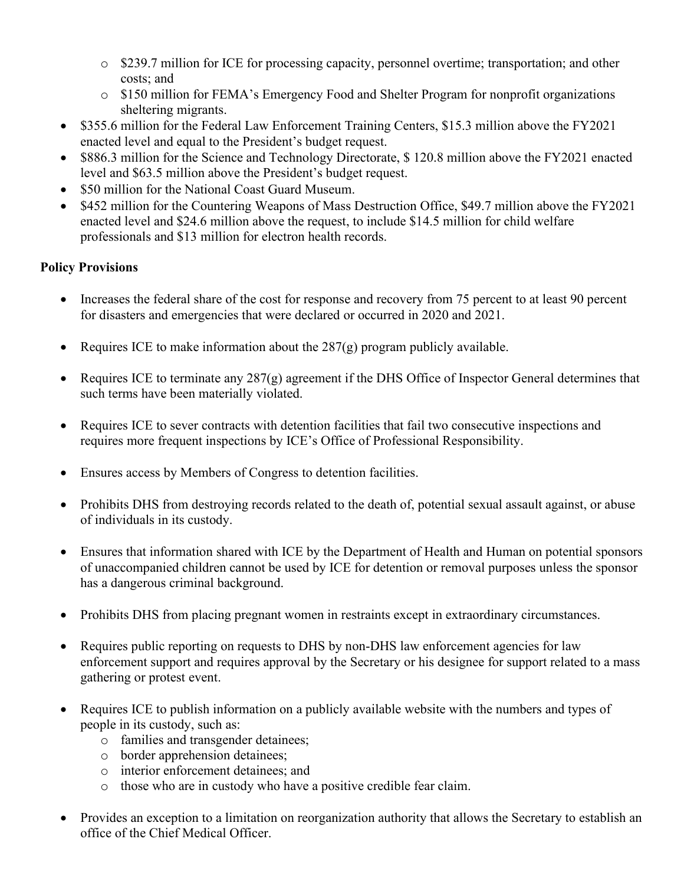- $239.7 million for ICE for processing capacity, personnel overtime; transportation; and other costs; and
  - $150 million for FEMA's Emergency Food and Shelter Program for nonprofit organizations sheltering migrants.
- $355.6 million for the Federal Law Enforcement Training Centers, $15.3 million above the FY2021 enacted level and equal to the President's budget request.
- $886.3 million for the Science and Technology Directorate, $ 120.8 million above the FY2021 enacted level and $63.5 million above the President's budget request.
- $50 million for the National Coast Guard Museum.
- $452 million for the Countering Weapons of Mass Destruction Office, $49.7 million above the FY2021 enacted level and $24.6 million above the request, to include $14.5 million for child welfare professionals and $13 million for electron health records.

**Policy Provisions**

- Increases the federal share of the cost for response and recovery from 75 percent to at least 90 percent for disasters and emergencies that were declared or occurred in 2020 and 2021.
- Requires ICE to make information about the 287(g) program publicly available.
- Requires ICE to terminate any 287(g) agreement if the DHS Office of Inspector General determines that such terms have been materially violated.
- Requires ICE to sever contracts with detention facilities that fail two consecutive inspections and requires more frequent inspections by ICE's Office of Professional Responsibility.
- Ensures access by Members of Congress to detention facilities.
- Prohibits DHS from destroying records related to the death of, potential sexual assault against, or abuse of individuals in its custody.
- Ensures that information shared with ICE by the Department of Health and Human on potential sponsors of unaccompanied children cannot be used by ICE for detention or removal purposes unless the sponsor has a dangerous criminal background.
- Prohibits DHS from placing pregnant women in restraints except in extraordinary circumstances.
- Requires public reporting on requests to DHS by non-DHS law enforcement agencies for law enforcement support and requires approval by the Secretary or his designee for support related to a mass gathering or protest event.
- Requires ICE to publish information on a publicly available website with the numbers and types of people in its custody, such as:
  - families and transgender detainees;
  - border apprehension detainees;
  - interior enforcement detainees; and
  - those who are in custody who have a positive credible fear claim.
- Provides an exception to a limitation on reorganization authority that allows the Secretary to establish an office of the Chief Medical Officer.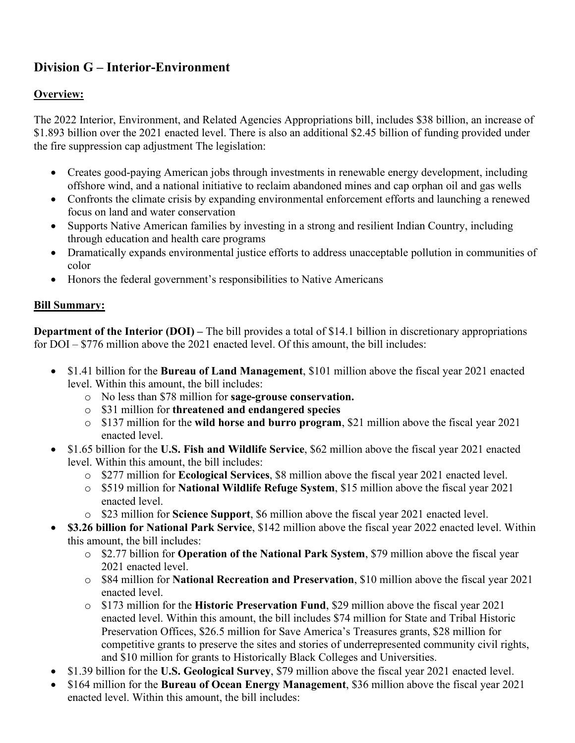## Division G – Interior-Environment

**Overview:**

The 2022 Interior, Environment, and Related Agencies Appropriations bill, includes $38 billion, an increase of $1.893 billion over the 2021 enacted level. There is also an additional $2.45 billion of funding provided under the fire suppression cap adjustment The legislation:

- Creates good-paying American jobs through investments in renewable energy development, including offshore wind, and a national initiative to reclaim abandoned mines and cap orphan oil and gas wells
- Confronts the climate crisis by expanding environmental enforcement efforts and launching a renewed focus on land and water conservation
- Supports Native American families by investing in a strong and resilient Indian Country, including through education and health care programs
- Dramatically expands environmental justice efforts to address unacceptable pollution in communities of color
- Honors the federal government's responsibilities to Native Americans

**Bill Summary:**

**Department of the Interior (DOI) –** The bill provides a total of $14.1 billion in discretionary appropriations for DOI – $776 million above the 2021 enacted level. Of this amount, the bill includes:

- $1.41 billion for the **Bureau of Land Management**, $101 million above the fiscal year 2021 enacted level. Within this amount, the bill includes:
  - No less than $78 million for **sage-grouse conservation.**
  - $31 million for **threatened and endangered species**
  - $137 million for the **wild horse and burro program**, $21 million above the fiscal year 2021 enacted level.
- $1.65 billion for the **U.S. Fish and Wildlife Service**, $62 million above the fiscal year 2021 enacted level. Within this amount, the bill includes:
  - $277 million for **Ecological Services**, $8 million above the fiscal year 2021 enacted level.
  - $519 million for **National Wildlife Refuge System**, $15 million above the fiscal year 2021 enacted level.
  - $23 million for **Science Support**, $6 million above the fiscal year 2021 enacted level.
- **$3.26 billion for National Park Service**, $142 million above the fiscal year 2022 enacted level. Within this amount, the bill includes:
  - $2.77 billion for **Operation of the National Park System**, $79 million above the fiscal year 2021 enacted level.
  - $84 million for **National Recreation and Preservation**, $10 million above the fiscal year 2021 enacted level.
  - $173 million for the **Historic Preservation Fund**, $29 million above the fiscal year 2021 enacted level. Within this amount, the bill includes $74 million for State and Tribal Historic Preservation Offices, $26.5 million for Save America's Treasures grants, $28 million for competitive grants to preserve the sites and stories of underrepresented community civil rights, and $10 million for grants to Historically Black Colleges and Universities.
- $1.39 billion for the **U.S. Geological Survey**, $79 million above the fiscal year 2021 enacted level.
- $164 million for the **Bureau of Ocean Energy Management**, $36 million above the fiscal year 2021 enacted level. Within this amount, the bill includes: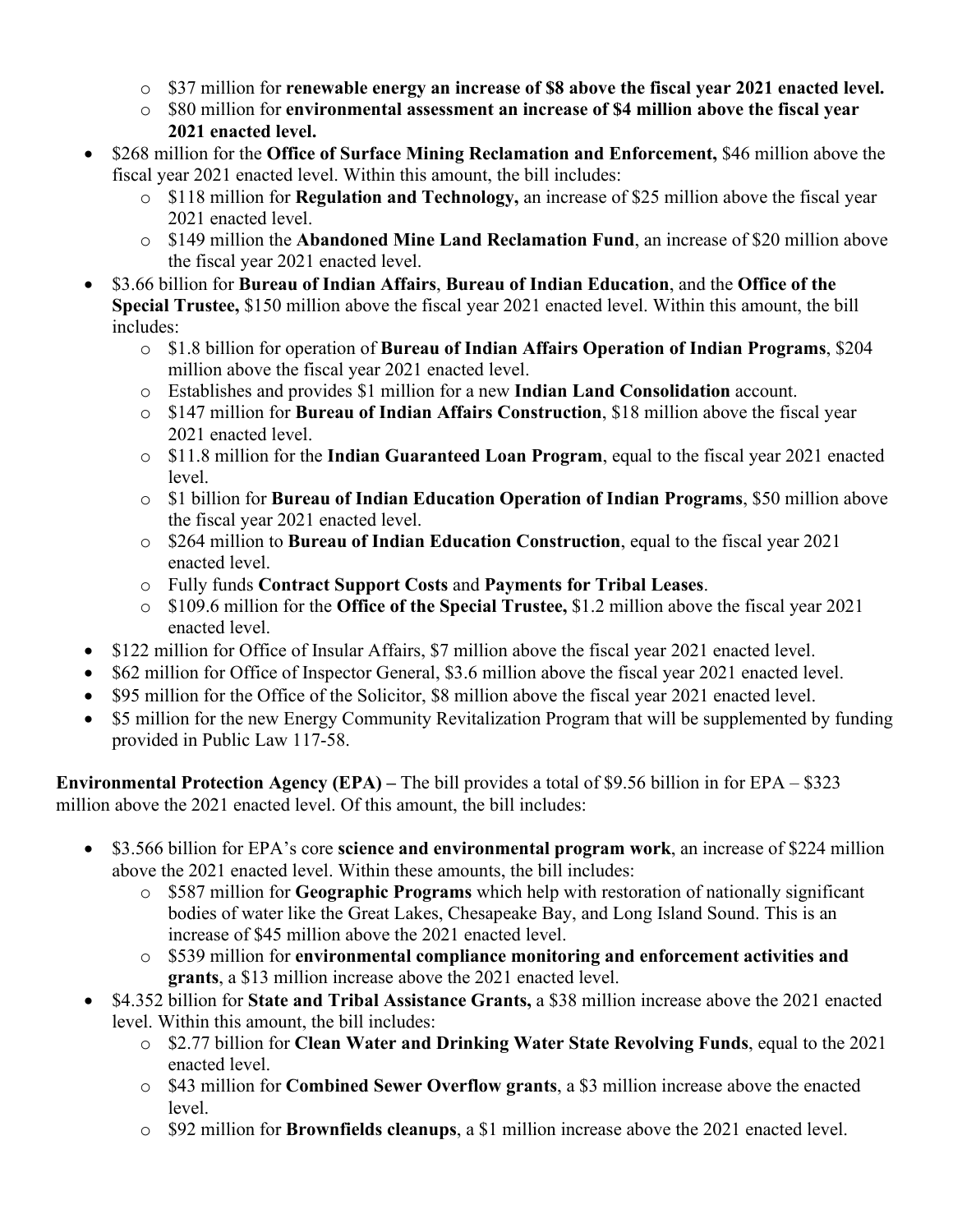- $37 million for **renewable energy an increase of $8 above the fiscal year 2021 enacted level.**
  - $80 million for **environmental assessment an increase of $4 million above the fiscal year 2021 enacted level.**
- $268 million for the **Office of Surface Mining Reclamation and Enforcement,** $46 million above the fiscal year 2021 enacted level. Within this amount, the bill includes:
  - $118 million for **Regulation and Technology,** an increase of $25 million above the fiscal year 2021 enacted level.
  - $149 million the **Abandoned Mine Land Reclamation Fund**, an increase of $20 million above the fiscal year 2021 enacted level.
- $3.66 billion for **Bureau of Indian Affairs**, **Bureau of Indian Education**, and the **Office of the Special Trustee,** $150 million above the fiscal year 2021 enacted level. Within this amount, the bill includes:
  - $1.8 billion for operation of **Bureau of Indian Affairs Operation of Indian Programs**, $204 million above the fiscal year 2021 enacted level.
  - Establishes and provides $1 million for a new **Indian Land Consolidation** account.
  - $147 million for **Bureau of Indian Affairs Construction**, $18 million above the fiscal year 2021 enacted level.
  - $11.8 million for the **Indian Guaranteed Loan Program**, equal to the fiscal year 2021 enacted level.
  - $1 billion for **Bureau of Indian Education Operation of Indian Programs**, $50 million above the fiscal year 2021 enacted level.
  - $264 million to **Bureau of Indian Education Construction**, equal to the fiscal year 2021 enacted level.
  - Fully funds **Contract Support Costs** and **Payments for Tribal Leases**.
  - $109.6 million for the **Office of the Special Trustee,** $1.2 million above the fiscal year 2021 enacted level.
- $122 million for Office of Insular Affairs, $7 million above the fiscal year 2021 enacted level.
- $62 million for Office of Inspector General, $3.6 million above the fiscal year 2021 enacted level.
- $95 million for the Office of the Solicitor, $8 million above the fiscal year 2021 enacted level.
- $5 million for the new Energy Community Revitalization Program that will be supplemented by funding provided in Public Law 117-58.

**Environmental Protection Agency (EPA) –** The bill provides a total of $9.56 billion in for EPA – $323 million above the 2021 enacted level. Of this amount, the bill includes:

- $3.566 billion for EPA's core **science and environmental program work**, an increase of $224 million above the 2021 enacted level. Within these amounts, the bill includes:
  - $587 million for **Geographic Programs** which help with restoration of nationally significant bodies of water like the Great Lakes, Chesapeake Bay, and Long Island Sound. This is an increase of $45 million above the 2021 enacted level.
  - $539 million for **environmental compliance monitoring and enforcement activities and grants**, a $13 million increase above the 2021 enacted level.
- $4.352 billion for **State and Tribal Assistance Grants,** a $38 million increase above the 2021 enacted level. Within this amount, the bill includes:
  - $2.77 billion for **Clean Water and Drinking Water State Revolving Funds**, equal to the 2021 enacted level.
  - $43 million for **Combined Sewer Overflow grants**, a $3 million increase above the enacted level.
  - $92 million for **Brownfields cleanups**, a $1 million increase above the 2021 enacted level.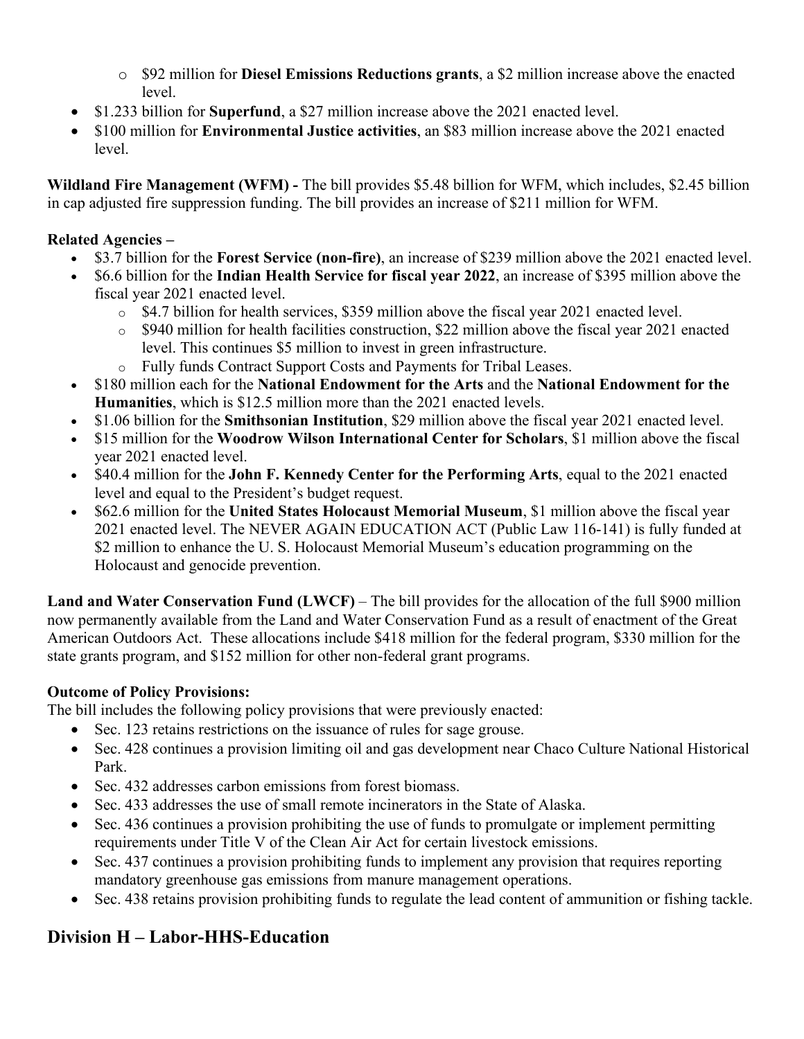- $92 million for **Diesel Emissions Reductions grants**, a $2 million increase above the enacted level.
- $1.233 billion for **Superfund**, a $27 million increase above the 2021 enacted level.
- $100 million for **Environmental Justice activities**, an $83 million increase above the 2021 enacted level.

**Wildland Fire Management (WFM) -** The bill provides $5.48 billion for WFM, which includes, $2.45 billion in cap adjusted fire suppression funding. The bill provides an increase of $211 million for WFM.

**Related Agencies –**

- $3.7 billion for the **Forest Service (non-fire)**, an increase of $239 million above the 2021 enacted level.
- $6.6 billion for the **Indian Health Service for fiscal year 2022**, an increase of $395 million above the fiscal year 2021 enacted level.
  - $4.7 billion for health services, $359 million above the fiscal year 2021 enacted level.
  - $940 million for health facilities construction, $22 million above the fiscal year 2021 enacted level. This continues $5 million to invest in green infrastructure.
  - Fully funds Contract Support Costs and Payments for Tribal Leases.
- $180 million each for the **National Endowment for the Arts** and the **National Endowment for the Humanities**, which is $12.5 million more than the 2021 enacted levels.
- $1.06 billion for the **Smithsonian Institution**, $29 million above the fiscal year 2021 enacted level.
- $15 million for the **Woodrow Wilson International Center for Scholars**, $1 million above the fiscal year 2021 enacted level.
- $40.4 million for the **John F. Kennedy Center for the Performing Arts**, equal to the 2021 enacted level and equal to the President's budget request.
- $62.6 million for the **United States Holocaust Memorial Museum**, $1 million above the fiscal year 2021 enacted level. The NEVER AGAIN EDUCATION ACT (Public Law 116-141) is fully funded at $2 million to enhance the U. S. Holocaust Memorial Museum's education programming on the Holocaust and genocide prevention.

**Land and Water Conservation Fund (LWCF)** – The bill provides for the allocation of the full $900 million now permanently available from the Land and Water Conservation Fund as a result of enactment of the Great American Outdoors Act. These allocations include $418 million for the federal program, $330 million for the state grants program, and $152 million for other non-federal grant programs.

**Outcome of Policy Provisions:**

The bill includes the following policy provisions that were previously enacted:

- Sec. 123 retains restrictions on the issuance of rules for sage grouse.
- Sec. 428 continues a provision limiting oil and gas development near Chaco Culture National Historical Park.
- Sec. 432 addresses carbon emissions from forest biomass.
- Sec. 433 addresses the use of small remote incinerators in the State of Alaska.
- Sec. 436 continues a provision prohibiting the use of funds to promulgate or implement permitting requirements under Title V of the Clean Air Act for certain livestock emissions.
- Sec. 437 continues a provision prohibiting funds to implement any provision that requires reporting mandatory greenhouse gas emissions from manure management operations.
- Sec. 438 retains provision prohibiting funds to regulate the lead content of ammunition or fishing tackle.

## Division H – Labor-HHS-Education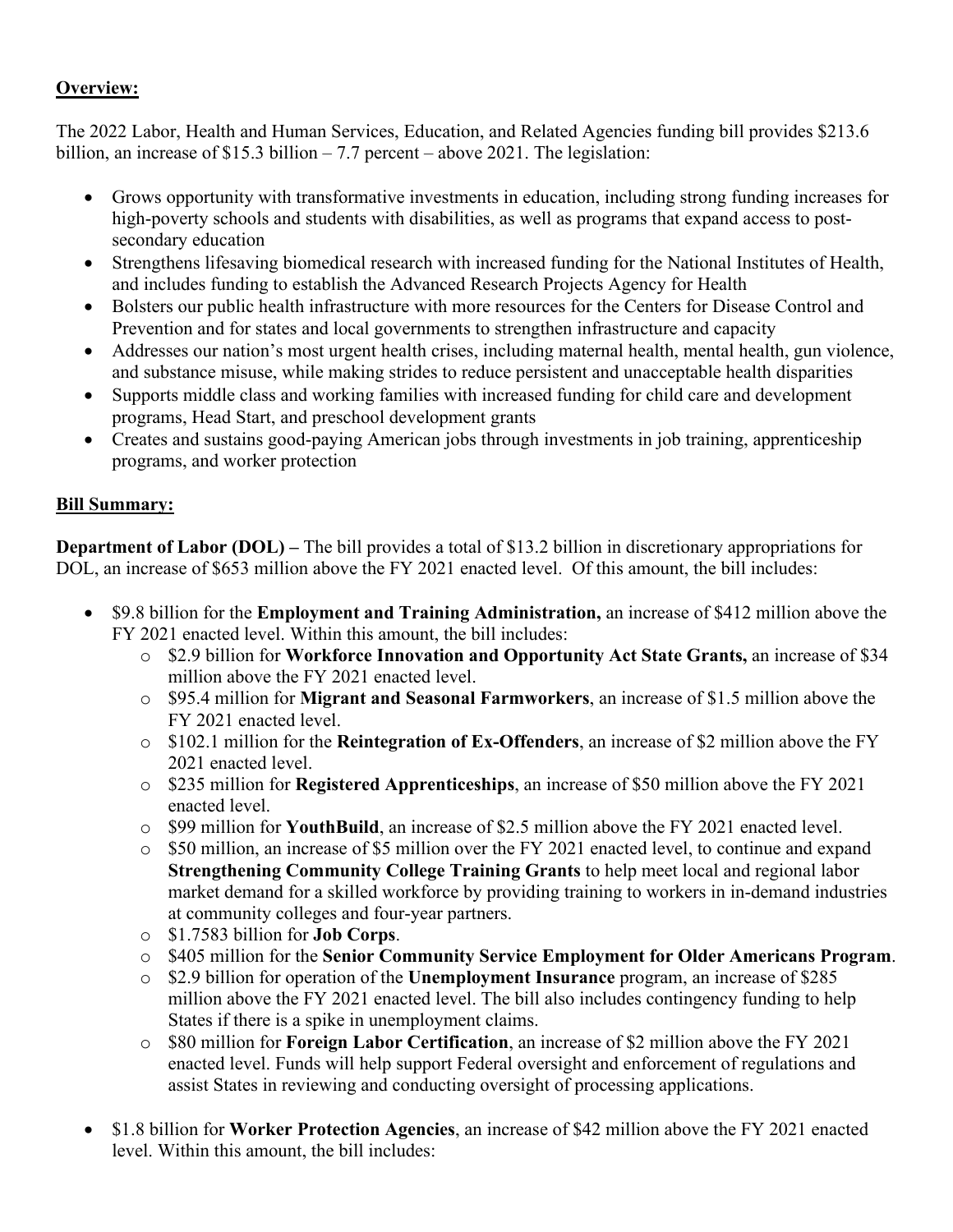**Overview:**

The 2022 Labor, Health and Human Services, Education, and Related Agencies funding bill provides $213.6 billion, an increase of $15.3 billion – 7.7 percent – above 2021. The legislation:

- Grows opportunity with transformative investments in education, including strong funding increases for high-poverty schools and students with disabilities, as well as programs that expand access to post-secondary education
- Strengthens lifesaving biomedical research with increased funding for the National Institutes of Health, and includes funding to establish the Advanced Research Projects Agency for Health
- Bolsters our public health infrastructure with more resources for the Centers for Disease Control and Prevention and for states and local governments to strengthen infrastructure and capacity
- Addresses our nation's most urgent health crises, including maternal health, mental health, gun violence, and substance misuse, while making strides to reduce persistent and unacceptable health disparities
- Supports middle class and working families with increased funding for child care and development programs, Head Start, and preschool development grants
- Creates and sustains good-paying American jobs through investments in job training, apprenticeship programs, and worker protection

**Bill Summary:**

**Department of Labor (DOL) –** The bill provides a total of $13.2 billion in discretionary appropriations for DOL, an increase of $653 million above the FY 2021 enacted level. Of this amount, the bill includes:

- $9.8 billion for the **Employment and Training Administration,** an increase of $412 million above the FY 2021 enacted level. Within this amount, the bill includes:
    - $2.9 billion for **Workforce Innovation and Opportunity Act State Grants,** an increase of $34 million above the FY 2021 enacted level.
    - $95.4 million for **Migrant and Seasonal Farmworkers**, an increase of $1.5 million above the FY 2021 enacted level.
    - $102.1 million for the **Reintegration of Ex-Offenders**, an increase of $2 million above the FY 2021 enacted level.
    - $235 million for **Registered Apprenticeships**, an increase of $50 million above the FY 2021 enacted level.
    - $99 million for **YouthBuild**, an increase of $2.5 million above the FY 2021 enacted level.
    - $50 million, an increase of $5 million over the FY 2021 enacted level, to continue and expand **Strengthening Community College Training Grants** to help meet local and regional labor market demand for a skilled workforce by providing training to workers in in-demand industries at community colleges and four-year partners.
    - $1.7583 billion for **Job Corps**.
    - $405 million for the **Senior Community Service Employment for Older Americans Program**.
    - $2.9 billion for operation of the **Unemployment Insurance** program, an increase of $285 million above the FY 2021 enacted level. The bill also includes contingency funding to help States if there is a spike in unemployment claims.
    - $80 million for **Foreign Labor Certification**, an increase of $2 million above the FY 2021 enacted level. Funds will help support Federal oversight and enforcement of regulations and assist States in reviewing and conducting oversight of processing applications.

- $1.8 billion for **Worker Protection Agencies**, an increase of $42 million above the FY 2021 enacted level. Within this amount, the bill includes: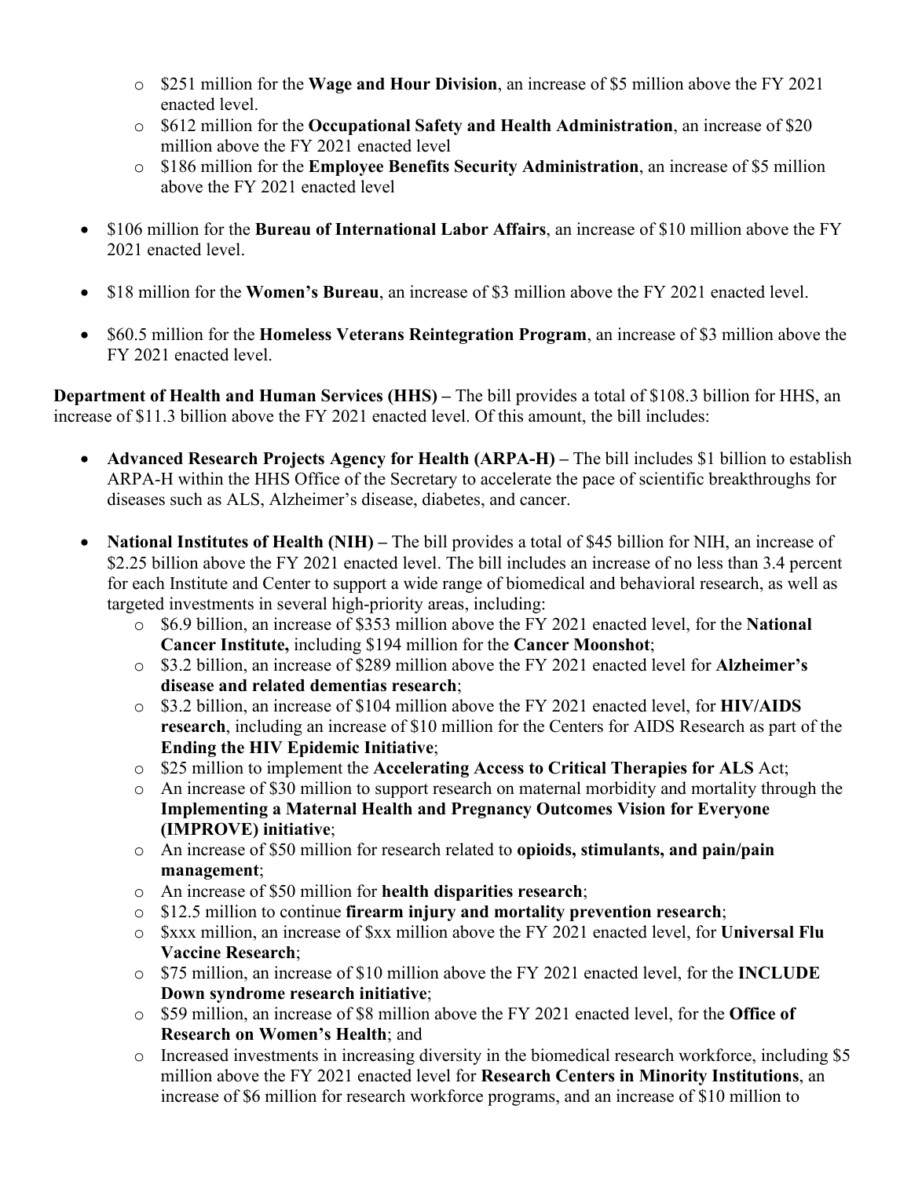- $251 million for the **Wage and Hour Division**, an increase of $5 million above the FY 2021 enacted level.
  - $612 million for the **Occupational Safety and Health Administration**, an increase of $20 million above the FY 2021 enacted level
  - $186 million for the **Employee Benefits Security Administration**, an increase of $5 million above the FY 2021 enacted level

- $106 million for the **Bureau of International Labor Affairs**, an increase of $10 million above the FY 2021 enacted level.

- $18 million for the **Women's Bureau**, an increase of $3 million above the FY 2021 enacted level.

- $60.5 million for the **Homeless Veterans Reintegration Program**, an increase of $3 million above the FY 2021 enacted level.

**Department of Health and Human Services (HHS) –** The bill provides a total of $108.3 billion for HHS, an increase of $11.3 billion above the FY 2021 enacted level. Of this amount, the bill includes:

- **Advanced Research Projects Agency for Health (ARPA-H) –** The bill includes $1 billion to establish ARPA-H within the HHS Office of the Secretary to accelerate the pace of scientific breakthroughs for diseases such as ALS, Alzheimer's disease, diabetes, and cancer.

- **National Institutes of Health (NIH) –** The bill provides a total of $45 billion for NIH, an increase of $2.25 billion above the FY 2021 enacted level. The bill includes an increase of no less than 3.4 percent for each Institute and Center to support a wide range of biomedical and behavioral research, as well as targeted investments in several high-priority areas, including:
  - $6.9 billion, an increase of $353 million above the FY 2021 enacted level, for the **National Cancer Institute,** including $194 million for the **Cancer Moonshot**;
  - $3.2 billion, an increase of $289 million above the FY 2021 enacted level for **Alzheimer's disease and related dementias research**;
  - $3.2 billion, an increase of $104 million above the FY 2021 enacted level, for **HIV/AIDS research**, including an increase of $10 million for the Centers for AIDS Research as part of the **Ending the HIV Epidemic Initiative**;
  - $25 million to implement the **Accelerating Access to Critical Therapies for ALS** Act;
  - An increase of $30 million to support research on maternal morbidity and mortality through the **Implementing a Maternal Health and Pregnancy Outcomes Vision for Everyone (IMPROVE) initiative**;
  - An increase of $50 million for research related to **opioids, stimulants, and pain/pain management**;
  - An increase of $50 million for **health disparities research**;
  - $12.5 million to continue **firearm injury and mortality prevention research**;
  - $xxx million, an increase of $xx million above the FY 2021 enacted level, for **Universal Flu Vaccine Research**;
  - $75 million, an increase of $10 million above the FY 2021 enacted level, for the **INCLUDE Down syndrome research initiative**;
  - $59 million, an increase of $8 million above the FY 2021 enacted level, for the **Office of Research on Women's Health**; and
  - Increased investments in increasing diversity in the biomedical research workforce, including $5 million above the FY 2021 enacted level for **Research Centers in Minority Institutions**, an increase of $6 million for research workforce programs, and an increase of $10 million to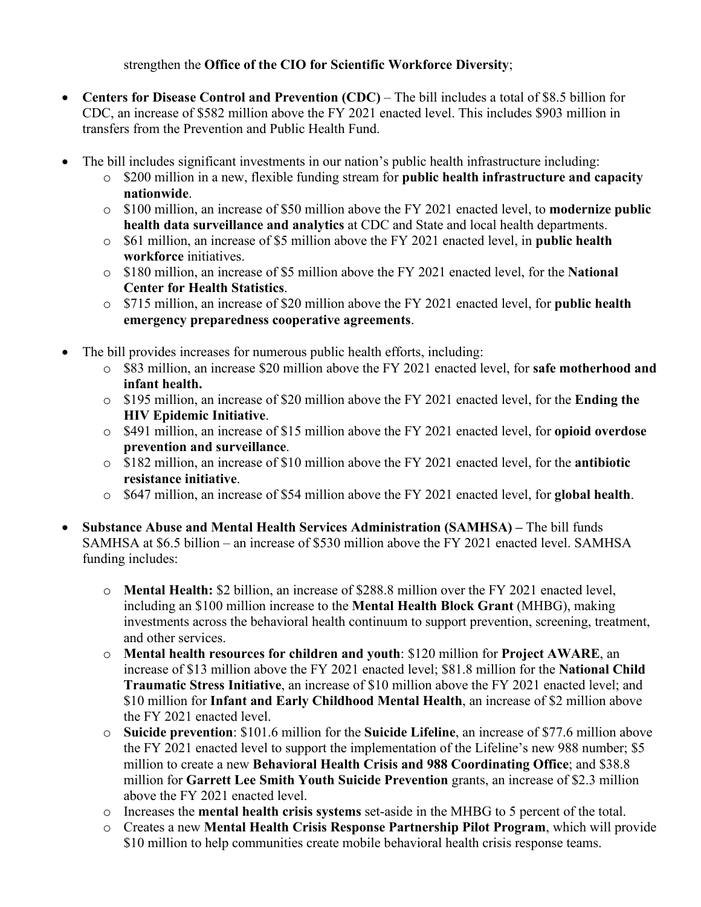strengthen the **Office of the CIO for Scientific Workforce Diversity**;

- **Centers for Disease Control and Prevention (CDC)** – The bill includes a total of $8.5 billion for CDC, an increase of $582 million above the FY 2021 enacted level. This includes $903 million in transfers from the Prevention and Public Health Fund.

- The bill includes significant investments in our nation's public health infrastructure including:
  - $200 million in a new, flexible funding stream for **public health infrastructure and capacity nationwide**.
  - $100 million, an increase of $50 million above the FY 2021 enacted level, to **modernize public health data surveillance and analytics** at CDC and State and local health departments.
  - $61 million, an increase of $5 million above the FY 2021 enacted level, in **public health workforce** initiatives.
  - $180 million, an increase of $5 million above the FY 2021 enacted level, for the **National Center for Health Statistics**.
  - $715 million, an increase of $20 million above the FY 2021 enacted level, for **public health emergency preparedness cooperative agreements**.

- The bill provides increases for numerous public health efforts, including:
  - $83 million, an increase $20 million above the FY 2021 enacted level, for **safe motherhood and infant health.**
  - $195 million, an increase of $20 million above the FY 2021 enacted level, for the **Ending the HIV Epidemic Initiative**.
  - $491 million, an increase of $15 million above the FY 2021 enacted level, for **opioid overdose prevention and surveillance**.
  - $182 million, an increase of $10 million above the FY 2021 enacted level, for the **antibiotic resistance initiative**.
  - $647 million, an increase of $54 million above the FY 2021 enacted level, for **global health**.

- **Substance Abuse and Mental Health Services Administration (SAMHSA) –** The bill funds SAMHSA at $6.5 billion – an increase of $530 million above the FY 2021 enacted level. SAMHSA funding includes:

  - **Mental Health:** $2 billion, an increase of $288.8 million over the FY 2021 enacted level, including an $100 million increase to the **Mental Health Block Grant** (MHBG), making investments across the behavioral health continuum to support prevention, screening, treatment, and other services.
  - **Mental health resources for children and youth**: $120 million for **Project AWARE**, an increase of $13 million above the FY 2021 enacted level; $81.8 million for the **National Child Traumatic Stress Initiative**, an increase of $10 million above the FY 2021 enacted level; and $10 million for **Infant and Early Childhood Mental Health**, an increase of $2 million above the FY 2021 enacted level.
  - **Suicide prevention**: $101.6 million for the **Suicide Lifeline**, an increase of $77.6 million above the FY 2021 enacted level to support the implementation of the Lifeline's new 988 number; $5 million to create a new **Behavioral Health Crisis and 988 Coordinating Office**; and $38.8 million for **Garrett Lee Smith Youth Suicide Prevention** grants, an increase of $2.3 million above the FY 2021 enacted level.
  - Increases the **mental health crisis systems** set-aside in the MHBG to 5 percent of the total.
  - Creates a new **Mental Health Crisis Response Partnership Pilot Program**, which will provide $10 million to help communities create mobile behavioral health crisis response teams.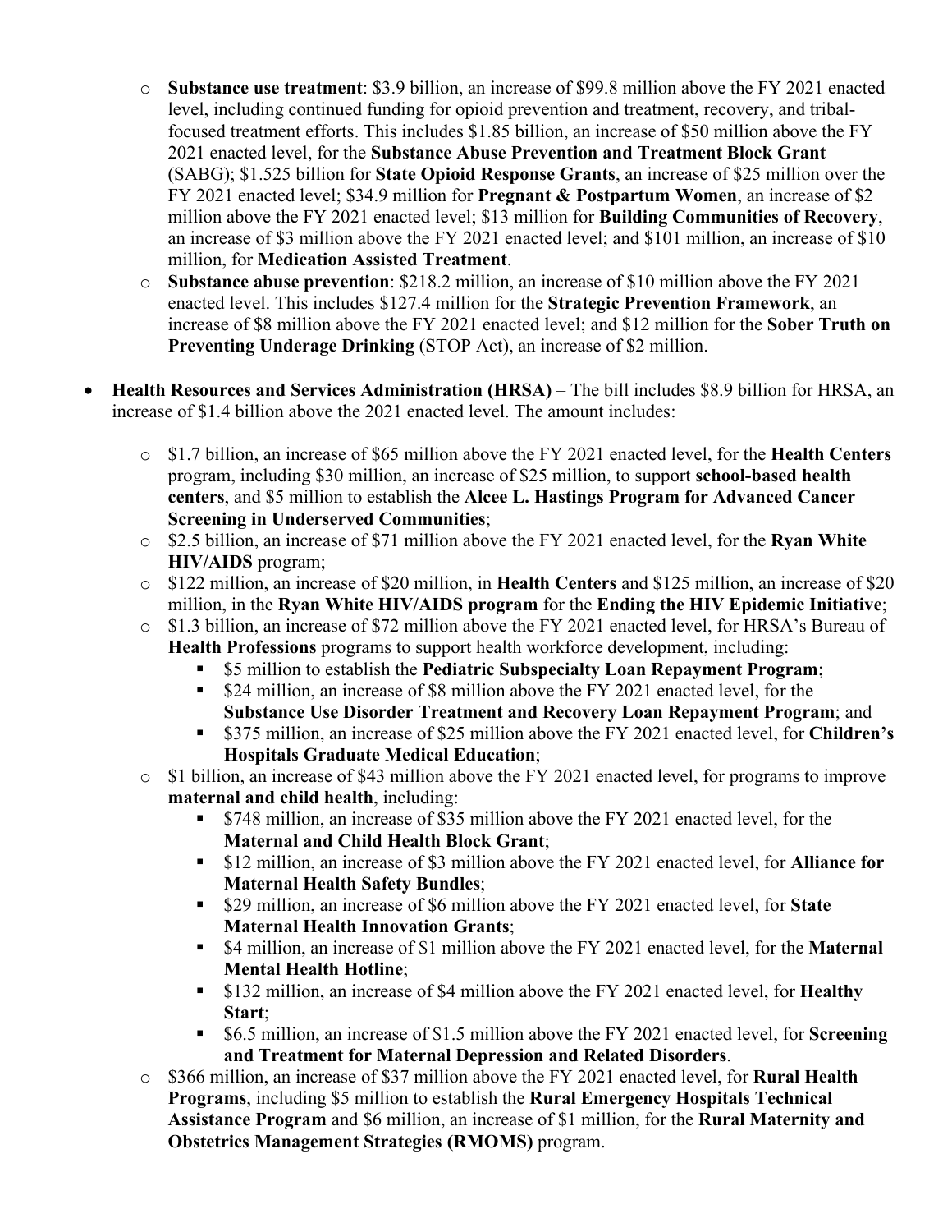- **Substance use treatment**: $3.9 billion, an increase of $99.8 million above the FY 2021 enacted level, including continued funding for opioid prevention and treatment, recovery, and tribal-focused treatment efforts. This includes $1.85 billion, an increase of $50 million above the FY 2021 enacted level, for the **Substance Abuse Prevention and Treatment Block Grant** (SABG); $1.525 billion for **State Opioid Response Grants**, an increase of $25 million over the FY 2021 enacted level; $34.9 million for **Pregnant & Postpartum Women**, an increase of $2 million above the FY 2021 enacted level; $13 million for **Building Communities of Recovery**, an increase of $3 million above the FY 2021 enacted level; and $101 million, an increase of $10 million, for **Medication Assisted Treatment**.
  - **Substance abuse prevention**: $218.2 million, an increase of $10 million above the FY 2021 enacted level. This includes $127.4 million for the **Strategic Prevention Framework**, an increase of $8 million above the FY 2021 enacted level; and $12 million for the **Sober Truth on Preventing Underage Drinking** (STOP Act), an increase of $2 million.

- **Health Resources and Services Administration (HRSA)** – The bill includes $8.9 billion for HRSA, an increase of $1.4 billion above the 2021 enacted level. The amount includes:

  - $1.7 billion, an increase of $65 million above the FY 2021 enacted level, for the **Health Centers** program, including $30 million, an increase of $25 million, to support **school-based health centers**, and $5 million to establish the **Alcee L. Hastings Program for Advanced Cancer Screening in Underserved Communities**;
  - $2.5 billion, an increase of $71 million above the FY 2021 enacted level, for the **Ryan White HIV/AIDS** program;
  - $122 million, an increase of $20 million, in **Health Centers** and $125 million, an increase of $20 million, in the **Ryan White HIV/AIDS program** for the **Ending the HIV Epidemic Initiative**;
  - $1.3 billion, an increase of $72 million above the FY 2021 enacted level, for HRSA's Bureau of **Health Professions** programs to support health workforce development, including:
    - $5 million to establish the **Pediatric Subspecialty Loan Repayment Program**;
    - $24 million, an increase of $8 million above the FY 2021 enacted level, for the **Substance Use Disorder Treatment and Recovery Loan Repayment Program**; and
    - $375 million, an increase of $25 million above the FY 2021 enacted level, for **Children's Hospitals Graduate Medical Education**;
  - $1 billion, an increase of $43 million above the FY 2021 enacted level, for programs to improve **maternal and child health**, including:
    - $748 million, an increase of $35 million above the FY 2021 enacted level, for the **Maternal and Child Health Block Grant**;
    - $12 million, an increase of $3 million above the FY 2021 enacted level, for **Alliance for Maternal Health Safety Bundles**;
    - $29 million, an increase of $6 million above the FY 2021 enacted level, for **State Maternal Health Innovation Grants**;
    - $4 million, an increase of $1 million above the FY 2021 enacted level, for the **Maternal Mental Health Hotline**;
    - $132 million, an increase of $4 million above the FY 2021 enacted level, for **Healthy Start**;
    - $6.5 million, an increase of $1.5 million above the FY 2021 enacted level, for **Screening and Treatment for Maternal Depression and Related Disorders**.
  - $366 million, an increase of $37 million above the FY 2021 enacted level, for **Rural Health Programs**, including $5 million to establish the **Rural Emergency Hospitals Technical Assistance Program** and $6 million, an increase of $1 million, for the **Rural Maternity and Obstetrics Management Strategies (RMOMS)** program.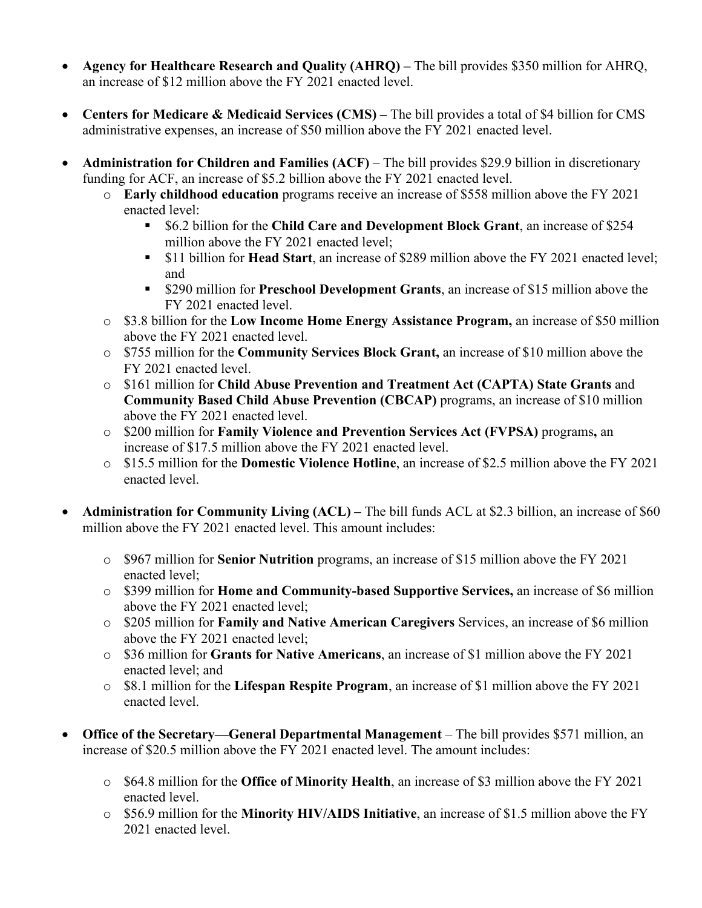- **Agency for Healthcare Research and Quality (AHRQ) –** The bill provides $350 million for AHRQ, an increase of $12 million above the FY 2021 enacted level.

- **Centers for Medicare & Medicaid Services (CMS) –** The bill provides a total of $4 billion for CMS administrative expenses, an increase of $50 million above the FY 2021 enacted level.

- **Administration for Children and Families (ACF)** – The bill provides $29.9 billion in discretionary funding for ACF, an increase of $5.2 billion above the FY 2021 enacted level.
  - **Early childhood education** programs receive an increase of $558 million above the FY 2021 enacted level:
    - $6.2 billion for the **Child Care and Development Block Grant**, an increase of $254 million above the FY 2021 enacted level;
    - $11 billion for **Head Start**, an increase of $289 million above the FY 2021 enacted level; and
    - $290 million for **Preschool Development Grants**, an increase of $15 million above the FY 2021 enacted level.
  - $3.8 billion for the **Low Income Home Energy Assistance Program,** an increase of $50 million above the FY 2021 enacted level.
  - $755 million for the **Community Services Block Grant,** an increase of $10 million above the FY 2021 enacted level.
  - $161 million for **Child Abuse Prevention and Treatment Act (CAPTA) State Grants** and **Community Based Child Abuse Prevention (CBCAP)** programs, an increase of $10 million above the FY 2021 enacted level.
  - $200 million for **Family Violence and Prevention Services Act (FVPSA)** programs**,** an increase of $17.5 million above the FY 2021 enacted level.
  - $15.5 million for the **Domestic Violence Hotline**, an increase of $2.5 million above the FY 2021 enacted level.

- **Administration for Community Living (ACL) –** The bill funds ACL at $2.3 billion, an increase of $60 million above the FY 2021 enacted level. This amount includes:

  - $967 million for **Senior Nutrition** programs, an increase of $15 million above the FY 2021 enacted level;
  - $399 million for **Home and Community-based Supportive Services,** an increase of $6 million above the FY 2021 enacted level;
  - $205 million for **Family and Native American Caregivers** Services, an increase of $6 million above the FY 2021 enacted level;
  - $36 million for **Grants for Native Americans**, an increase of $1 million above the FY 2021 enacted level; and
  - $8.1 million for the **Lifespan Respite Program**, an increase of $1 million above the FY 2021 enacted level.

- **Office of the Secretary—General Departmental Management** – The bill provides $571 million, an increase of $20.5 million above the FY 2021 enacted level. The amount includes:

  - $64.8 million for the **Office of Minority Health**, an increase of $3 million above the FY 2021 enacted level.
  - $56.9 million for the **Minority HIV/AIDS Initiative**, an increase of $1.5 million above the FY 2021 enacted level.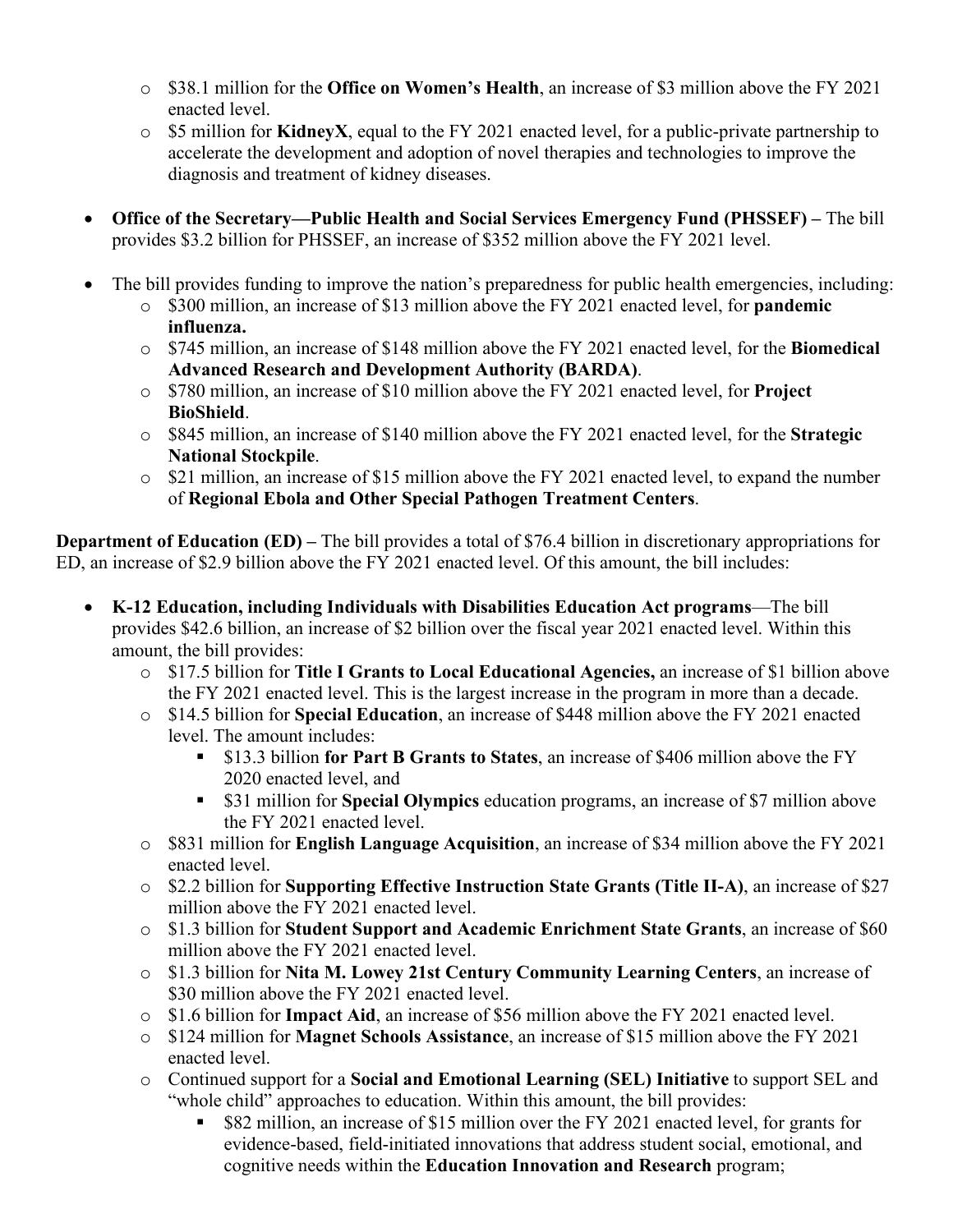- $38.1 million for the **Office on Women's Health**, an increase of $3 million above the FY 2021 enacted level.
- $5 million for **KidneyX**, equal to the FY 2021 enacted level, for a public-private partnership to accelerate the development and adoption of novel therapies and technologies to improve the diagnosis and treatment of kidney diseases.

- **Office of the Secretary—Public Health and Social Services Emergency Fund (PHSSEF) –** The bill provides $3.2 billion for PHSSEF, an increase of $352 million above the FY 2021 level.

- The bill provides funding to improve the nation's preparedness for public health emergencies, including:
  - $300 million, an increase of $13 million above the FY 2021 enacted level, for **pandemic influenza.**
  - $745 million, an increase of $148 million above the FY 2021 enacted level, for the **Biomedical Advanced Research and Development Authority (BARDA)**.
  - $780 million, an increase of $10 million above the FY 2021 enacted level, for **Project BioShield**.
  - $845 million, an increase of $140 million above the FY 2021 enacted level, for the **Strategic National Stockpile**.
  - $21 million, an increase of $15 million above the FY 2021 enacted level, to expand the number of **Regional Ebola and Other Special Pathogen Treatment Centers**.

**Department of Education (ED) –** The bill provides a total of $76.4 billion in discretionary appropriations for ED, an increase of $2.9 billion above the FY 2021 enacted level. Of this amount, the bill includes:

- **K-12 Education, including Individuals with Disabilities Education Act programs**—The bill provides $42.6 billion, an increase of $2 billion over the fiscal year 2021 enacted level. Within this amount, the bill provides:
  - $17.5 billion for **Title I Grants to Local Educational Agencies,** an increase of $1 billion above the FY 2021 enacted level. This is the largest increase in the program in more than a decade.
  - $14.5 billion for **Special Education**, an increase of $448 million above the FY 2021 enacted level. The amount includes:
    - $13.3 billion **for Part B Grants to States**, an increase of $406 million above the FY 2020 enacted level, and
    - $31 million for **Special Olympics** education programs, an increase of $7 million above the FY 2021 enacted level.
  - $831 million for **English Language Acquisition**, an increase of $34 million above the FY 2021 enacted level.
  - $2.2 billion for **Supporting Effective Instruction State Grants (Title II-A)**, an increase of $27 million above the FY 2021 enacted level.
  - $1.3 billion for **Student Support and Academic Enrichment State Grants**, an increase of $60 million above the FY 2021 enacted level.
  - $1.3 billion for **Nita M. Lowey 21st Century Community Learning Centers**, an increase of $30 million above the FY 2021 enacted level.
  - $1.6 billion for **Impact Aid**, an increase of $56 million above the FY 2021 enacted level.
  - $124 million for **Magnet Schools Assistance**, an increase of $15 million above the FY 2021 enacted level.
  - Continued support for a **Social and Emotional Learning (SEL) Initiative** to support SEL and "whole child" approaches to education. Within this amount, the bill provides:
    - $82 million, an increase of $15 million over the FY 2021 enacted level, for grants for evidence-based, field-initiated innovations that address student social, emotional, and cognitive needs within the **Education Innovation and Research** program;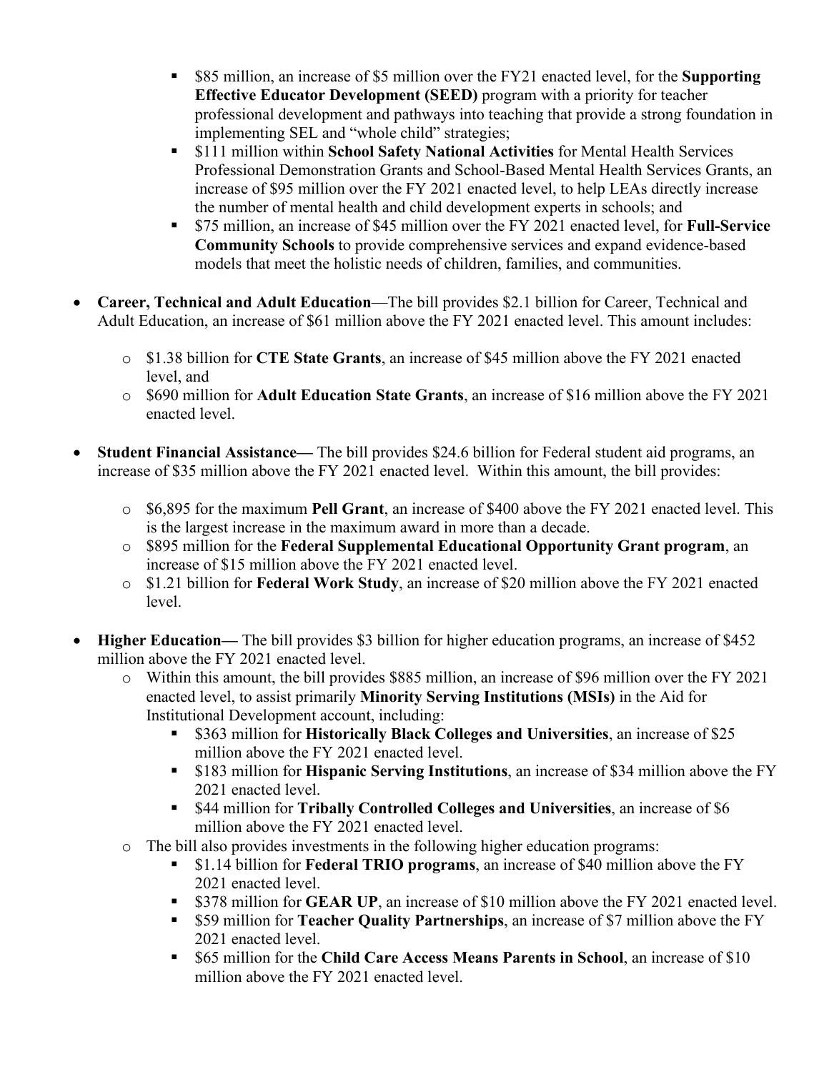- $85 million, an increase of $5 million over the FY21 enacted level, for the **Supporting Effective Educator Development (SEED)** program with a priority for teacher professional development and pathways into teaching that provide a strong foundation in implementing SEL and "whole child" strategies;
    - $111 million within **School Safety National Activities** for Mental Health Services Professional Demonstration Grants and School-Based Mental Health Services Grants, an increase of $95 million over the FY 2021 enacted level, to help LEAs directly increase the number of mental health and child development experts in schools; and
    - $75 million, an increase of $45 million over the FY 2021 enacted level, for **Full-Service Community Schools** to provide comprehensive services and expand evidence-based models that meet the holistic needs of children, families, and communities.

- **Career, Technical and Adult Education**—The bill provides $2.1 billion for Career, Technical and Adult Education, an increase of $61 million above the FY 2021 enacted level. This amount includes:

    - $1.38 billion for **CTE State Grants**, an increase of $45 million above the FY 2021 enacted level, and
    - $690 million for **Adult Education State Grants**, an increase of $16 million above the FY 2021 enacted level.

- **Student Financial Assistance—** The bill provides $24.6 billion for Federal student aid programs, an increase of $35 million above the FY 2021 enacted level. Within this amount, the bill provides:

    - $6,895 for the maximum **Pell Grant**, an increase of $400 above the FY 2021 enacted level. This is the largest increase in the maximum award in more than a decade.
    - $895 million for the **Federal Supplemental Educational Opportunity Grant program**, an increase of $15 million above the FY 2021 enacted level.
    - $1.21 billion for **Federal Work Study**, an increase of $20 million above the FY 2021 enacted level.

- **Higher Education—** The bill provides $3 billion for higher education programs, an increase of $452 million above the FY 2021 enacted level.
    - Within this amount, the bill provides $885 million, an increase of $96 million over the FY 2021 enacted level, to assist primarily **Minority Serving Institutions (MSIs)** in the Aid for Institutional Development account, including:
        - $363 million for **Historically Black Colleges and Universities**, an increase of $25 million above the FY 2021 enacted level.
        - $183 million for **Hispanic Serving Institutions**, an increase of $34 million above the FY 2021 enacted level.
        - $44 million for **Tribally Controlled Colleges and Universities**, an increase of $6 million above the FY 2021 enacted level.
    - The bill also provides investments in the following higher education programs:
        - $1.14 billion for **Federal TRIO programs**, an increase of $40 million above the FY 2021 enacted level.
        - $378 million for **GEAR UP**, an increase of $10 million above the FY 2021 enacted level.
        - $59 million for **Teacher Quality Partnerships**, an increase of $7 million above the FY 2021 enacted level.
        - $65 million for the **Child Care Access Means Parents in School**, an increase of $10 million above the FY 2021 enacted level.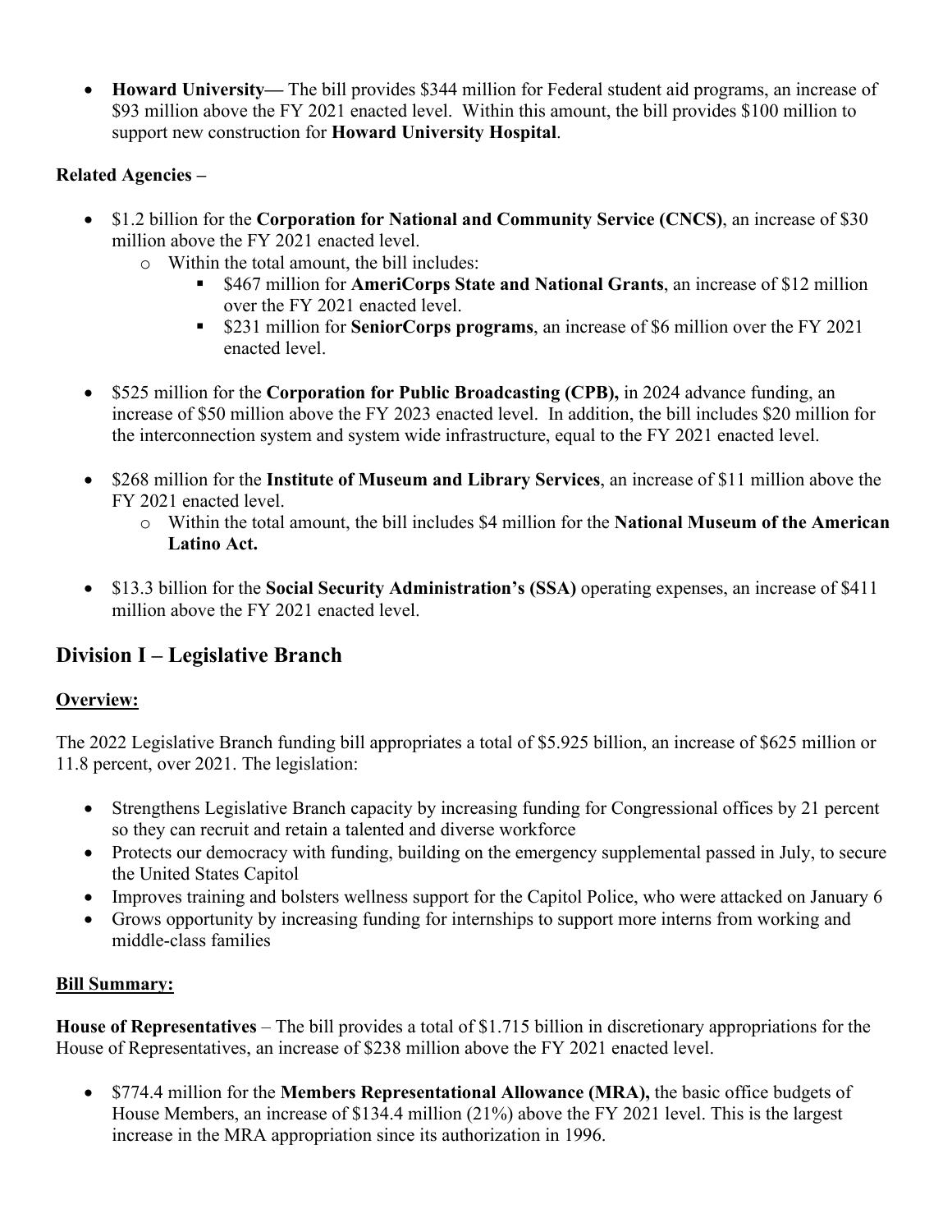- **Howard University—** The bill provides $344 million for Federal student aid programs, an increase of $93 million above the FY 2021 enacted level. Within this amount, the bill provides $100 million to support new construction for **Howard University Hospital**.

**Related Agencies –**

- $1.2 billion for the **Corporation for National and Community Service (CNCS)**, an increase of $30 million above the FY 2021 enacted level.
  - Within the total amount, the bill includes:
    - $467 million for **AmeriCorps State and National Grants**, an increase of $12 million over the FY 2021 enacted level.
    - $231 million for **SeniorCorps programs**, an increase of $6 million over the FY 2021 enacted level.
- $525 million for the **Corporation for Public Broadcasting (CPB),** in 2024 advance funding, an increase of $50 million above the FY 2023 enacted level. In addition, the bill includes $20 million for the interconnection system and system wide infrastructure, equal to the FY 2021 enacted level.
- $268 million for the **Institute of Museum and Library Services**, an increase of $11 million above the FY 2021 enacted level.
  - Within the total amount, the bill includes $4 million for the **National Museum of the American Latino Act.**
- $13.3 billion for the **Social Security Administration's (SSA)** operating expenses, an increase of $411 million above the FY 2021 enacted level.

## Division I – Legislative Branch

**Overview:**

The 2022 Legislative Branch funding bill appropriates a total of $5.925 billion, an increase of $625 million or 11.8 percent, over 2021. The legislation:

- Strengthens Legislative Branch capacity by increasing funding for Congressional offices by 21 percent so they can recruit and retain a talented and diverse workforce
- Protects our democracy with funding, building on the emergency supplemental passed in July, to secure the United States Capitol
- Improves training and bolsters wellness support for the Capitol Police, who were attacked on January 6
- Grows opportunity by increasing funding for internships to support more interns from working and middle-class families

**Bill Summary:**

**House of Representatives** – The bill provides a total of $1.715 billion in discretionary appropriations for the House of Representatives, an increase of $238 million above the FY 2021 enacted level.

- $774.4 million for the **Members Representational Allowance (MRA),** the basic office budgets of House Members, an increase of $134.4 million (21%) above the FY 2021 level. This is the largest increase in the MRA appropriation since its authorization in 1996.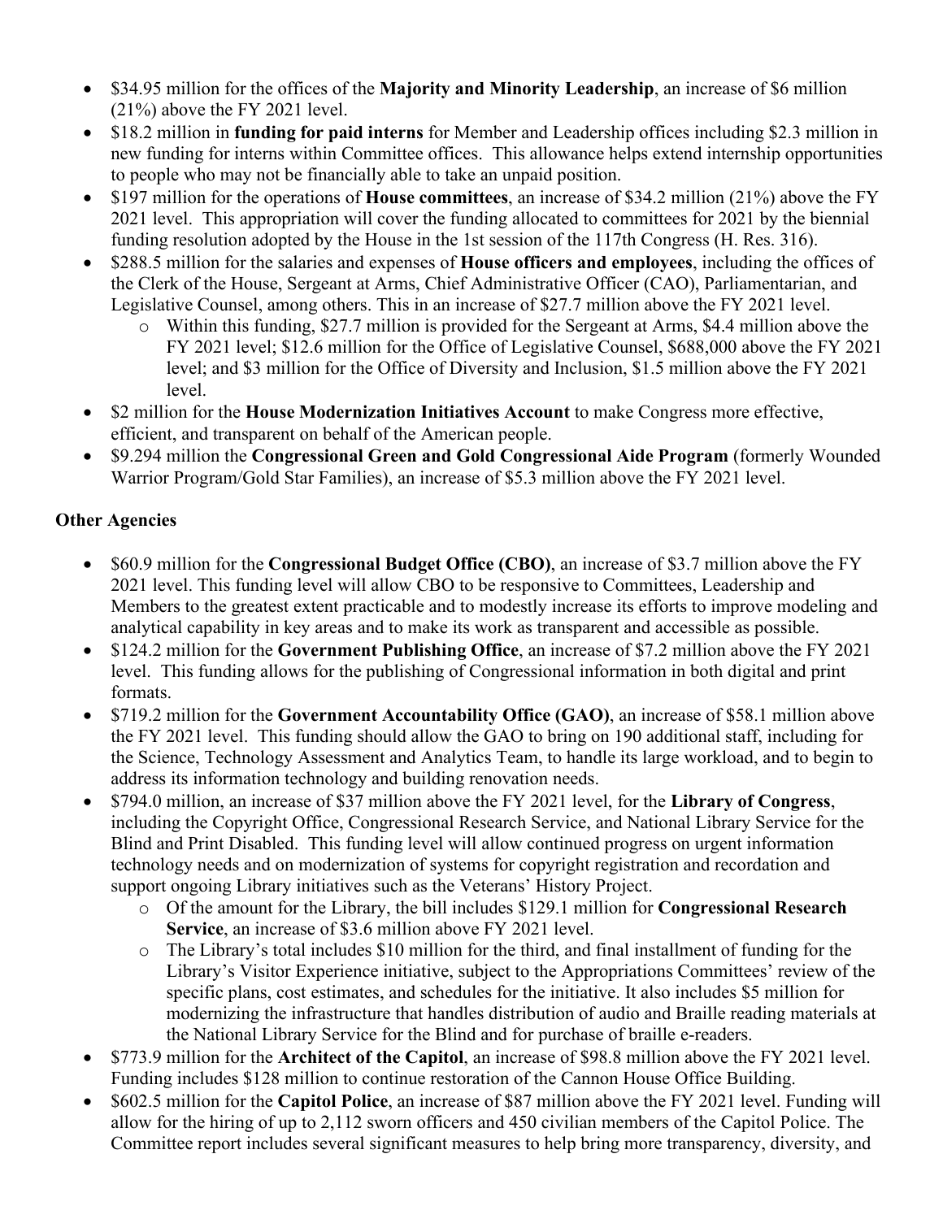- $34.95 million for the offices of the **Majority and Minority Leadership**, an increase of $6 million (21%) above the FY 2021 level.
- $18.2 million in **funding for paid interns** for Member and Leadership offices including $2.3 million in new funding for interns within Committee offices. This allowance helps extend internship opportunities to people who may not be financially able to take an unpaid position.
- $197 million for the operations of **House committees**, an increase of $34.2 million (21%) above the FY 2021 level. This appropriation will cover the funding allocated to committees for 2021 by the biennial funding resolution adopted by the House in the 1st session of the 117th Congress (H. Res. 316).
- $288.5 million for the salaries and expenses of **House officers and employees**, including the offices of the Clerk of the House, Sergeant at Arms, Chief Administrative Officer (CAO), Parliamentarian, and Legislative Counsel, among others. This in an increase of $27.7 million above the FY 2021 level.
  - Within this funding, $27.7 million is provided for the Sergeant at Arms, $4.4 million above the FY 2021 level; $12.6 million for the Office of Legislative Counsel, $688,000 above the FY 2021 level; and $3 million for the Office of Diversity and Inclusion, $1.5 million above the FY 2021 level.
- $2 million for the **House Modernization Initiatives Account** to make Congress more effective, efficient, and transparent on behalf of the American people.
- $9.294 million the **Congressional Green and Gold Congressional Aide Program** (formerly Wounded Warrior Program/Gold Star Families), an increase of $5.3 million above the FY 2021 level.

**Other Agencies**

- $60.9 million for the **Congressional Budget Office (CBO)**, an increase of $3.7 million above the FY 2021 level. This funding level will allow CBO to be responsive to Committees, Leadership and Members to the greatest extent practicable and to modestly increase its efforts to improve modeling and analytical capability in key areas and to make its work as transparent and accessible as possible.
- $124.2 million for the **Government Publishing Office**, an increase of $7.2 million above the FY 2021 level. This funding allows for the publishing of Congressional information in both digital and print formats.
- $719.2 million for the **Government Accountability Office (GAO)**, an increase of $58.1 million above the FY 2021 level. This funding should allow the GAO to bring on 190 additional staff, including for the Science, Technology Assessment and Analytics Team, to handle its large workload, and to begin to address its information technology and building renovation needs.
- $794.0 million, an increase of $37 million above the FY 2021 level, for the **Library of Congress**, including the Copyright Office, Congressional Research Service, and National Library Service for the Blind and Print Disabled. This funding level will allow continued progress on urgent information technology needs and on modernization of systems for copyright registration and recordation and support ongoing Library initiatives such as the Veterans' History Project.
  - Of the amount for the Library, the bill includes $129.1 million for **Congressional Research Service**, an increase of $3.6 million above FY 2021 level.
  - The Library's total includes $10 million for the third, and final installment of funding for the Library's Visitor Experience initiative, subject to the Appropriations Committees' review of the specific plans, cost estimates, and schedules for the initiative. It also includes $5 million for modernizing the infrastructure that handles distribution of audio and Braille reading materials at the National Library Service for the Blind and for purchase of braille e-readers.
- $773.9 million for the **Architect of the Capitol**, an increase of $98.8 million above the FY 2021 level. Funding includes $128 million to continue restoration of the Cannon House Office Building.
- $602.5 million for the **Capitol Police**, an increase of $87 million above the FY 2021 level. Funding will allow for the hiring of up to 2,112 sworn officers and 450 civilian members of the Capitol Police. The Committee report includes several significant measures to help bring more transparency, diversity, and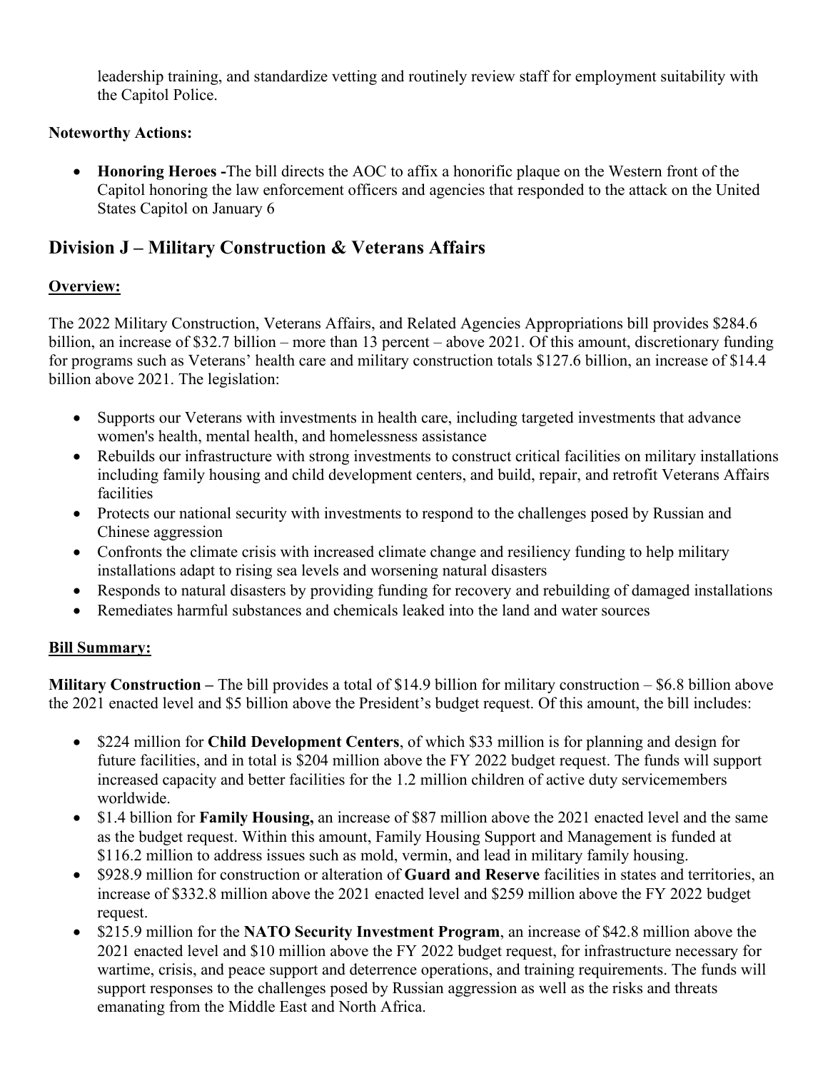leadership training, and standardize vetting and routinely review staff for employment suitability with the Capitol Police.

**Noteworthy Actions:**

- **Honoring Heroes -**The bill directs the AOC to affix a honorific plaque on the Western front of the Capitol honoring the law enforcement officers and agencies that responded to the attack on the United States Capitol on January 6

## Division J – Military Construction & Veterans Affairs

**Overview:**

The 2022 Military Construction, Veterans Affairs, and Related Agencies Appropriations bill provides $284.6 billion, an increase of $32.7 billion – more than 13 percent – above 2021. Of this amount, discretionary funding for programs such as Veterans' health care and military construction totals $127.6 billion, an increase of $14.4 billion above 2021. The legislation:

- Supports our Veterans with investments in health care, including targeted investments that advance women's health, mental health, and homelessness assistance
- Rebuilds our infrastructure with strong investments to construct critical facilities on military installations including family housing and child development centers, and build, repair, and retrofit Veterans Affairs facilities
- Protects our national security with investments to respond to the challenges posed by Russian and Chinese aggression
- Confronts the climate crisis with increased climate change and resiliency funding to help military installations adapt to rising sea levels and worsening natural disasters
- Responds to natural disasters by providing funding for recovery and rebuilding of damaged installations
- Remediates harmful substances and chemicals leaked into the land and water sources

**Bill Summary:**

**Military Construction –** The bill provides a total of $14.9 billion for military construction – $6.8 billion above the 2021 enacted level and $5 billion above the President's budget request. Of this amount, the bill includes:

- $224 million for **Child Development Centers**, of which $33 million is for planning and design for future facilities, and in total is $204 million above the FY 2022 budget request. The funds will support increased capacity and better facilities for the 1.2 million children of active duty servicemembers worldwide.
- $1.4 billion for **Family Housing,** an increase of $87 million above the 2021 enacted level and the same as the budget request. Within this amount, Family Housing Support and Management is funded at $116.2 million to address issues such as mold, vermin, and lead in military family housing.
- $928.9 million for construction or alteration of **Guard and Reserve** facilities in states and territories, an increase of $332.8 million above the 2021 enacted level and $259 million above the FY 2022 budget request.
- $215.9 million for the **NATO Security Investment Program**, an increase of $42.8 million above the 2021 enacted level and $10 million above the FY 2022 budget request, for infrastructure necessary for wartime, crisis, and peace support and deterrence operations, and training requirements. The funds will support responses to the challenges posed by Russian aggression as well as the risks and threats emanating from the Middle East and North Africa.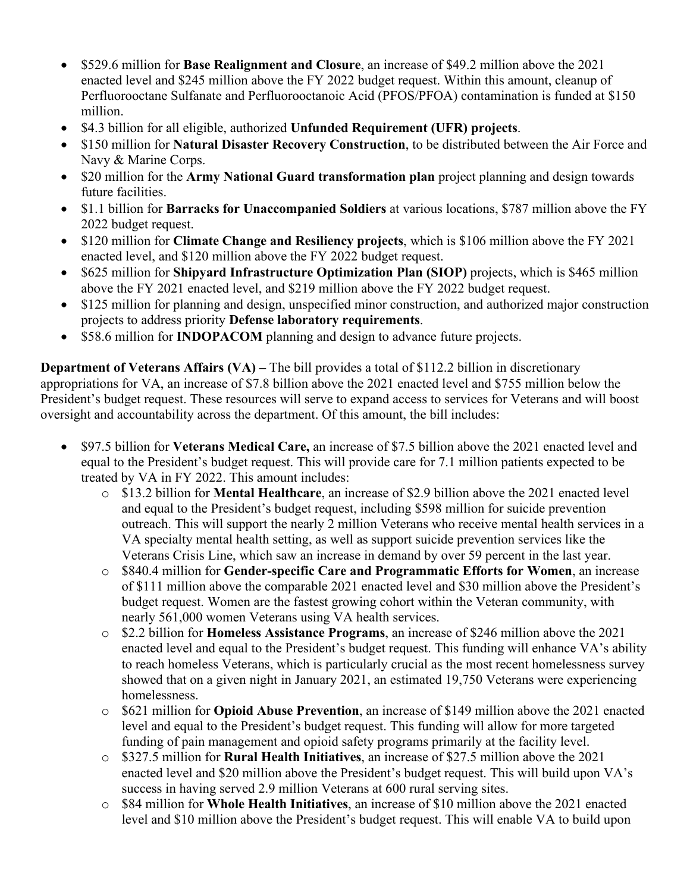- \$529.6 million for **Base Realignment and Closure**, an increase of \$49.2 million above the 2021 enacted level and \$245 million above the FY 2022 budget request. Within this amount, cleanup of Perfluorooctane Sulfanate and Perfluorooctanoic Acid (PFOS/PFOA) contamination is funded at \$150 million.
- \$4.3 billion for all eligible, authorized **Unfunded Requirement (UFR) projects**.
- \$150 million for **Natural Disaster Recovery Construction**, to be distributed between the Air Force and Navy & Marine Corps.
- \$20 million for the **Army National Guard transformation plan** project planning and design towards future facilities.
- \$1.1 billion for **Barracks for Unaccompanied Soldiers** at various locations, \$787 million above the FY 2022 budget request.
- \$120 million for **Climate Change and Resiliency projects**, which is \$106 million above the FY 2021 enacted level, and \$120 million above the FY 2022 budget request.
- \$625 million for **Shipyard Infrastructure Optimization Plan (SIOP)** projects, which is \$465 million above the FY 2021 enacted level, and \$219 million above the FY 2022 budget request.
- \$125 million for planning and design, unspecified minor construction, and authorized major construction projects to address priority **Defense laboratory requirements**.
- \$58.6 million for **INDOPACOM** planning and design to advance future projects.

**Department of Veterans Affairs (VA) –** The bill provides a total of \$112.2 billion in discretionary appropriations for VA, an increase of \$7.8 billion above the 2021 enacted level and \$755 million below the President's budget request. These resources will serve to expand access to services for Veterans and will boost oversight and accountability across the department. Of this amount, the bill includes:

- \$97.5 billion for **Veterans Medical Care,** an increase of \$7.5 billion above the 2021 enacted level and equal to the President's budget request. This will provide care for 7.1 million patients expected to be treated by VA in FY 2022. This amount includes:
  - \$13.2 billion for **Mental Healthcare**, an increase of \$2.9 billion above the 2021 enacted level and equal to the President's budget request, including \$598 million for suicide prevention outreach. This will support the nearly 2 million Veterans who receive mental health services in a VA specialty mental health setting, as well as support suicide prevention services like the Veterans Crisis Line, which saw an increase in demand by over 59 percent in the last year.
  - \$840.4 million for **Gender-specific Care and Programmatic Efforts for Women**, an increase of \$111 million above the comparable 2021 enacted level and \$30 million above the President's budget request. Women are the fastest growing cohort within the Veteran community, with nearly 561,000 women Veterans using VA health services.
  - \$2.2 billion for **Homeless Assistance Programs**, an increase of \$246 million above the 2021 enacted level and equal to the President's budget request. This funding will enhance VA's ability to reach homeless Veterans, which is particularly crucial as the most recent homelessness survey showed that on a given night in January 2021, an estimated 19,750 Veterans were experiencing homelessness.
  - \$621 million for **Opioid Abuse Prevention**, an increase of \$149 million above the 2021 enacted level and equal to the President's budget request. This funding will allow for more targeted funding of pain management and opioid safety programs primarily at the facility level.
  - \$327.5 million for **Rural Health Initiatives**, an increase of \$27.5 million above the 2021 enacted level and \$20 million above the President's budget request. This will build upon VA's success in having served 2.9 million Veterans at 600 rural serving sites.
  - \$84 million for **Whole Health Initiatives**, an increase of \$10 million above the 2021 enacted level and \$10 million above the President's budget request. This will enable VA to build upon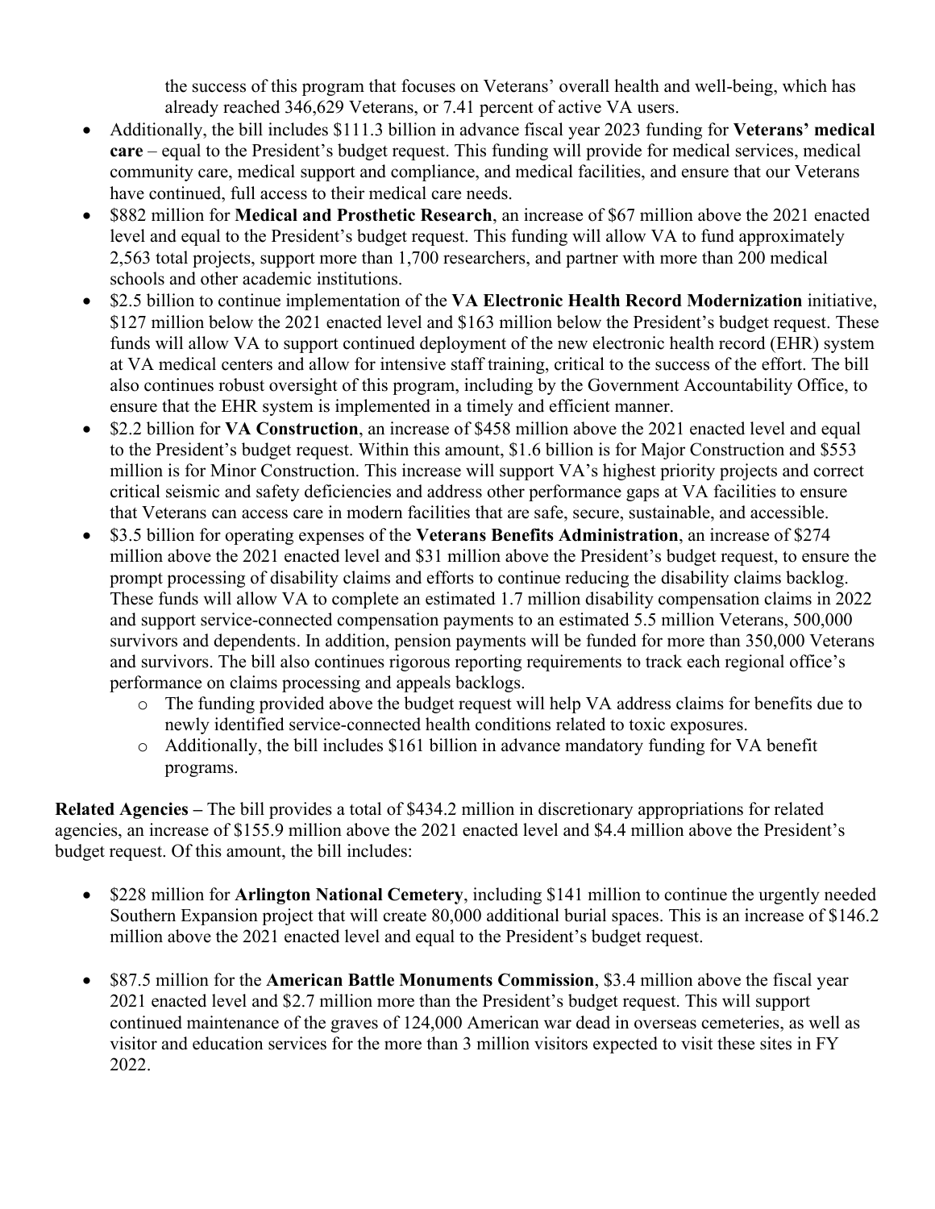the success of this program that focuses on Veterans' overall health and well-being, which has already reached 346,629 Veterans, or 7.41 percent of active VA users.

- Additionally, the bill includes $111.3 billion in advance fiscal year 2023 funding for **Veterans' medical care** – equal to the President's budget request. This funding will provide for medical services, medical community care, medical support and compliance, and medical facilities, and ensure that our Veterans have continued, full access to their medical care needs.
- $882 million for **Medical and Prosthetic Research**, an increase of $67 million above the 2021 enacted level and equal to the President's budget request. This funding will allow VA to fund approximately 2,563 total projects, support more than 1,700 researchers, and partner with more than 200 medical schools and other academic institutions.
- $2.5 billion to continue implementation of the **VA Electronic Health Record Modernization** initiative, $127 million below the 2021 enacted level and $163 million below the President's budget request. These funds will allow VA to support continued deployment of the new electronic health record (EHR) system at VA medical centers and allow for intensive staff training, critical to the success of the effort. The bill also continues robust oversight of this program, including by the Government Accountability Office, to ensure that the EHR system is implemented in a timely and efficient manner.
- $2.2 billion for **VA Construction**, an increase of $458 million above the 2021 enacted level and equal to the President's budget request. Within this amount, $1.6 billion is for Major Construction and $553 million is for Minor Construction. This increase will support VA's highest priority projects and correct critical seismic and safety deficiencies and address other performance gaps at VA facilities to ensure that Veterans can access care in modern facilities that are safe, secure, sustainable, and accessible.
- $3.5 billion for operating expenses of the **Veterans Benefits Administration**, an increase of $274 million above the 2021 enacted level and $31 million above the President's budget request, to ensure the prompt processing of disability claims and efforts to continue reducing the disability claims backlog. These funds will allow VA to complete an estimated 1.7 million disability compensation claims in 2022 and support service-connected compensation payments to an estimated 5.5 million Veterans, 500,000 survivors and dependents. In addition, pension payments will be funded for more than 350,000 Veterans and survivors. The bill also continues rigorous reporting requirements to track each regional office's performance on claims processing and appeals backlogs.
  - The funding provided above the budget request will help VA address claims for benefits due to newly identified service-connected health conditions related to toxic exposures.
  - Additionally, the bill includes $161 billion in advance mandatory funding for VA benefit programs.

**Related Agencies –** The bill provides a total of $434.2 million in discretionary appropriations for related agencies, an increase of $155.9 million above the 2021 enacted level and $4.4 million above the President's budget request. Of this amount, the bill includes:

- $228 million for **Arlington National Cemetery**, including $141 million to continue the urgently needed Southern Expansion project that will create 80,000 additional burial spaces. This is an increase of $146.2 million above the 2021 enacted level and equal to the President's budget request.

- $87.5 million for the **American Battle Monuments Commission**, $3.4 million above the fiscal year 2021 enacted level and $2.7 million more than the President's budget request. This will support continued maintenance of the graves of 124,000 American war dead in overseas cemeteries, as well as visitor and education services for the more than 3 million visitors expected to visit these sites in FY 2022.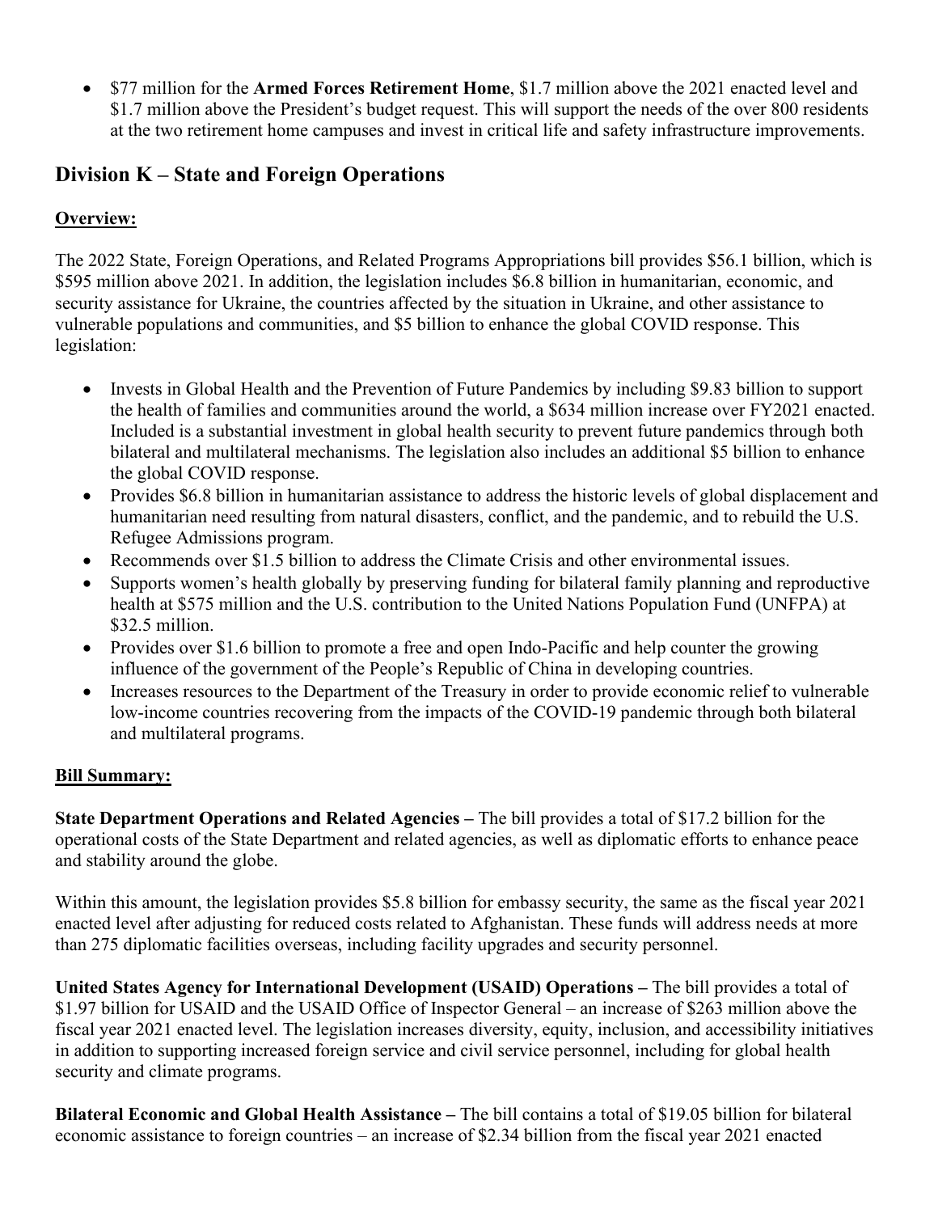- $77 million for the **Armed Forces Retirement Home**, $1.7 million above the 2021 enacted level and $1.7 million above the President's budget request. This will support the needs of the over 800 residents at the two retirement home campuses and invest in critical life and safety infrastructure improvements.

## Division K – State and Foreign Operations

**Overview:**

The 2022 State, Foreign Operations, and Related Programs Appropriations bill provides $56.1 billion, which is $595 million above 2021. In addition, the legislation includes $6.8 billion in humanitarian, economic, and security assistance for Ukraine, the countries affected by the situation in Ukraine, and other assistance to vulnerable populations and communities, and $5 billion to enhance the global COVID response. This legislation:

- Invests in Global Health and the Prevention of Future Pandemics by including $9.83 billion to support the health of families and communities around the world, a $634 million increase over FY2021 enacted. Included is a substantial investment in global health security to prevent future pandemics through both bilateral and multilateral mechanisms. The legislation also includes an additional $5 billion to enhance the global COVID response.
- Provides $6.8 billion in humanitarian assistance to address the historic levels of global displacement and humanitarian need resulting from natural disasters, conflict, and the pandemic, and to rebuild the U.S. Refugee Admissions program.
- Recommends over $1.5 billion to address the Climate Crisis and other environmental issues.
- Supports women's health globally by preserving funding for bilateral family planning and reproductive health at $575 million and the U.S. contribution to the United Nations Population Fund (UNFPA) at $32.5 million.
- Provides over $1.6 billion to promote a free and open Indo-Pacific and help counter the growing influence of the government of the People's Republic of China in developing countries.
- Increases resources to the Department of the Treasury in order to provide economic relief to vulnerable low-income countries recovering from the impacts of the COVID-19 pandemic through both bilateral and multilateral programs.

**Bill Summary:**

**State Department Operations and Related Agencies –** The bill provides a total of $17.2 billion for the operational costs of the State Department and related agencies, as well as diplomatic efforts to enhance peace and stability around the globe.

Within this amount, the legislation provides $5.8 billion for embassy security, the same as the fiscal year 2021 enacted level after adjusting for reduced costs related to Afghanistan. These funds will address needs at more than 275 diplomatic facilities overseas, including facility upgrades and security personnel.

**United States Agency for International Development (USAID) Operations –** The bill provides a total of $1.97 billion for USAID and the USAID Office of Inspector General – an increase of $263 million above the fiscal year 2021 enacted level. The legislation increases diversity, equity, inclusion, and accessibility initiatives in addition to supporting increased foreign service and civil service personnel, including for global health security and climate programs.

**Bilateral Economic and Global Health Assistance –** The bill contains a total of $19.05 billion for bilateral economic assistance to foreign countries – an increase of $2.34 billion from the fiscal year 2021 enacted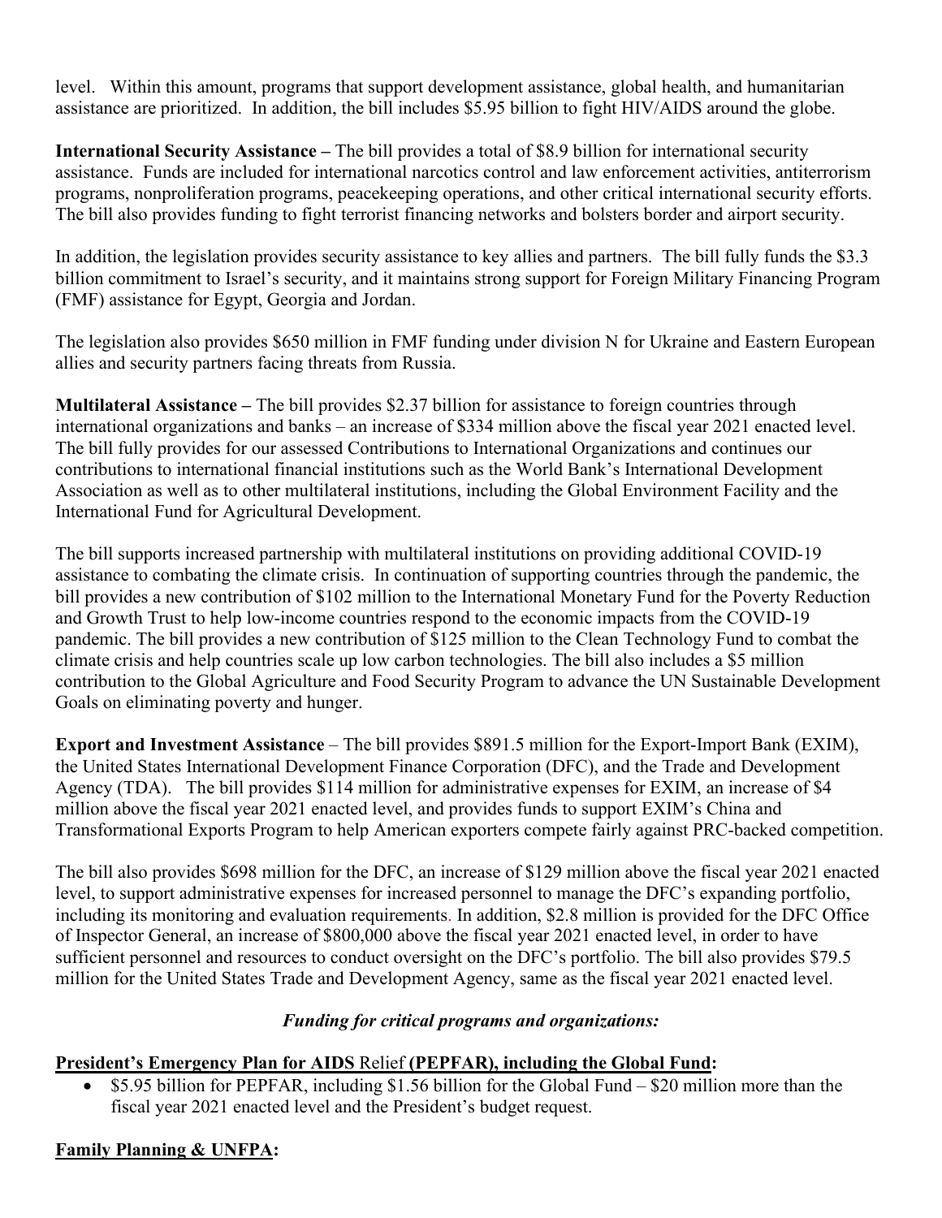level. Within this amount, programs that support development assistance, global health, and humanitarian assistance are prioritized. In addition, the bill includes $5.95 billion to fight HIV/AIDS around the globe.

**International Security Assistance –** The bill provides a total of $8.9 billion for international security assistance. Funds are included for international narcotics control and law enforcement activities, antiterrorism programs, nonproliferation programs, peacekeeping operations, and other critical international security efforts. The bill also provides funding to fight terrorist financing networks and bolsters border and airport security.

In addition, the legislation provides security assistance to key allies and partners. The bill fully funds the $3.3 billion commitment to Israel's security, and it maintains strong support for Foreign Military Financing Program (FMF) assistance for Egypt, Georgia and Jordan.

The legislation also provides $650 million in FMF funding under division N for Ukraine and Eastern European allies and security partners facing threats from Russia.

**Multilateral Assistance –** The bill provides $2.37 billion for assistance to foreign countries through international organizations and banks – an increase of $334 million above the fiscal year 2021 enacted level. The bill fully provides for our assessed Contributions to International Organizations and continues our contributions to international financial institutions such as the World Bank's International Development Association as well as to other multilateral institutions, including the Global Environment Facility and the International Fund for Agricultural Development.

The bill supports increased partnership with multilateral institutions on providing additional COVID-19 assistance to combating the climate crisis. In continuation of supporting countries through the pandemic, the bill provides a new contribution of $102 million to the International Monetary Fund for the Poverty Reduction and Growth Trust to help low-income countries respond to the economic impacts from the COVID-19 pandemic. The bill provides a new contribution of $125 million to the Clean Technology Fund to combat the climate crisis and help countries scale up low carbon technologies. The bill also includes a $5 million contribution to the Global Agriculture and Food Security Program to advance the UN Sustainable Development Goals on eliminating poverty and hunger.

**Export and Investment Assistance** – The bill provides $891.5 million for the Export-Import Bank (EXIM), the United States International Development Finance Corporation (DFC), and the Trade and Development Agency (TDA). The bill provides $114 million for administrative expenses for EXIM, an increase of $4 million above the fiscal year 2021 enacted level, and provides funds to support EXIM's China and Transformational Exports Program to help American exporters compete fairly against PRC-backed competition.

The bill also provides $698 million for the DFC, an increase of $129 million above the fiscal year 2021 enacted level, to support administrative expenses for increased personnel to manage the DFC's expanding portfolio, including its monitoring and evaluation requirements. In addition, $2.8 million is provided for the DFC Office of Inspector General, an increase of $800,000 above the fiscal year 2021 enacted level, in order to have sufficient personnel and resources to conduct oversight on the DFC's portfolio. The bill also provides $79.5 million for the United States Trade and Development Agency, same as the fiscal year 2021 enacted level.

***Funding for critical programs and organizations:***

**President's Emergency Plan for AIDS Relief (PEPFAR), including the Global Fund:**

- $5.95 billion for PEPFAR, including $1.56 billion for the Global Fund – $20 million more than the fiscal year 2021 enacted level and the President's budget request.

**Family Planning & UNFPA:**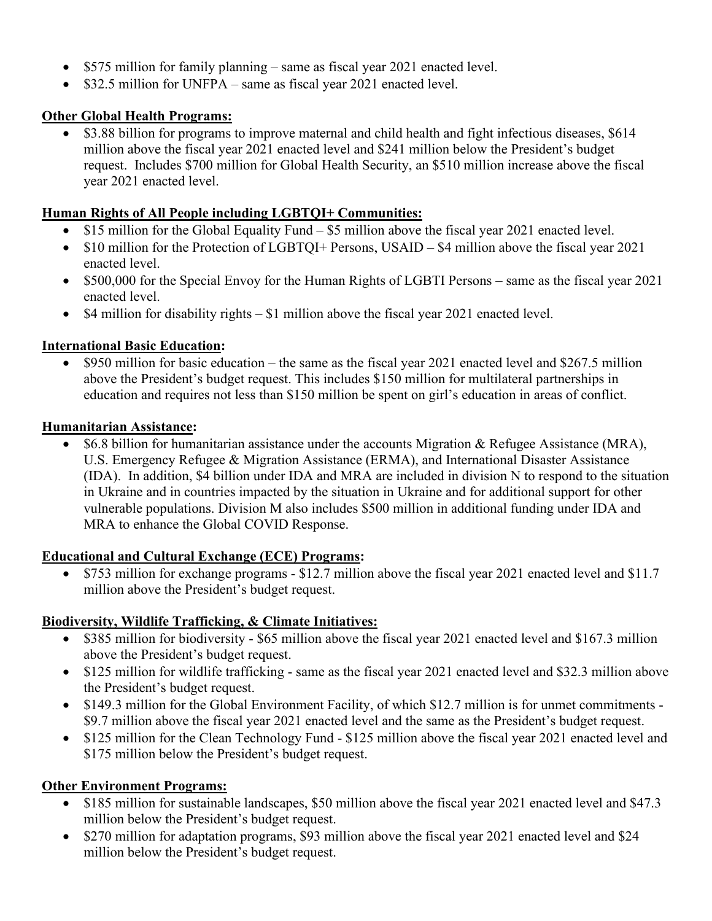- $575 million for family planning – same as fiscal year 2021 enacted level.
- $32.5 million for UNFPA – same as fiscal year 2021 enacted level.

**Other Global Health Programs:**

- $3.88 billion for programs to improve maternal and child health and fight infectious diseases, $614 million above the fiscal year 2021 enacted level and $241 million below the President's budget request. Includes $700 million for Global Health Security, an $510 million increase above the fiscal year 2021 enacted level.

**Human Rights of All People including LGBTQI+ Communities:**

- $15 million for the Global Equality Fund – $5 million above the fiscal year 2021 enacted level.
- $10 million for the Protection of LGBTQI+ Persons, USAID – $4 million above the fiscal year 2021 enacted level.
- $500,000 for the Special Envoy for the Human Rights of LGBTI Persons – same as the fiscal year 2021 enacted level.
- $4 million for disability rights – $1 million above the fiscal year 2021 enacted level.

**International Basic Education:**

- $950 million for basic education – the same as the fiscal year 2021 enacted level and $267.5 million above the President's budget request. This includes $150 million for multilateral partnerships in education and requires not less than $150 million be spent on girl's education in areas of conflict.

**Humanitarian Assistance:**

- $6.8 billion for humanitarian assistance under the accounts Migration & Refugee Assistance (MRA), U.S. Emergency Refugee & Migration Assistance (ERMA), and International Disaster Assistance (IDA). In addition, $4 billion under IDA and MRA are included in division N to respond to the situation in Ukraine and in countries impacted by the situation in Ukraine and for additional support for other vulnerable populations. Division M also includes $500 million in additional funding under IDA and MRA to enhance the Global COVID Response.

**Educational and Cultural Exchange (ECE) Programs:**

- $753 million for exchange programs - $12.7 million above the fiscal year 2021 enacted level and $11.7 million above the President's budget request.

**Biodiversity, Wildlife Trafficking, & Climate Initiatives:**

- $385 million for biodiversity - $65 million above the fiscal year 2021 enacted level and $167.3 million above the President's budget request.
- $125 million for wildlife trafficking - same as the fiscal year 2021 enacted level and $32.3 million above the President's budget request.
- $149.3 million for the Global Environment Facility, of which $12.7 million is for unmet commitments - $9.7 million above the fiscal year 2021 enacted level and the same as the President's budget request.
- $125 million for the Clean Technology Fund - $125 million above the fiscal year 2021 enacted level and $175 million below the President's budget request.

**Other Environment Programs:**

- $185 million for sustainable landscapes, $50 million above the fiscal year 2021 enacted level and $47.3 million below the President's budget request.
- $270 million for adaptation programs, $93 million above the fiscal year 2021 enacted level and $24 million below the President's budget request.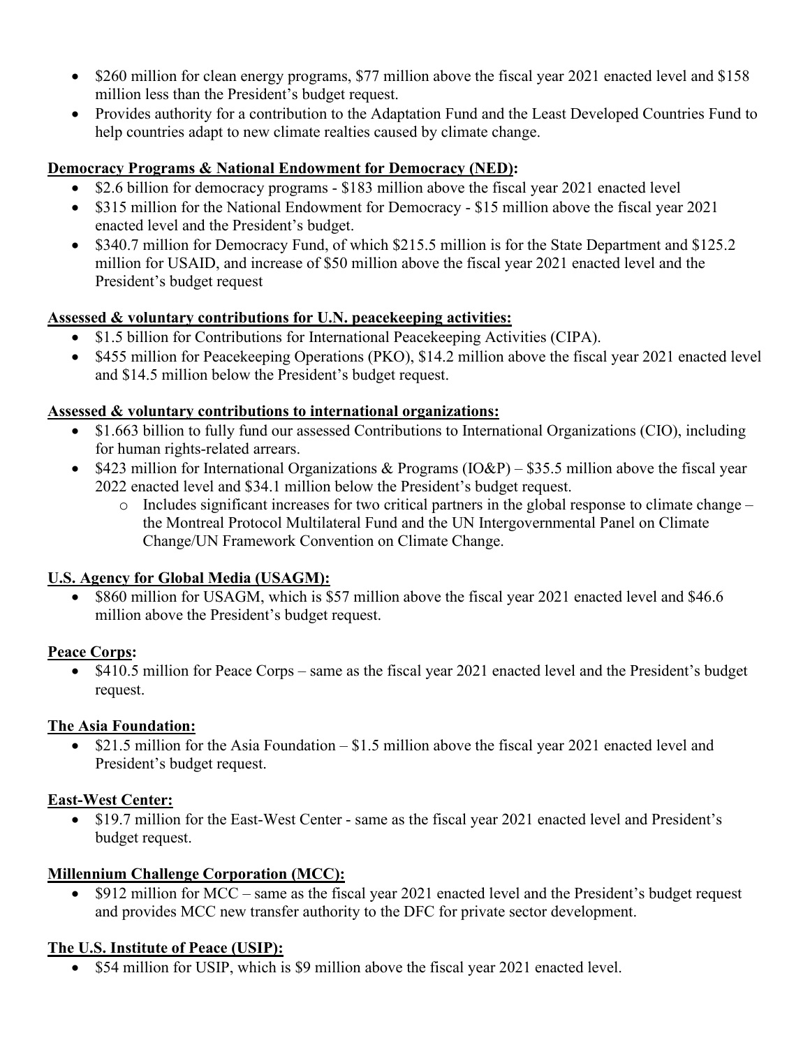- $260 million for clean energy programs, $77 million above the fiscal year 2021 enacted level and $158 million less than the President's budget request.
- Provides authority for a contribution to the Adaptation Fund and the Least Developed Countries Fund to help countries adapt to new climate realties caused by climate change.

**Democracy Programs & National Endowment for Democracy (NED):**

- $2.6 billion for democracy programs - $183 million above the fiscal year 2021 enacted level
- $315 million for the National Endowment for Democracy - $15 million above the fiscal year 2021 enacted level and the President's budget.
- $340.7 million for Democracy Fund, of which $215.5 million is for the State Department and $125.2 million for USAID, and increase of $50 million above the fiscal year 2021 enacted level and the President's budget request

**Assessed & voluntary contributions for U.N. peacekeeping activities:**

- $1.5 billion for Contributions for International Peacekeeping Activities (CIPA).
- $455 million for Peacekeeping Operations (PKO), $14.2 million above the fiscal year 2021 enacted level and $14.5 million below the President's budget request.

**Assessed & voluntary contributions to international organizations:**

- $1.663 billion to fully fund our assessed Contributions to International Organizations (CIO), including for human rights-related arrears.
- $423 million for International Organizations & Programs (IO&P) – $35.5 million above the fiscal year 2022 enacted level and $34.1 million below the President's budget request.
    - Includes significant increases for two critical partners in the global response to climate change – the Montreal Protocol Multilateral Fund and the UN Intergovernmental Panel on Climate Change/UN Framework Convention on Climate Change.

**U.S. Agency for Global Media (USAGM):**

- $860 million for USAGM, which is $57 million above the fiscal year 2021 enacted level and $46.6 million above the President's budget request.

**Peace Corps:**

- $410.5 million for Peace Corps – same as the fiscal year 2021 enacted level and the President's budget request.

**The Asia Foundation:**

- $21.5 million for the Asia Foundation – $1.5 million above the fiscal year 2021 enacted level and President's budget request.

**East-West Center:**

- $19.7 million for the East-West Center - same as the fiscal year 2021 enacted level and President's budget request.

**Millennium Challenge Corporation (MCC):**

- $912 million for MCC – same as the fiscal year 2021 enacted level and the President's budget request and provides MCC new transfer authority to the DFC for private sector development.

**The U.S. Institute of Peace (USIP):**

- $54 million for USIP, which is $9 million above the fiscal year 2021 enacted level.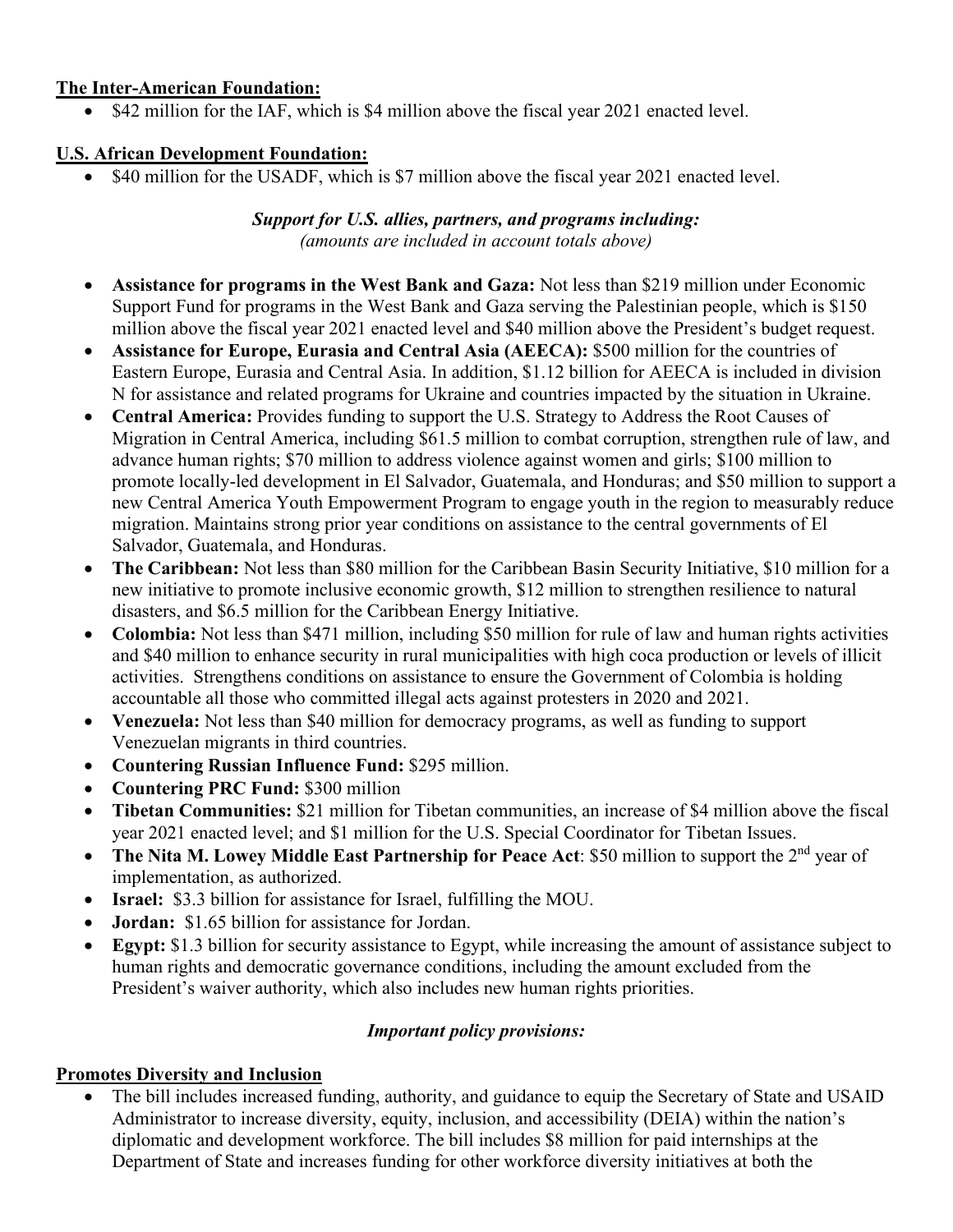**The Inter-American Foundation:**

- $42 million for the IAF, which is $4 million above the fiscal year 2021 enacted level.

**U.S. African Development Foundation:**

- $40 million for the USADF, which is $7 million above the fiscal year 2021 enacted level.

***Support for U.S. allies, partners, and programs including:***
*(amounts are included in account totals above)*

- **Assistance for programs in the West Bank and Gaza:** Not less than $219 million under Economic Support Fund for programs in the West Bank and Gaza serving the Palestinian people, which is $150 million above the fiscal year 2021 enacted level and $40 million above the President's budget request.
- **Assistance for Europe, Eurasia and Central Asia (AEECA):** $500 million for the countries of Eastern Europe, Eurasia and Central Asia. In addition, $1.12 billion for AEECA is included in division N for assistance and related programs for Ukraine and countries impacted by the situation in Ukraine.
- **Central America:** Provides funding to support the U.S. Strategy to Address the Root Causes of Migration in Central America, including $61.5 million to combat corruption, strengthen rule of law, and advance human rights; $70 million to address violence against women and girls; $100 million to promote locally-led development in El Salvador, Guatemala, and Honduras; and $50 million to support a new Central America Youth Empowerment Program to engage youth in the region to measurably reduce migration. Maintains strong prior year conditions on assistance to the central governments of El Salvador, Guatemala, and Honduras.
- **The Caribbean:** Not less than $80 million for the Caribbean Basin Security Initiative, $10 million for a new initiative to promote inclusive economic growth, $12 million to strengthen resilience to natural disasters, and $6.5 million for the Caribbean Energy Initiative.
- **Colombia:** Not less than $471 million, including $50 million for rule of law and human rights activities and $40 million to enhance security in rural municipalities with high coca production or levels of illicit activities. Strengthens conditions on assistance to ensure the Government of Colombia is holding accountable all those who committed illegal acts against protesters in 2020 and 2021.
- **Venezuela:** Not less than $40 million for democracy programs, as well as funding to support Venezuelan migrants in third countries.
- **Countering Russian Influence Fund:** $295 million.
- **Countering PRC Fund:** $300 million
- **Tibetan Communities:** $21 million for Tibetan communities, an increase of $4 million above the fiscal year 2021 enacted level; and $1 million for the U.S. Special Coordinator for Tibetan Issues.
- **The Nita M. Lowey Middle East Partnership for Peace Act**: $50 million to support the 2nd year of implementation, as authorized.
- **Israel:** $3.3 billion for assistance for Israel, fulfilling the MOU.
- **Jordan:** $1.65 billion for assistance for Jordan.
- **Egypt:** $1.3 billion for security assistance to Egypt, while increasing the amount of assistance subject to human rights and democratic governance conditions, including the amount excluded from the President's waiver authority, which also includes new human rights priorities.

***Important policy provisions:***

**Promotes Diversity and Inclusion**

- The bill includes increased funding, authority, and guidance to equip the Secretary of State and USAID Administrator to increase diversity, equity, inclusion, and accessibility (DEIA) within the nation's diplomatic and development workforce. The bill includes $8 million for paid internships at the Department of State and increases funding for other workforce diversity initiatives at both the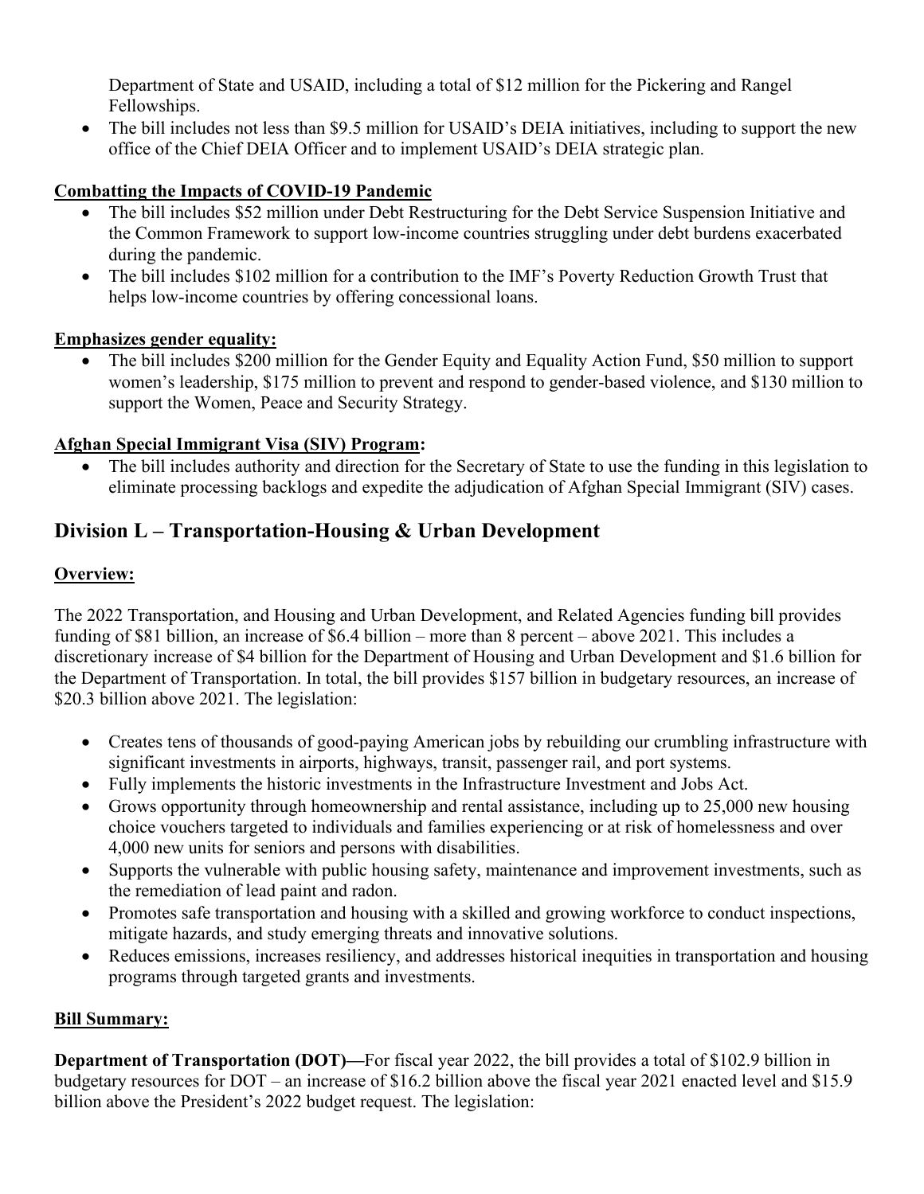Department of State and USAID, including a total of $12 million for the Pickering and Rangel Fellowships.

- The bill includes not less than $9.5 million for USAID's DEIA initiatives, including to support the new office of the Chief DEIA Officer and to implement USAID's DEIA strategic plan.

**Combatting the Impacts of COVID-19 Pandemic**

- The bill includes $52 million under Debt Restructuring for the Debt Service Suspension Initiative and the Common Framework to support low-income countries struggling under debt burdens exacerbated during the pandemic.
- The bill includes $102 million for a contribution to the IMF's Poverty Reduction Growth Trust that helps low-income countries by offering concessional loans.

**Emphasizes gender equality:**

- The bill includes $200 million for the Gender Equity and Equality Action Fund, $50 million to support women's leadership, $175 million to prevent and respond to gender-based violence, and $130 million to support the Women, Peace and Security Strategy.

**Afghan Special Immigrant Visa (SIV) Program:**

- The bill includes authority and direction for the Secretary of State to use the funding in this legislation to eliminate processing backlogs and expedite the adjudication of Afghan Special Immigrant (SIV) cases.

## Division L – Transportation-Housing & Urban Development

**Overview:**

The 2022 Transportation, and Housing and Urban Development, and Related Agencies funding bill provides funding of $81 billion, an increase of $6.4 billion – more than 8 percent – above 2021. This includes a discretionary increase of $4 billion for the Department of Housing and Urban Development and $1.6 billion for the Department of Transportation. In total, the bill provides $157 billion in budgetary resources, an increase of $20.3 billion above 2021. The legislation:

- Creates tens of thousands of good-paying American jobs by rebuilding our crumbling infrastructure with significant investments in airports, highways, transit, passenger rail, and port systems.
- Fully implements the historic investments in the Infrastructure Investment and Jobs Act.
- Grows opportunity through homeownership and rental assistance, including up to 25,000 new housing choice vouchers targeted to individuals and families experiencing or at risk of homelessness and over 4,000 new units for seniors and persons with disabilities.
- Supports the vulnerable with public housing safety, maintenance and improvement investments, such as the remediation of lead paint and radon.
- Promotes safe transportation and housing with a skilled and growing workforce to conduct inspections, mitigate hazards, and study emerging threats and innovative solutions.
- Reduces emissions, increases resiliency, and addresses historical inequities in transportation and housing programs through targeted grants and investments.

**Bill Summary:**

**Department of Transportation (DOT)—**For fiscal year 2022, the bill provides a total of $102.9 billion in budgetary resources for DOT – an increase of $16.2 billion above the fiscal year 2021 enacted level and $15.9 billion above the President's 2022 budget request. The legislation: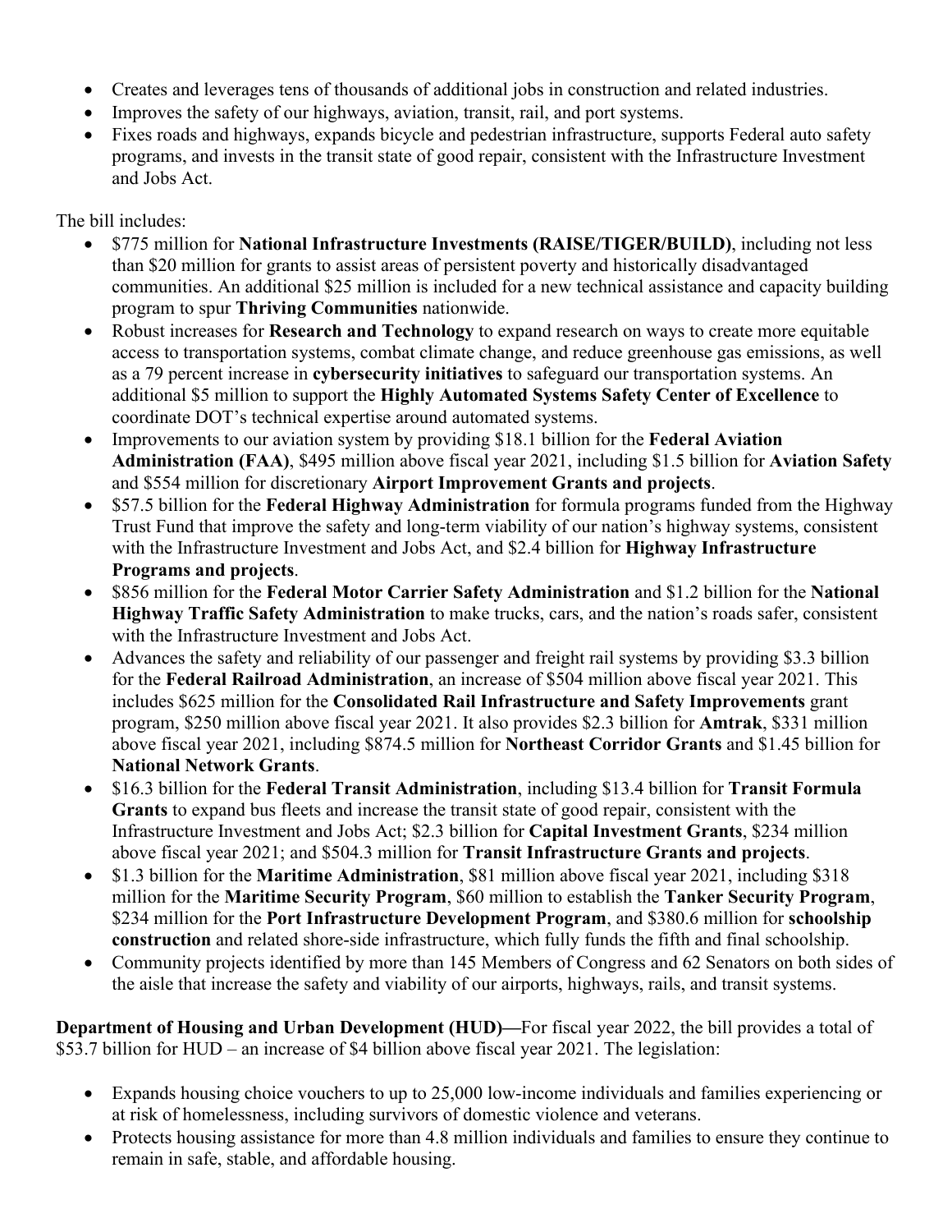- Creates and leverages tens of thousands of additional jobs in construction and related industries.
- Improves the safety of our highways, aviation, transit, rail, and port systems.
- Fixes roads and highways, expands bicycle and pedestrian infrastructure, supports Federal auto safety programs, and invests in the transit state of good repair, consistent with the Infrastructure Investment and Jobs Act.

The bill includes:

- $775 million for **National Infrastructure Investments (RAISE/TIGER/BUILD)**, including not less than $20 million for grants to assist areas of persistent poverty and historically disadvantaged communities. An additional $25 million is included for a new technical assistance and capacity building program to spur **Thriving Communities** nationwide.
- Robust increases for **Research and Technology** to expand research on ways to create more equitable access to transportation systems, combat climate change, and reduce greenhouse gas emissions, as well as a 79 percent increase in **cybersecurity initiatives** to safeguard our transportation systems. An additional $5 million to support the **Highly Automated Systems Safety Center of Excellence** to coordinate DOT's technical expertise around automated systems.
- Improvements to our aviation system by providing $18.1 billion for the **Federal Aviation Administration (FAA)**, $495 million above fiscal year 2021, including $1.5 billion for **Aviation Safety** and $554 million for discretionary **Airport Improvement Grants and projects**.
- $57.5 billion for the **Federal Highway Administration** for formula programs funded from the Highway Trust Fund that improve the safety and long-term viability of our nation's highway systems, consistent with the Infrastructure Investment and Jobs Act, and $2.4 billion for **Highway Infrastructure Programs and projects**.
- $856 million for the **Federal Motor Carrier Safety Administration** and $1.2 billion for the **National Highway Traffic Safety Administration** to make trucks, cars, and the nation's roads safer, consistent with the Infrastructure Investment and Jobs Act.
- Advances the safety and reliability of our passenger and freight rail systems by providing $3.3 billion for the **Federal Railroad Administration**, an increase of $504 million above fiscal year 2021. This includes $625 million for the **Consolidated Rail Infrastructure and Safety Improvements** grant program, $250 million above fiscal year 2021. It also provides $2.3 billion for **Amtrak**, $331 million above fiscal year 2021, including $874.5 million for **Northeast Corridor Grants** and $1.45 billion for **National Network Grants**.
- $16.3 billion for the **Federal Transit Administration**, including $13.4 billion for **Transit Formula Grants** to expand bus fleets and increase the transit state of good repair, consistent with the Infrastructure Investment and Jobs Act; $2.3 billion for **Capital Investment Grants**, $234 million above fiscal year 2021; and $504.3 million for **Transit Infrastructure Grants and projects**.
- $1.3 billion for the **Maritime Administration**, $81 million above fiscal year 2021, including $318 million for the **Maritime Security Program**, $60 million to establish the **Tanker Security Program**, $234 million for the **Port Infrastructure Development Program**, and $380.6 million for **schoolship construction** and related shore-side infrastructure, which fully funds the fifth and final schoolship.
- Community projects identified by more than 145 Members of Congress and 62 Senators on both sides of the aisle that increase the safety and viability of our airports, highways, rails, and transit systems.

**Department of Housing and Urban Development (HUD)—**For fiscal year 2022, the bill provides a total of $53.7 billion for HUD – an increase of $4 billion above fiscal year 2021. The legislation:

- Expands housing choice vouchers to up to 25,000 low-income individuals and families experiencing or at risk of homelessness, including survivors of domestic violence and veterans.
- Protects housing assistance for more than 4.8 million individuals and families to ensure they continue to remain in safe, stable, and affordable housing.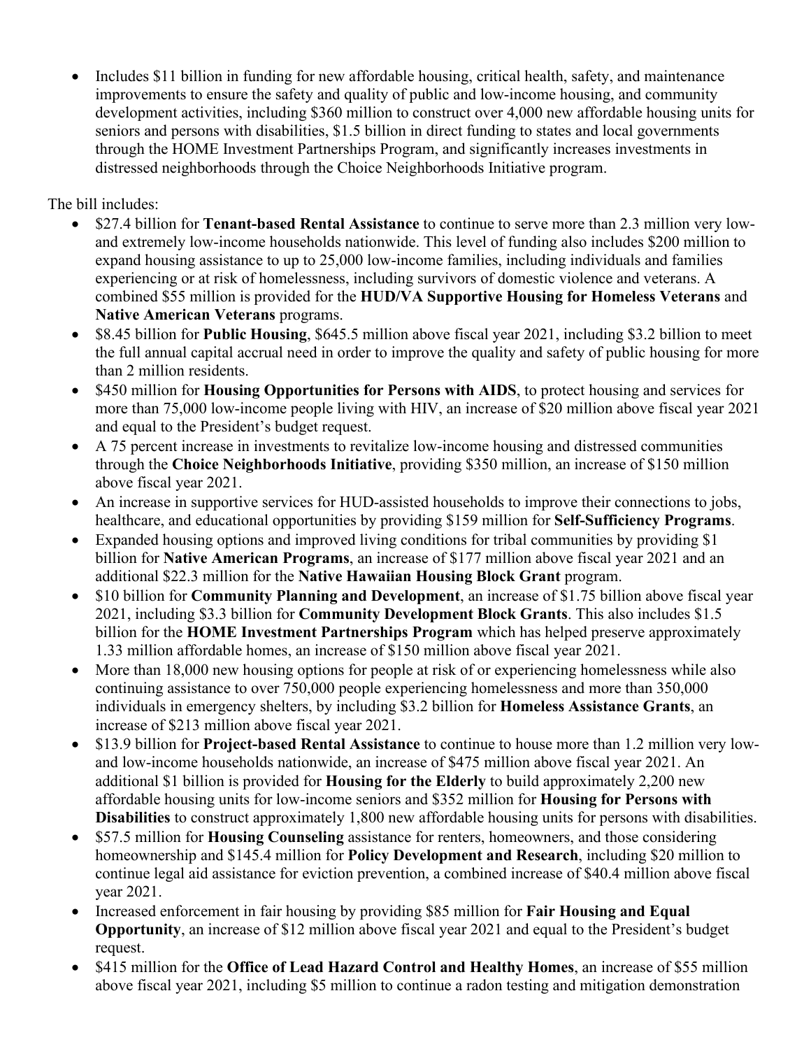- Includes $11 billion in funding for new affordable housing, critical health, safety, and maintenance improvements to ensure the safety and quality of public and low-income housing, and community development activities, including $360 million to construct over 4,000 new affordable housing units for seniors and persons with disabilities, $1.5 billion in direct funding to states and local governments through the HOME Investment Partnerships Program, and significantly increases investments in distressed neighborhoods through the Choice Neighborhoods Initiative program.

The bill includes:

- $27.4 billion for **Tenant-based Rental Assistance** to continue to serve more than 2.3 million very low- and extremely low-income households nationwide. This level of funding also includes $200 million to expand housing assistance to up to 25,000 low-income families, including individuals and families experiencing or at risk of homelessness, including survivors of domestic violence and veterans. A combined $55 million is provided for the **HUD/VA Supportive Housing for Homeless Veterans** and **Native American Veterans** programs.
- $8.45 billion for **Public Housing**, $645.5 million above fiscal year 2021, including $3.2 billion to meet the full annual capital accrual need in order to improve the quality and safety of public housing for more than 2 million residents.
- $450 million for **Housing Opportunities for Persons with AIDS**, to protect housing and services for more than 75,000 low-income people living with HIV, an increase of $20 million above fiscal year 2021 and equal to the President's budget request.
- A 75 percent increase in investments to revitalize low-income housing and distressed communities through the **Choice Neighborhoods Initiative**, providing $350 million, an increase of $150 million above fiscal year 2021.
- An increase in supportive services for HUD-assisted households to improve their connections to jobs, healthcare, and educational opportunities by providing $159 million for **Self-Sufficiency Programs**.
- Expanded housing options and improved living conditions for tribal communities by providing $1 billion for **Native American Programs**, an increase of $177 million above fiscal year 2021 and an additional $22.3 million for the **Native Hawaiian Housing Block Grant** program.
- $10 billion for **Community Planning and Development**, an increase of $1.75 billion above fiscal year 2021, including $3.3 billion for **Community Development Block Grants**. This also includes $1.5 billion for the **HOME Investment Partnerships Program** which has helped preserve approximately 1.33 million affordable homes, an increase of $150 million above fiscal year 2021.
- More than 18,000 new housing options for people at risk of or experiencing homelessness while also continuing assistance to over 750,000 people experiencing homelessness and more than 350,000 individuals in emergency shelters, by including $3.2 billion for **Homeless Assistance Grants**, an increase of $213 million above fiscal year 2021.
- $13.9 billion for **Project-based Rental Assistance** to continue to house more than 1.2 million very low- and low-income households nationwide, an increase of $475 million above fiscal year 2021. An additional $1 billion is provided for **Housing for the Elderly** to build approximately 2,200 new affordable housing units for low-income seniors and $352 million for **Housing for Persons with Disabilities** to construct approximately 1,800 new affordable housing units for persons with disabilities.
- $57.5 million for **Housing Counseling** assistance for renters, homeowners, and those considering homeownership and $145.4 million for **Policy Development and Research**, including $20 million to continue legal aid assistance for eviction prevention, a combined increase of $40.4 million above fiscal year 2021.
- Increased enforcement in fair housing by providing $85 million for **Fair Housing and Equal Opportunity**, an increase of $12 million above fiscal year 2021 and equal to the President's budget request.
- $415 million for the **Office of Lead Hazard Control and Healthy Homes**, an increase of $55 million above fiscal year 2021, including $5 million to continue a radon testing and mitigation demonstration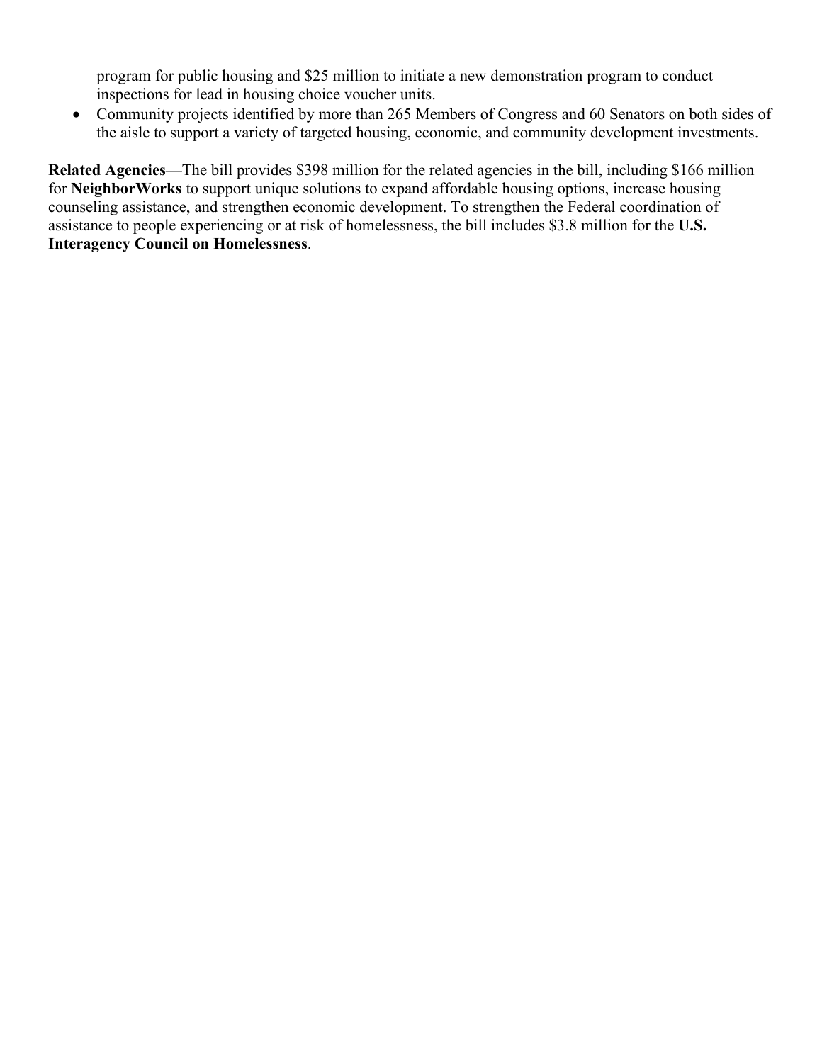program for public housing and $25 million to initiate a new demonstration program to conduct inspections for lead in housing choice voucher units.

- Community projects identified by more than 265 Members of Congress and 60 Senators on both sides of the aisle to support a variety of targeted housing, economic, and community development investments.

**Related Agencies—**The bill provides $398 million for the related agencies in the bill, including $166 million for **NeighborWorks** to support unique solutions to expand affordable housing options, increase housing counseling assistance, and strengthen economic development. To strengthen the Federal coordination of assistance to people experiencing or at risk of homelessness, the bill includes $3.8 million for the **U.S. Interagency Council on Homelessness**.